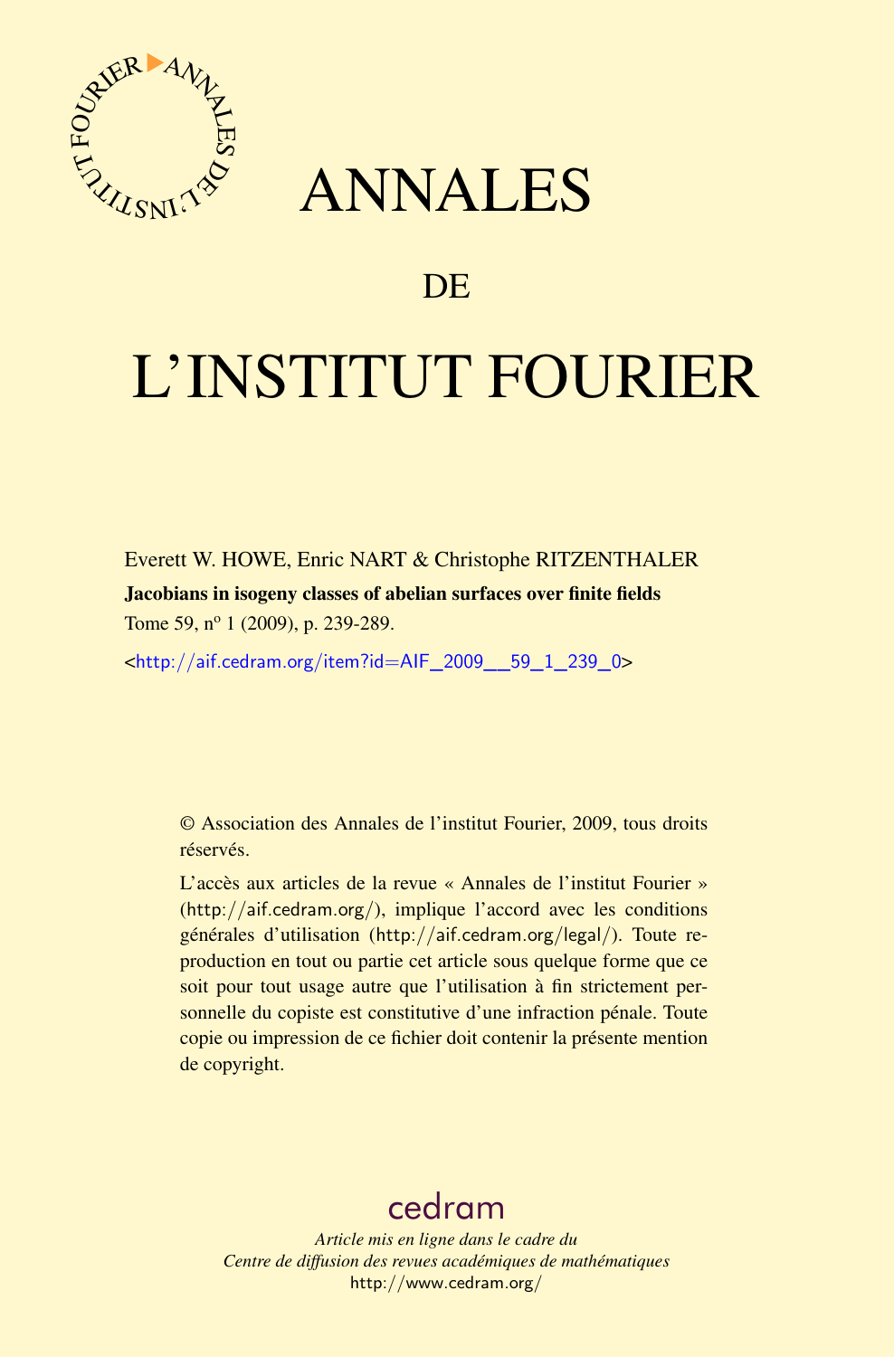# ANNALES

## DE

# L'INSTITUT FOURIER

Everett W. HOWE, Enric NART & Christophe RITZENTHALER

**Jacobians in isogeny classes of abelian surfaces over finite fields**

Tome 59, n$^{o}$ 1 (2009), p. 239-289.

<http://aif.cedram.org/item?id=AIF_2009__59_1_239_0>

© Association des Annales de l'institut Fourier, 2009, tous droits réservés.

L'accès aux articles de la revue « Annales de l'institut Fourier » (http://aif.cedram.org/), implique l'accord avec les conditions générales d'utilisation (http://aif.cedram.org/legal/). Toute reproduction en tout ou partie cet article sous quelque forme que ce soit pour tout usage autre que l'utilisation à fin strictement personnelle du copiste est constitutive d'une infraction pénale. Toute copie ou impression de ce fichier doit contenir la présente mention de copyright.

cedram

*Article mis en ligne dans le cadre du*
*Centre de diffusion des revues académiques de mathématiques*
http://www.cedram.org/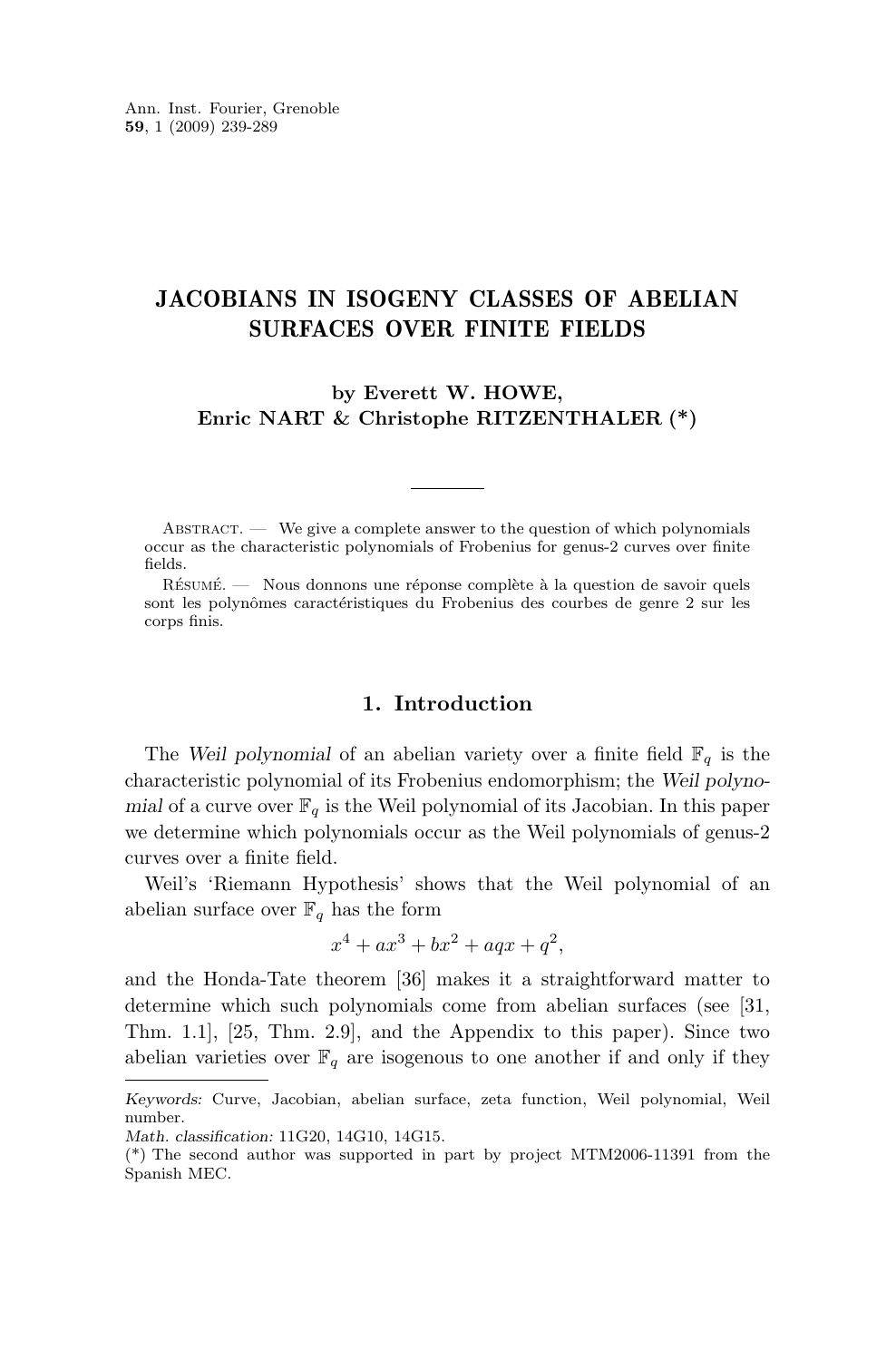# JACOBIANS IN ISOGENY CLASSES OF ABELIAN SURFACES OVER FINITE FIELDS

**by Everett W. HOWE, Enric NART & Christophe RITZENTHALER (\*)**

Abstract. — We give a complete answer to the question of which polynomials occur as the characteristic polynomials of Frobenius for genus-2 curves over finite fields.

Résumé. — Nous donnons une réponse complète à la question de savoir quels sont les polynômes caractéristiques du Frobenius des courbes de genre 2 sur les corps finis.

## 1. Introduction

The *Weil polynomial* of an abelian variety over a finite field $\mathbb{F}_q$ is the characteristic polynomial of its Frobenius endomorphism; the *Weil polynomial* of a curve over $\mathbb{F}_q$ is the Weil polynomial of its Jacobian. In this paper we determine which polynomials occur as the Weil polynomials of genus-2 curves over a finite field.

Weil's 'Riemann Hypothesis' shows that the Weil polynomial of an abelian surface over $\mathbb{F}_q$ has the form

$$x^4 + ax^3 + bx^2 + aqx + q^2,$$

and the Honda-Tate theorem [36] makes it a straightforward matter to determine which such polynomials come from abelian surfaces (see [31, Thm. 1.1], [25, Thm. 2.9], and the Appendix to this paper). Since two abelian varieties over $\mathbb{F}_q$ are isogenous to one another if and only if they

*Keywords:* Curve, Jacobian, abelian surface, zeta function, Weil polynomial, Weil number.

*Math. classification:* 11G20, 14G10, 14G15.

(\*) The second author was supported in part by project MTM2006-11391 from the Spanish MEC.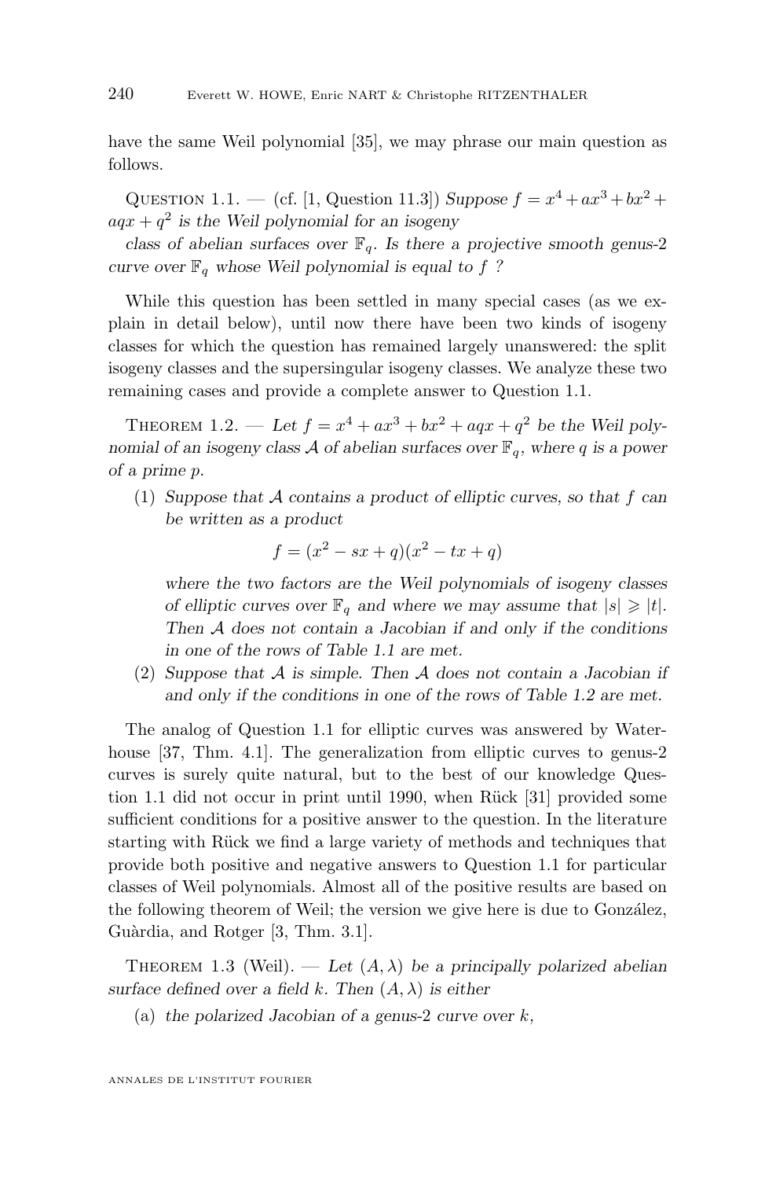have the same Weil polynomial [35], we may phrase our main question as follows.

Question 1.1. — (cf. [1, Question 11.3]) *Suppose $f = x^4 + ax^3 + bx^2 + aqx + q^2$ is the Weil polynomial for an isogeny class of abelian surfaces over $\mathbb{F}_q$. Is there a projective smooth genus-2 curve over $\mathbb{F}_q$ whose Weil polynomial is equal to $f$ ?*

While this question has been settled in many special cases (as we explain in detail below), until now there have been two kinds of isogeny classes for which the question has remained largely unanswered: the split isogeny classes and the supersingular isogeny classes. We analyze these two remaining cases and provide a complete answer to Question 1.1.

Theorem 1.2. — *Let $f = x^4 + ax^3 + bx^2 + aqx + q^2$ be the Weil polynomial of an isogeny class $\mathcal{A}$ of abelian surfaces over $\mathbb{F}_q$, where $q$ is a power of a prime $p$.*

1. *Suppose that $\mathcal{A}$ contains a product of elliptic curves, so that $f$ can be written as a product*

$$f = (x^2 - sx + q)(x^2 - tx + q)$$

   *where the two factors are the Weil polynomials of isogeny classes of elliptic curves over $\mathbb{F}_q$ and where we may assume that $|s| \geqslant |t|$. Then $\mathcal{A}$ does not contain a Jacobian if and only if the conditions in one of the rows of Table 1.1 are met.*

2. *Suppose that $\mathcal{A}$ is simple. Then $\mathcal{A}$ does not contain a Jacobian if and only if the conditions in one of the rows of Table 1.2 are met.*

The analog of Question 1.1 for elliptic curves was answered by Waterhouse [37, Thm. 4.1]. The generalization from elliptic curves to genus-2 curves is surely quite natural, but to the best of our knowledge Question 1.1 did not occur in print until 1990, when Rück [31] provided some sufficient conditions for a positive answer to the question. In the literature starting with Rück we find a large variety of methods and techniques that provide both positive and negative answers to Question 1.1 for particular classes of Weil polynomials. Almost all of the positive results are based on the following theorem of Weil; the version we give here is due to González, Guàrdia, and Rotger [3, Thm. 3.1].

Theorem 1.3 (Weil). — *Let $(A, \lambda)$ be a principally polarized abelian surface defined over a field $k$. Then $(A, \lambda)$ is either*

(a) *the polarized Jacobian of a genus-2 curve over $k$,*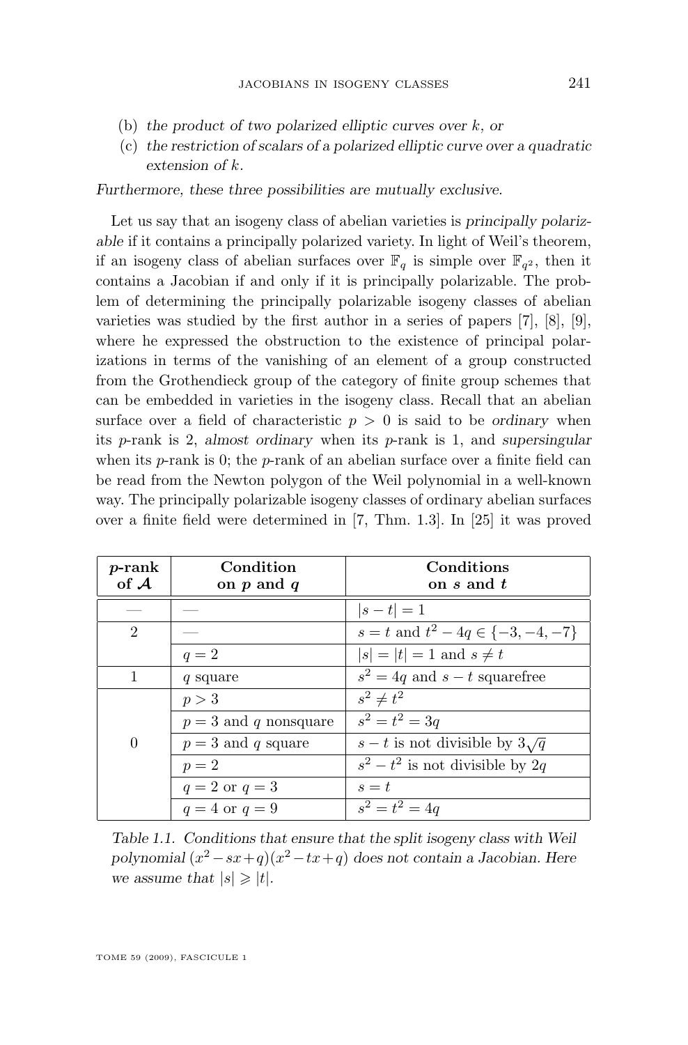(b) *the product of two polarized elliptic curves over $k$, or*

(c) *the restriction of scalars of a polarized elliptic curve over a quadratic extension of $k$.*

*Furthermore, these three possibilities are mutually exclusive.*

Let us say that an isogeny class of abelian varieties is *principally polarizable* if it contains a principally polarized variety. In light of Weil's theorem, if an isogeny class of abelian surfaces over $\mathbb{F}_q$ is simple over $\mathbb{F}_{q^2}$, then it contains a Jacobian if and only if it is principally polarizable. The problem of determining the principally polarizable isogeny classes of abelian varieties was studied by the first author in a series of papers [7], [8], [9], where he expressed the obstruction to the existence of principal polarizations in terms of the vanishing of an element of a group constructed from the Grothendieck group of the category of finite group schemes that can be embedded in varieties in the isogeny class. Recall that an abelian surface over a field of characteristic $p > 0$ is said to be *ordinary* when its $p$-rank is 2, *almost ordinary* when its $p$-rank is 1, and *supersingular* when its $p$-rank is 0; the $p$-rank of an abelian surface over a finite field can be read from the Newton polygon of the Weil polynomial in a well-known way. The principally polarizable isogeny classes of ordinary abelian surfaces over a finite field were determined in [7, Thm. 1.3]. In [25] it was proved

| **$p$-rank of $\mathcal{A}$** | **Condition on $p$ and $q$** | **Conditions on $s$ and $t$** |
|---|---|---|
| — | — | $\lvert s-t\rvert = 1$ |
| 2 | — | $s = t$ and $t^2 - 4q \in \{-3, -4, -7\}$ |
| | $q = 2$ | $\lvert s\rvert = \lvert t\rvert = 1$ and $s \neq t$ |
| 1 | $q$ square | $s^2 = 4q$ and $s - t$ squarefree |
| 0 | $p > 3$ | $s^2 \neq t^2$ |
| | $p = 3$ and $q$ nonsquare | $s^2 = t^2 = 3q$ |
| | $p = 3$ and $q$ square | $s - t$ is not divisible by $3\sqrt{q}$ |
| | $p = 2$ | $s^2 - t^2$ is not divisible by $2q$ |
| | $q = 2$ or $q = 3$ | $s = t$ |
| | $q = 4$ or $q = 9$ | $s^2 = t^2 = 4q$ |

*Table 1.1. Conditions that ensure that the split isogeny class with Weil polynomial $(x^2 - sx + q)(x^2 - tx + q)$ does not contain a Jacobian. Here we assume that $\lvert s\rvert \geqslant \lvert t\rvert$.*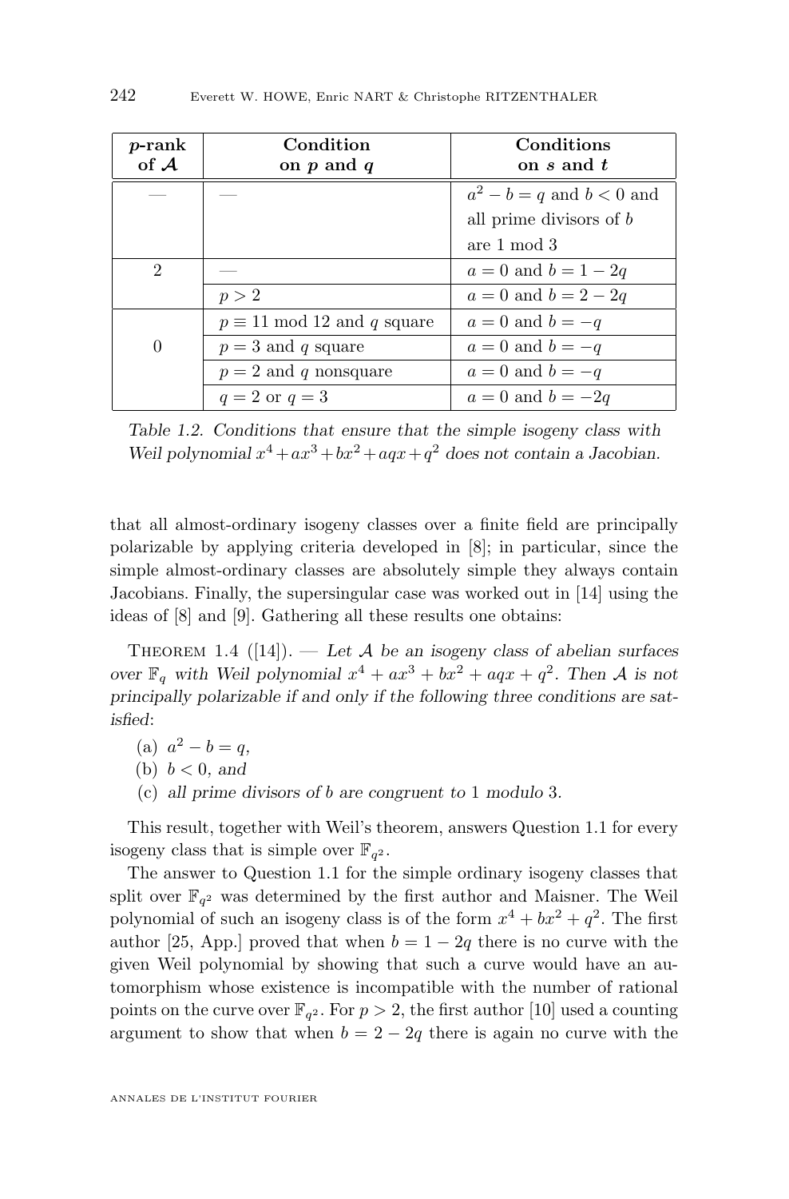| $p$-rank of $\mathcal{A}$ | Condition on $p$ and $q$ | Conditions on $s$ and $t$ |
|---|---|---|
| — | — | $a^2 - b = q$ and $b < 0$ and all prime divisors of $b$ are 1 mod 3 |
| 2 | — | $a = 0$ and $b = 1 - 2q$ |
| | $p > 2$ | $a = 0$ and $b = 2 - 2q$ |
| 0 | $p \equiv 11 \bmod 12$ and $q$ square | $a = 0$ and $b = -q$ |
| | $p = 3$ and $q$ square | $a = 0$ and $b = -q$ |
| | $p = 2$ and $q$ nonsquare | $a = 0$ and $b = -q$ |
| | $q = 2$ or $q = 3$ | $a = 0$ and $b = -2q$ |

*Table 1.2. Conditions that ensure that the simple isogeny class with Weil polynomial $x^4 + ax^3 + bx^2 + aqx + q^2$ does not contain a Jacobian.*

that all almost-ordinary isogeny classes over a finite field are principally polarizable by applying criteria developed in [8]; in particular, since the simple almost-ordinary classes are absolutely simple they always contain Jacobians. Finally, the supersingular case was worked out in [14] using the ideas of [8] and [9]. Gathering all these results one obtains:

Theorem 1.4 ([14]). — *Let $\mathcal{A}$ be an isogeny class of abelian surfaces over $\mathbb{F}_q$ with Weil polynomial $x^4 + ax^3 + bx^2 + aqx + q^2$. Then $\mathcal{A}$ is not principally polarizable if and only if the following three conditions are satisfied*:

(a) $a^2 - b = q$,

(b) $b < 0$, *and*

(c) *all prime divisors of $b$ are congruent to* 1 *modulo* 3.

This result, together with Weil's theorem, answers Question 1.1 for every isogeny class that is simple over $\mathbb{F}_{q^2}$.

The answer to Question 1.1 for the simple ordinary isogeny classes that split over $\mathbb{F}_{q^2}$ was determined by the first author and Maisner. The Weil polynomial of such an isogeny class is of the form $x^4 + bx^2 + q^2$. The first author [25, App.] proved that when $b = 1 - 2q$ there is no curve with the given Weil polynomial by showing that such a curve would have an automorphism whose existence is incompatible with the number of rational points on the curve over $\mathbb{F}_{q^2}$. For $p > 2$, the first author [10] used a counting argument to show that when $b = 2 - 2q$ there is again no curve with the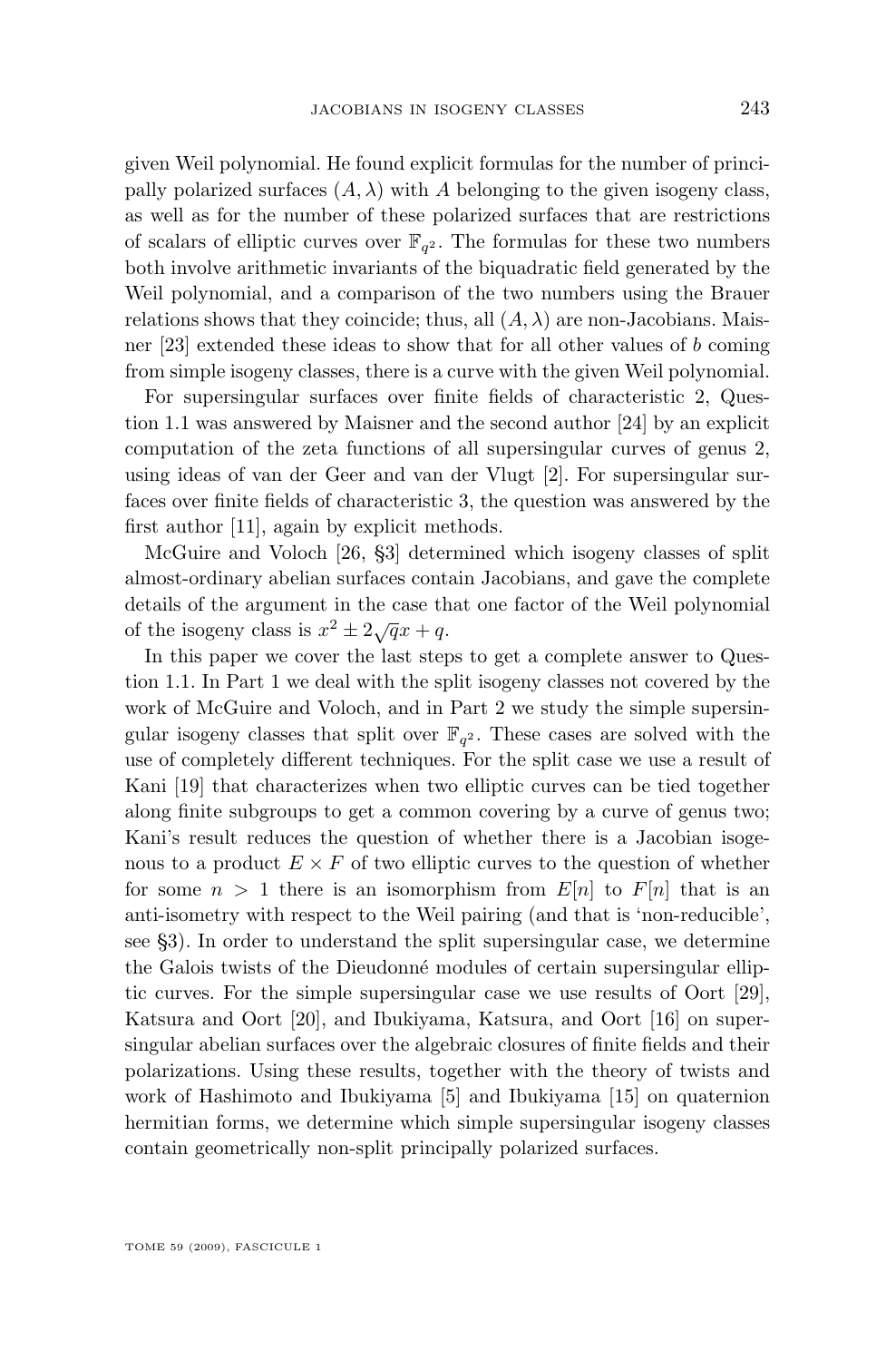given Weil polynomial. He found explicit formulas for the number of principally polarized surfaces $(A, \lambda)$ with $A$ belonging to the given isogeny class, as well as for the number of these polarized surfaces that are restrictions of scalars of elliptic curves over $\mathbb{F}_{q^2}$. The formulas for these two numbers both involve arithmetic invariants of the biquadratic field generated by the Weil polynomial, and a comparison of the two numbers using the Brauer relations shows that they coincide; thus, all $(A, \lambda)$ are non-Jacobians. Maisner [23] extended these ideas to show that for all other values of $b$ coming from simple isogeny classes, there is a curve with the given Weil polynomial.

For supersingular surfaces over finite fields of characteristic 2, Question 1.1 was answered by Maisner and the second author [24] by an explicit computation of the zeta functions of all supersingular curves of genus 2, using ideas of van der Geer and van der Vlugt [2]. For supersingular surfaces over finite fields of characteristic 3, the question was answered by the first author [11], again by explicit methods.

McGuire and Voloch [26, §3] determined which isogeny classes of split almost-ordinary abelian surfaces contain Jacobians, and gave the complete details of the argument in the case that one factor of the Weil polynomial of the isogeny class is $x^2 \pm 2\sqrt{q}x + q$.

In this paper we cover the last steps to get a complete answer to Question 1.1. In Part 1 we deal with the split isogeny classes not covered by the work of McGuire and Voloch, and in Part 2 we study the simple supersingular isogeny classes that split over $\mathbb{F}_{q^2}$. These cases are solved with the use of completely different techniques. For the split case we use a result of Kani [19] that characterizes when two elliptic curves can be tied together along finite subgroups to get a common covering by a curve of genus two; Kani's result reduces the question of whether there is a Jacobian isogenous to a product $E \times F$ of two elliptic curves to the question of whether for some $n > 1$ there is an isomorphism from $E[n]$ to $F[n]$ that is an anti-isometry with respect to the Weil pairing (and that is 'non-reducible', see §3). In order to understand the split supersingular case, we determine the Galois twists of the Dieudonné modules of certain supersingular elliptic curves. For the simple supersingular case we use results of Oort [29], Katsura and Oort [20], and Ibukiyama, Katsura, and Oort [16] on supersingular abelian surfaces over the algebraic closures of finite fields and their polarizations. Using these results, together with the theory of twists and work of Hashimoto and Ibukiyama [5] and Ibukiyama [15] on quaternion hermitian forms, we determine which simple supersingular isogeny classes contain geometrically non-split principally polarized surfaces.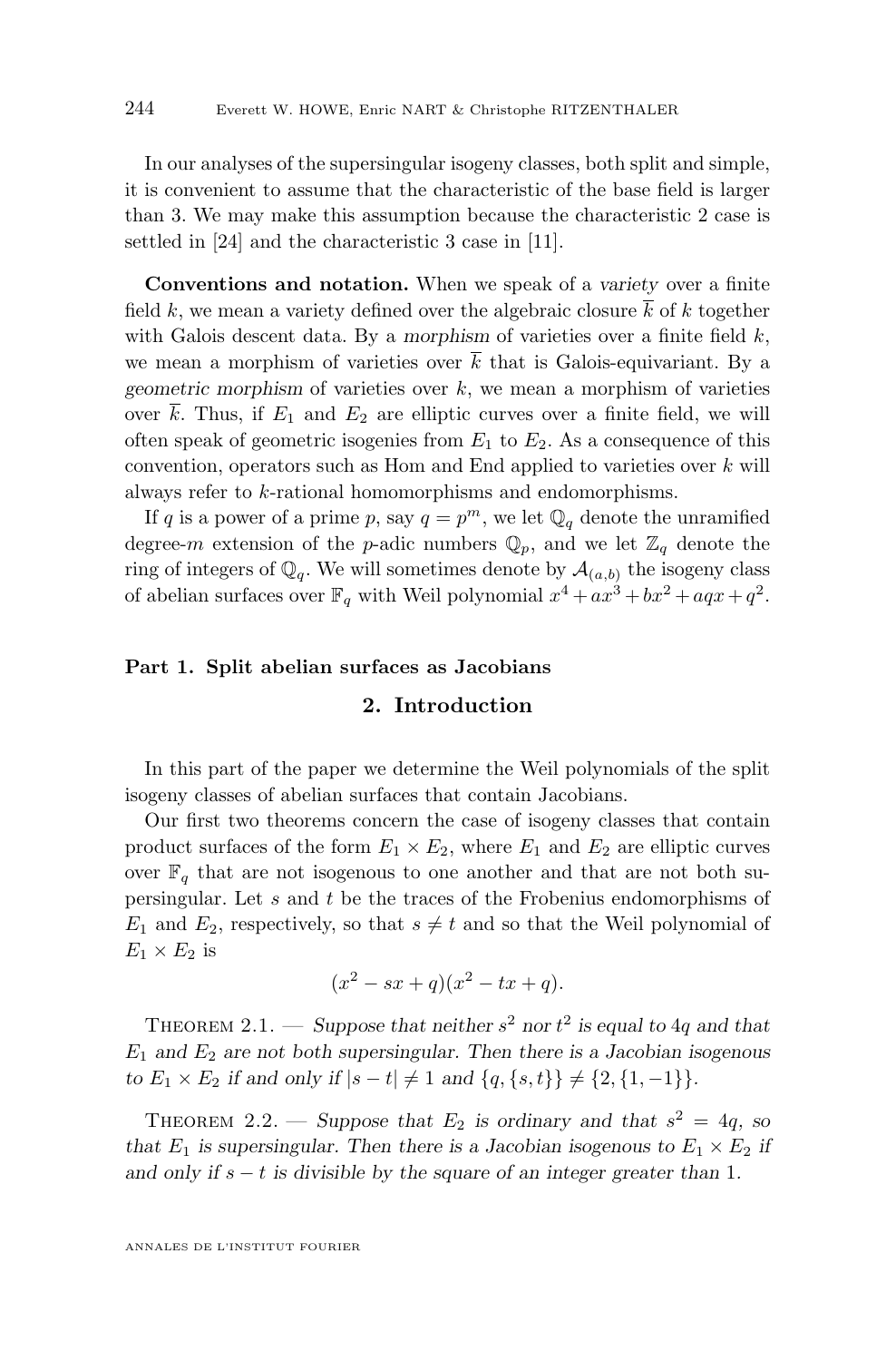In our analyses of the supersingular isogeny classes, both split and simple, it is convenient to assume that the characteristic of the base field is larger than 3. We may make this assumption because the characteristic 2 case is settled in [24] and the characteristic 3 case in [11].

**Conventions and notation.** When we speak of a *variety* over a finite field $k$, we mean a variety defined over the algebraic closure $\overline{k}$ of $k$ together with Galois descent data. By a *morphism* of varieties over a finite field $k$, we mean a morphism of varieties over $\overline{k}$ that is Galois-equivariant. By a *geometric morphism* of varieties over $k$, we mean a morphism of varieties over $\overline{k}$. Thus, if $E_1$ and $E_2$ are elliptic curves over a finite field, we will often speak of geometric isogenies from $E_1$ to $E_2$. As a consequence of this convention, operators such as Hom and End applied to varieties over $k$ will always refer to $k$-rational homomorphisms and endomorphisms.

If $q$ is a power of a prime $p$, say $q = p^m$, we let $\mathbb{Q}_q$ denote the unramified degree-$m$ extension of the $p$-adic numbers $\mathbb{Q}_p$, and we let $\mathbb{Z}_q$ denote the ring of integers of $\mathbb{Q}_q$. We will sometimes denote by $\mathcal{A}_{(a,b)}$ the isogeny class of abelian surfaces over $\mathbb{F}_q$ with Weil polynomial $x^4 + ax^3 + bx^2 + aqx + q^2$.

# Part 1. Split abelian surfaces as Jacobians

## 2. Introduction

In this part of the paper we determine the Weil polynomials of the split isogeny classes of abelian surfaces that contain Jacobians.

Our first two theorems concern the case of isogeny classes that contain product surfaces of the form $E_1 \times E_2$, where $E_1$ and $E_2$ are elliptic curves over $\mathbb{F}_q$ that are not isogenous to one another and that are not both supersingular. Let $s$ and $t$ be the traces of the Frobenius endomorphisms of $E_1$ and $E_2$, respectively, so that $s \neq t$ and so that the Weil polynomial of $E_1 \times E_2$ is

$$(x^2 - sx + q)(x^2 - tx + q).$$

Theorem 2.1. — *Suppose that neither $s^2$ nor $t^2$ is equal to $4q$ and that $E_1$ and $E_2$ are not both supersingular. Then there is a Jacobian isogenous to $E_1 \times E_2$ if and only if $|s - t| \neq 1$ and $\{q, \{s, t\}\} \neq \{2, \{1, -1\}\}$.*

Theorem 2.2. — *Suppose that $E_2$ is ordinary and that $s^2 = 4q$, so that $E_1$ is supersingular. Then there is a Jacobian isogenous to $E_1 \times E_2$ if and only if $s - t$ is divisible by the square of an integer greater than 1.*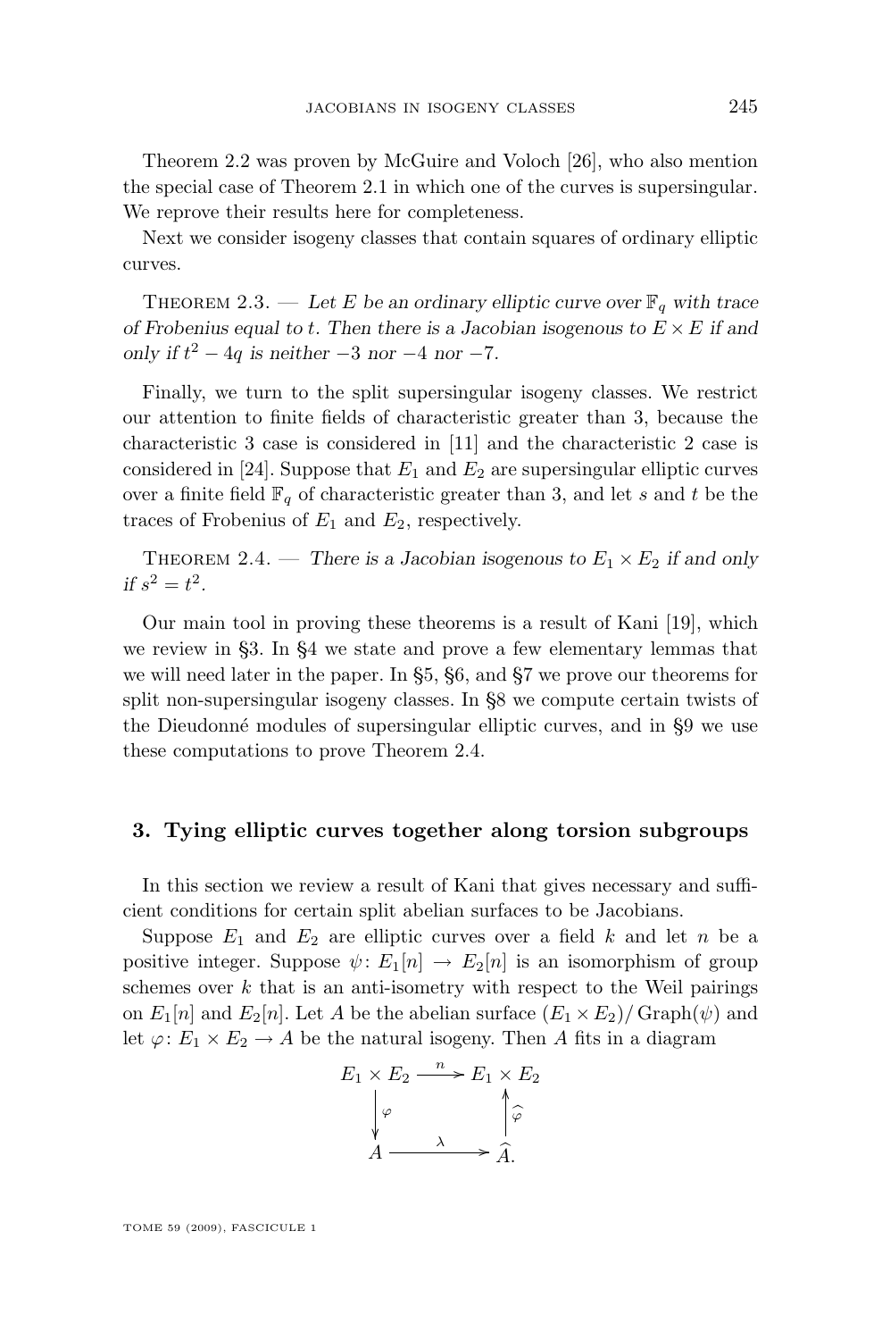Theorem 2.2 was proven by McGuire and Voloch [26], who also mention the special case of Theorem 2.1 in which one of the curves is supersingular. We reprove their results here for completeness.

Next we consider isogeny classes that contain squares of ordinary elliptic curves.

Theorem 2.3. — *Let $E$ be an ordinary elliptic curve over $\mathbb{F}_q$ with trace of Frobenius equal to $t$. Then there is a Jacobian isogenous to $E \times E$ if and only if $t^2 - 4q$ is neither $-3$ nor $-4$ nor $-7$.*

Finally, we turn to the split supersingular isogeny classes. We restrict our attention to finite fields of characteristic greater than 3, because the characteristic 3 case is considered in [11] and the characteristic 2 case is considered in [24]. Suppose that $E_1$ and $E_2$ are supersingular elliptic curves over a finite field $\mathbb{F}_q$ of characteristic greater than 3, and let $s$ and $t$ be the traces of Frobenius of $E_1$ and $E_2$, respectively.

Theorem 2.4. — *There is a Jacobian isogenous to $E_1 \times E_2$ if and only if $s^2 = t^2$.*

Our main tool in proving these theorems is a result of Kani [19], which we review in §3. In §4 we state and prove a few elementary lemmas that we will need later in the paper. In §5, §6, and §7 we prove our theorems for split non-supersingular isogeny classes. In §8 we compute certain twists of the Dieudonné modules of supersingular elliptic curves, and in §9 we use these computations to prove Theorem 2.4.

## 3. Tying elliptic curves together along torsion subgroups

In this section we review a result of Kani that gives necessary and sufficient conditions for certain split abelian surfaces to be Jacobians.

Suppose $E_1$ and $E_2$ are elliptic curves over a field $k$ and let $n$ be a positive integer. Suppose $\psi\colon E_1[n] \to E_2[n]$ is an isomorphism of group schemes over $k$ that is an anti-isometry with respect to the Weil pairings on $E_1[n]$ and $E_2[n]$. Let $A$ be the abelian surface $(E_1 \times E_2)/\operatorname{Graph}(\psi)$ and let $\varphi\colon E_1 \times E_2 \to A$ be the natural isogeny. Then $A$ fits in a diagram

$$\begin{array}{ccc} E_1 \times E_2 & \xrightarrow{\;n\;} & E_1 \times E_2 \\ \Big\downarrow{\scriptstyle \varphi} & & \Big\uparrow{\scriptstyle \widehat{\varphi}} \\ A & \xrightarrow{\;\lambda\;} & \widehat{A}. \end{array}$$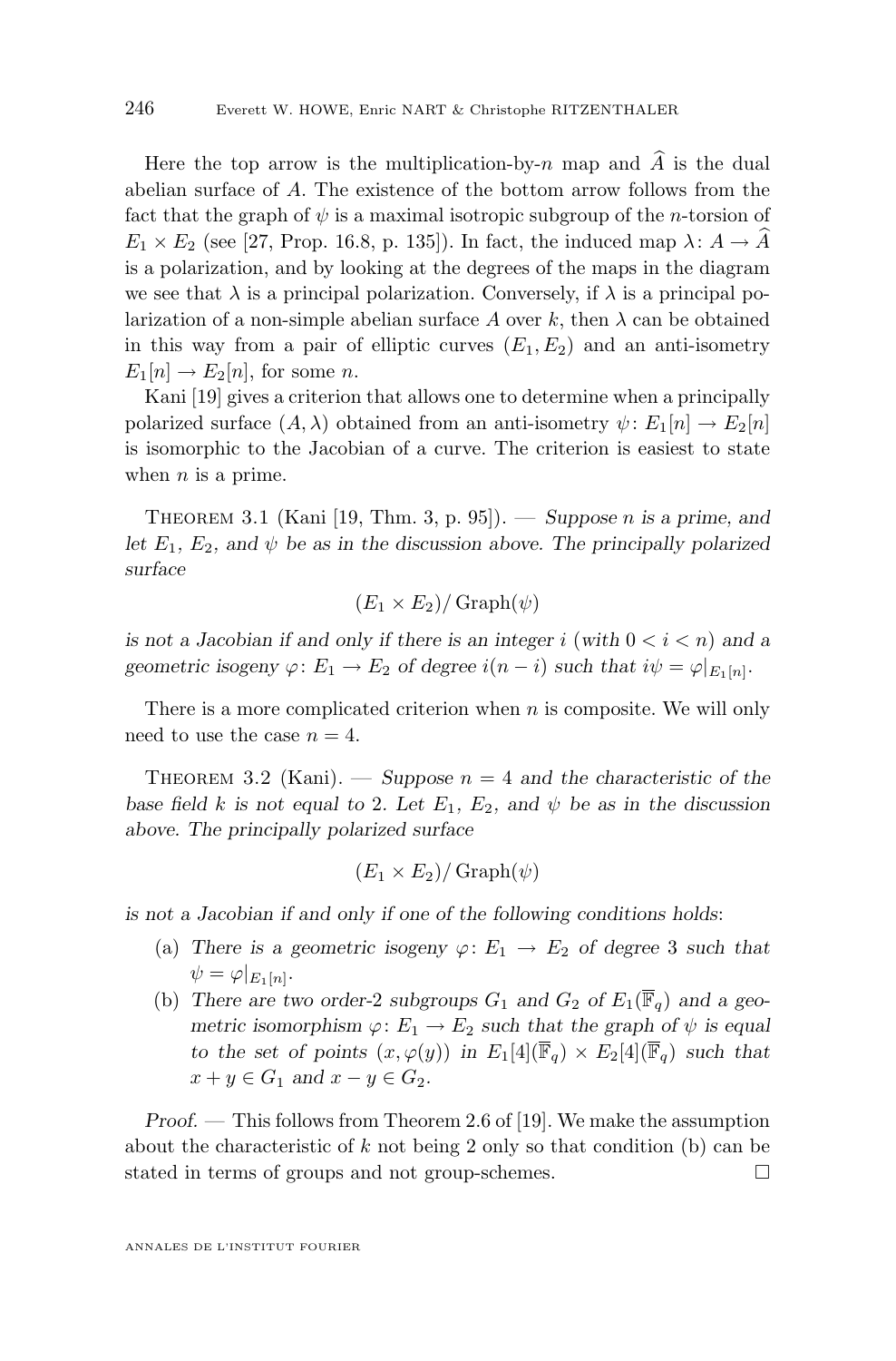Here the top arrow is the multiplication-by-$n$ map and $\widehat{A}$ is the dual abelian surface of $A$. The existence of the bottom arrow follows from the fact that the graph of $\psi$ is a maximal isotropic subgroup of the $n$-torsion of $E_1 \times E_2$ (see [27, Prop. 16.8, p. 135]). In fact, the induced map $\lambda\colon A \to \widehat{A}$ is a polarization, and by looking at the degrees of the maps in the diagram we see that $\lambda$ is a principal polarization. Conversely, if $\lambda$ is a principal polarization of a non-simple abelian surface $A$ over $k$, then $\lambda$ can be obtained in this way from a pair of elliptic curves $(E_1, E_2)$ and an anti-isometry $E_1[n] \to E_2[n]$, for some $n$.

Kani [19] gives a criterion that allows one to determine when a principally polarized surface $(A, \lambda)$ obtained from an anti-isometry $\psi\colon E_1[n] \to E_2[n]$ is isomorphic to the Jacobian of a curve. The criterion is easiest to state when $n$ is a prime.

Theorem 3.1 (Kani [19, Thm. 3, p. 95]). — *Suppose $n$ is a prime, and let $E_1$, $E_2$, and $\psi$ be as in the discussion above. The principally polarized surface*

$$(E_1 \times E_2)/\operatorname{Graph}(\psi)$$

*is not a Jacobian if and only if there is an integer $i$ (with $0 < i < n$) and a geometric isogeny $\varphi\colon E_1 \to E_2$ of degree $i(n-i)$ such that $i\psi = \varphi|_{E_1[n]}$.*

There is a more complicated criterion when $n$ is composite. We will only need to use the case $n = 4$.

Theorem 3.2 (Kani). — *Suppose $n = 4$ and the characteristic of the base field $k$ is not equal to 2. Let $E_1$, $E_2$, and $\psi$ be as in the discussion above. The principally polarized surface*

$$(E_1 \times E_2)/\operatorname{Graph}(\psi)$$

*is not a Jacobian if and only if one of the following conditions holds:*

(a) *There is a geometric isogeny $\varphi\colon E_1 \to E_2$ of degree 3 such that $\psi = \varphi|_{E_1[n]}$.*

(b) *There are two order-2 subgroups $G_1$ and $G_2$ of $E_1(\overline{\mathbb{F}}_q)$ and a geometric isomorphism $\varphi\colon E_1 \to E_2$ such that the graph of $\psi$ is equal to the set of points $(x, \varphi(y))$ in $E_1[4](\overline{\mathbb{F}}_q) \times E_2[4](\overline{\mathbb{F}}_q)$ such that $x + y \in G_1$ and $x - y \in G_2$.*

*Proof.* — This follows from Theorem 2.6 of [19]. We make the assumption about the characteristic of $k$ not being 2 only so that condition (b) can be stated in terms of groups and not group-schemes. $\square$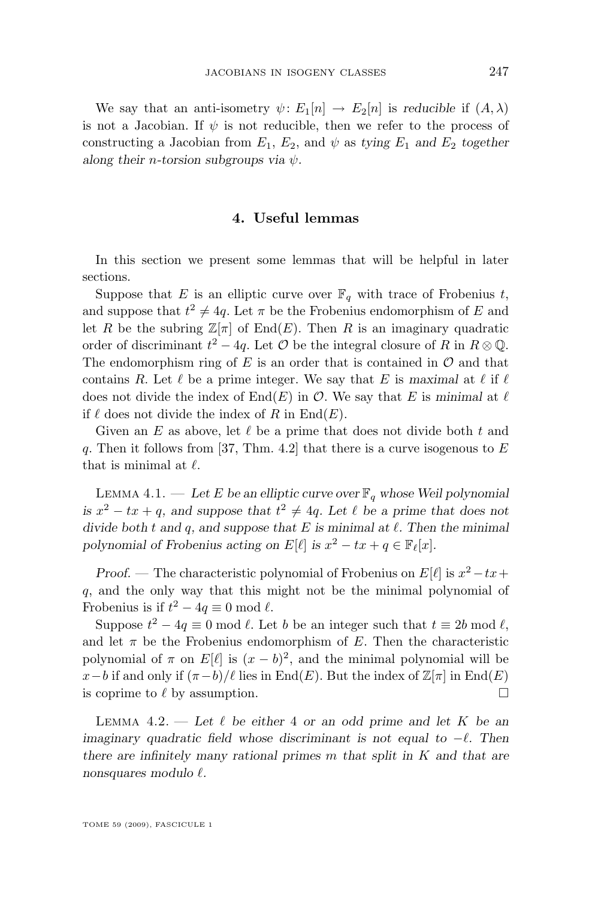We say that an anti-isometry $\psi\colon E_1[n] \to E_2[n]$ is *reducible* if $(A, \lambda)$ is not a Jacobian. If $\psi$ is not reducible, then we refer to the process of constructing a Jacobian from $E_1$, $E_2$, and $\psi$ as *tying $E_1$ and $E_2$ together along their $n$-torsion subgroups via $\psi$*.

## 4. Useful lemmas

In this section we present some lemmas that will be helpful in later sections.

Suppose that $E$ is an elliptic curve over $\mathbb{F}_q$ with trace of Frobenius $t$, and suppose that $t^2 \neq 4q$. Let $\pi$ be the Frobenius endomorphism of $E$ and let $R$ be the subring $\mathbb{Z}[\pi]$ of $\operatorname{End}(E)$. Then $R$ is an imaginary quadratic order of discriminant $t^2 - 4q$. Let $\mathcal{O}$ be the integral closure of $R$ in $R \otimes \mathbb{Q}$. The endomorphism ring of $E$ is an order that is contained in $\mathcal{O}$ and that contains $R$. Let $\ell$ be a prime integer. We say that $E$ is *maximal* at $\ell$ if $\ell$ does not divide the index of $\operatorname{End}(E)$ in $\mathcal{O}$. We say that $E$ is *minimal* at $\ell$ if $\ell$ does not divide the index of $R$ in $\operatorname{End}(E)$.

Given an $E$ as above, let $\ell$ be a prime that does not divide both $t$ and $q$. Then it follows from [37, Thm. 4.2] that there is a curve isogenous to $E$ that is minimal at $\ell$.

Lemma 4.1. — *Let $E$ be an elliptic curve over $\mathbb{F}_q$ whose Weil polynomial is $x^2 - tx + q$, and suppose that $t^2 \neq 4q$. Let $\ell$ be a prime that does not divide both $t$ and $q$, and suppose that $E$ is minimal at $\ell$. Then the minimal polynomial of Frobenius acting on $E[\ell]$ is $x^2 - tx + q \in \mathbb{F}_\ell[x]$.*

*Proof.* — The characteristic polynomial of Frobenius on $E[\ell]$ is $x^2 - tx + q$, and the only way that this might not be the minimal polynomial of Frobenius is if $t^2 - 4q \equiv 0 \bmod \ell$.

Suppose $t^2 - 4q \equiv 0 \bmod \ell$. Let $b$ be an integer such that $t \equiv 2b \bmod \ell$, and let $\pi$ be the Frobenius endomorphism of $E$. Then the characteristic polynomial of $\pi$ on $E[\ell]$ is $(x - b)^2$, and the minimal polynomial will be $x - b$ if and only if $(\pi - b)/\ell$ lies in $\operatorname{End}(E)$. But the index of $\mathbb{Z}[\pi]$ in $\operatorname{End}(E)$ is coprime to $\ell$ by assumption. $\square$

Lemma 4.2. — *Let $\ell$ be either $4$ or an odd prime and let $K$ be an imaginary quadratic field whose discriminant is not equal to $-\ell$. Then there are infinitely many rational primes $m$ that split in $K$ and that are nonsquares modulo $\ell$.*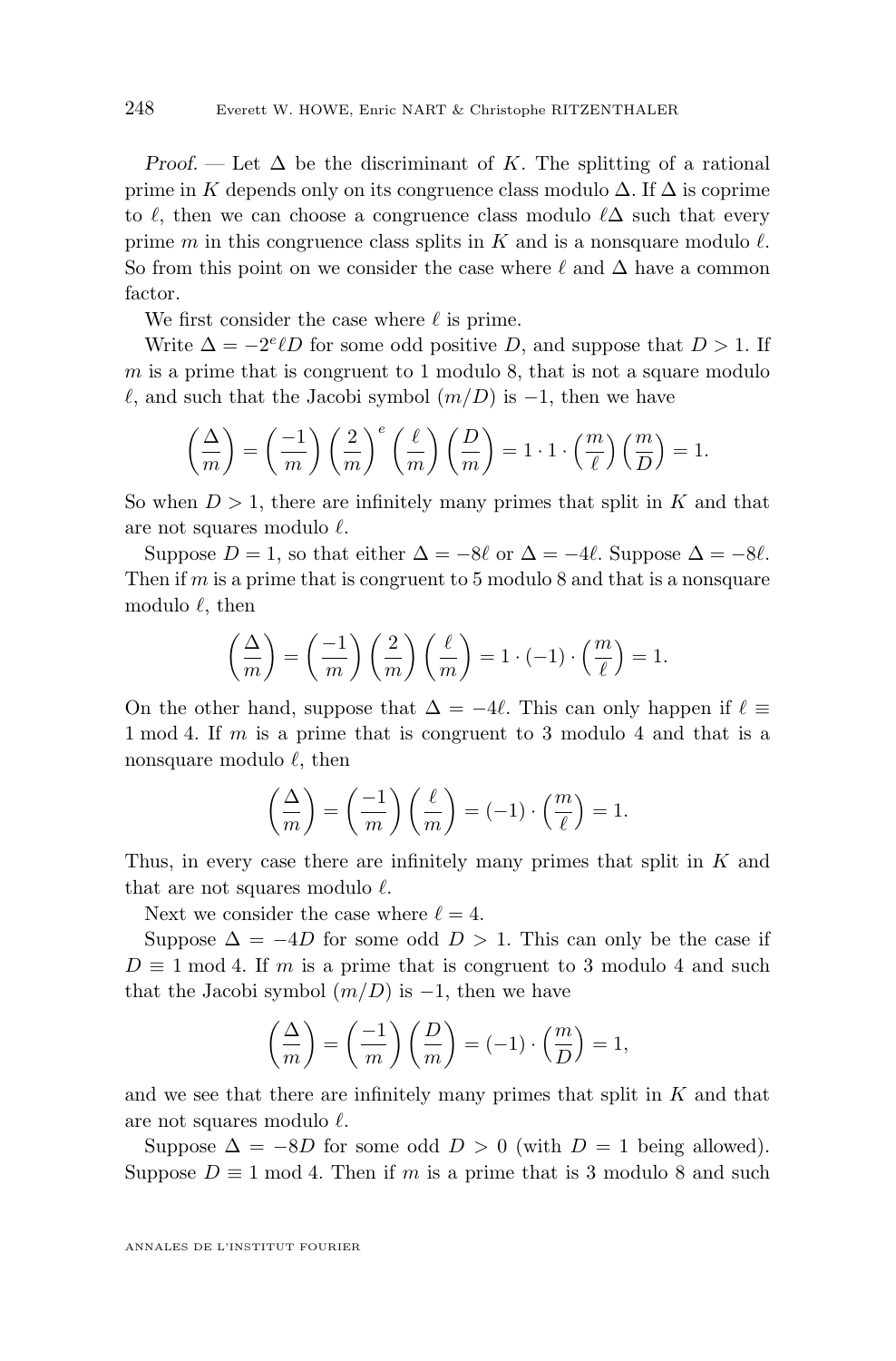*Proof.* — Let $\Delta$ be the discriminant of $K$. The splitting of a rational prime in $K$ depends only on its congruence class modulo $\Delta$. If $\Delta$ is coprime to $\ell$, then we can choose a congruence class modulo $\ell\Delta$ such that every prime $m$ in this congruence class splits in $K$ and is a nonsquare modulo $\ell$. So from this point on we consider the case where $\ell$ and $\Delta$ have a common factor.

We first consider the case where $\ell$ is prime.

Write $\Delta = -2^e \ell D$ for some odd positive $D$, and suppose that $D > 1$. If $m$ is a prime that is congruent to 1 modulo 8, that is not a square modulo $\ell$, and such that the Jacobi symbol $(m/D)$ is $-1$, then we have

$$\left(\frac{\Delta}{m}\right) = \left(\frac{-1}{m}\right)\left(\frac{2}{m}\right)^e\left(\frac{\ell}{m}\right)\left(\frac{D}{m}\right) = 1 \cdot 1 \cdot \left(\frac{m}{\ell}\right)\left(\frac{m}{D}\right) = 1.$$

So when $D > 1$, there are infinitely many primes that split in $K$ and that are not squares modulo $\ell$.

Suppose $D = 1$, so that either $\Delta = -8\ell$ or $\Delta = -4\ell$. Suppose $\Delta = -8\ell$. Then if $m$ is a prime that is congruent to 5 modulo 8 and that is a nonsquare modulo $\ell$, then

$$\left(\frac{\Delta}{m}\right) = \left(\frac{-1}{m}\right)\left(\frac{2}{m}\right)\left(\frac{\ell}{m}\right) = 1 \cdot (-1) \cdot \left(\frac{m}{\ell}\right) = 1.$$

On the other hand, suppose that $\Delta = -4\ell$. This can only happen if $\ell \equiv 1 \bmod 4$. If $m$ is a prime that is congruent to 3 modulo 4 and that is a nonsquare modulo $\ell$, then

$$\left(\frac{\Delta}{m}\right) = \left(\frac{-1}{m}\right)\left(\frac{\ell}{m}\right) = (-1) \cdot \left(\frac{m}{\ell}\right) = 1.$$

Thus, in every case there are infinitely many primes that split in $K$ and that are not squares modulo $\ell$.

Next we consider the case where $\ell = 4$.

Suppose $\Delta = -4D$ for some odd $D > 1$. This can only be the case if $D \equiv 1 \bmod 4$. If $m$ is a prime that is congruent to 3 modulo 4 and such that the Jacobi symbol $(m/D)$ is $-1$, then we have

$$\left(\frac{\Delta}{m}\right) = \left(\frac{-1}{m}\right)\left(\frac{D}{m}\right) = (-1) \cdot \left(\frac{m}{D}\right) = 1,$$

and we see that there are infinitely many primes that split in $K$ and that are not squares modulo $\ell$.

Suppose $\Delta = -8D$ for some odd $D > 0$ (with $D = 1$ being allowed). Suppose $D \equiv 1 \bmod 4$. Then if $m$ is a prime that is 3 modulo 8 and such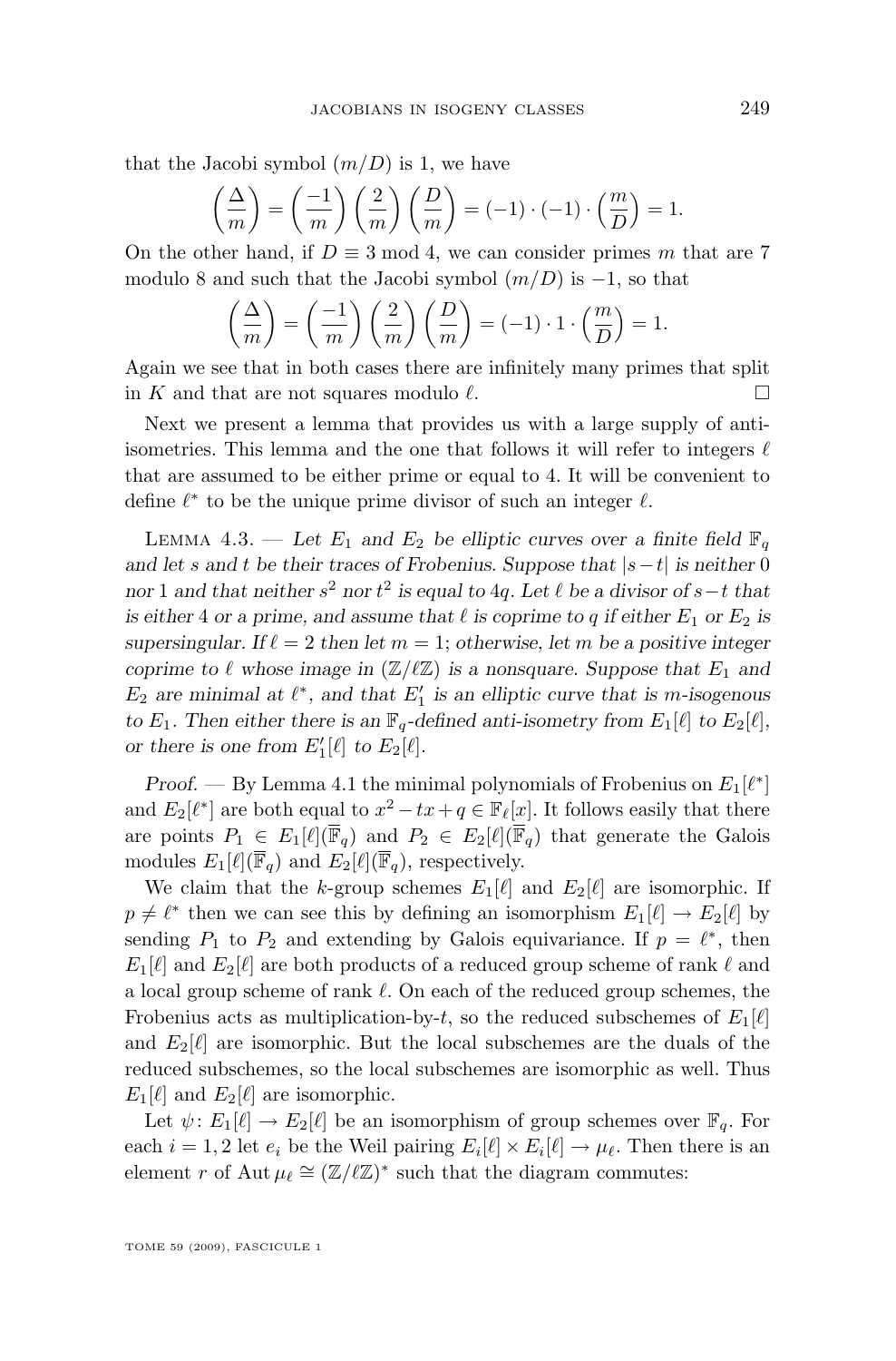that the Jacobi symbol $(m/D)$ is 1, we have

$$\left(\frac{\Delta}{m}\right) = \left(\frac{-1}{m}\right)\left(\frac{2}{m}\right)\left(\frac{D}{m}\right) = (-1)\cdot(-1)\cdot\left(\frac{m}{D}\right) = 1.$$

On the other hand, if $D \equiv 3 \bmod 4$, we can consider primes $m$ that are 7 modulo 8 and such that the Jacobi symbol $(m/D)$ is $-1$, so that

$$\left(\frac{\Delta}{m}\right) = \left(\frac{-1}{m}\right)\left(\frac{2}{m}\right)\left(\frac{D}{m}\right) = (-1)\cdot 1\cdot\left(\frac{m}{D}\right) = 1.$$

Again we see that in both cases there are infinitely many primes that split in $K$ and that are not squares modulo $\ell$. $\square$

Next we present a lemma that provides us with a large supply of anti-isometries. This lemma and the one that follows it will refer to integers $\ell$ that are assumed to be either prime or equal to 4. It will be convenient to define $\ell^*$ to be the unique prime divisor of such an integer $\ell$.

Lemma 4.3. — *Let $E_1$ and $E_2$ be elliptic curves over a finite field $\mathbb{F}_q$ and let $s$ and $t$ be their traces of Frobenius. Suppose that $|s-t|$ is neither 0 nor 1 and that neither $s^2$ nor $t^2$ is equal to $4q$. Let $\ell$ be a divisor of $s-t$ that is either 4 or a prime, and assume that $\ell$ is coprime to $q$ if either $E_1$ or $E_2$ is supersingular. If $\ell = 2$ then let $m = 1$; otherwise, let $m$ be a positive integer coprime to $\ell$ whose image in $(\mathbb{Z}/\ell\mathbb{Z})$ is a nonsquare. Suppose that $E_1$ and $E_2$ are minimal at $\ell^*$, and that $E_1'$ is an elliptic curve that is $m$-isogenous to $E_1$. Then either there is an $\mathbb{F}_q$-defined anti-isometry from $E_1[\ell]$ to $E_2[\ell]$, or there is one from $E_1'[\ell]$ to $E_2[\ell]$.*

*Proof.* — By Lemma 4.1 the minimal polynomials of Frobenius on $E_1[\ell^*]$ and $E_2[\ell^*]$ are both equal to $x^2 - tx + q \in \mathbb{F}_\ell[x]$. It follows easily that there are points $P_1 \in E_1[\ell](\overline{\mathbb{F}}_q)$ and $P_2 \in E_2[\ell](\overline{\mathbb{F}}_q)$ that generate the Galois modules $E_1[\ell](\overline{\mathbb{F}}_q)$ and $E_2[\ell](\overline{\mathbb{F}}_q)$, respectively.

We claim that the $k$-group schemes $E_1[\ell]$ and $E_2[\ell]$ are isomorphic. If $p \neq \ell^*$ then we can see this by defining an isomorphism $E_1[\ell] \to E_2[\ell]$ by sending $P_1$ to $P_2$ and extending by Galois equivariance. If $p = \ell^*$, then $E_1[\ell]$ and $E_2[\ell]$ are both products of a reduced group scheme of rank $\ell$ and a local group scheme of rank $\ell$. On each of the reduced group schemes, the Frobenius acts as multiplication-by-$t$, so the reduced subschemes of $E_1[\ell]$ and $E_2[\ell]$ are isomorphic. But the local subschemes are the duals of the reduced subschemes, so the local subschemes are isomorphic as well. Thus $E_1[\ell]$ and $E_2[\ell]$ are isomorphic.

Let $\psi\colon E_1[\ell] \to E_2[\ell]$ be an isomorphism of group schemes over $\mathbb{F}_q$. For each $i = 1, 2$ let $e_i$ be the Weil pairing $E_i[\ell] \times E_i[\ell] \to \mu_\ell$. Then there is an element $r$ of $\operatorname{Aut} \mu_\ell \cong (\mathbb{Z}/\ell\mathbb{Z})^*$ such that the diagram commutes: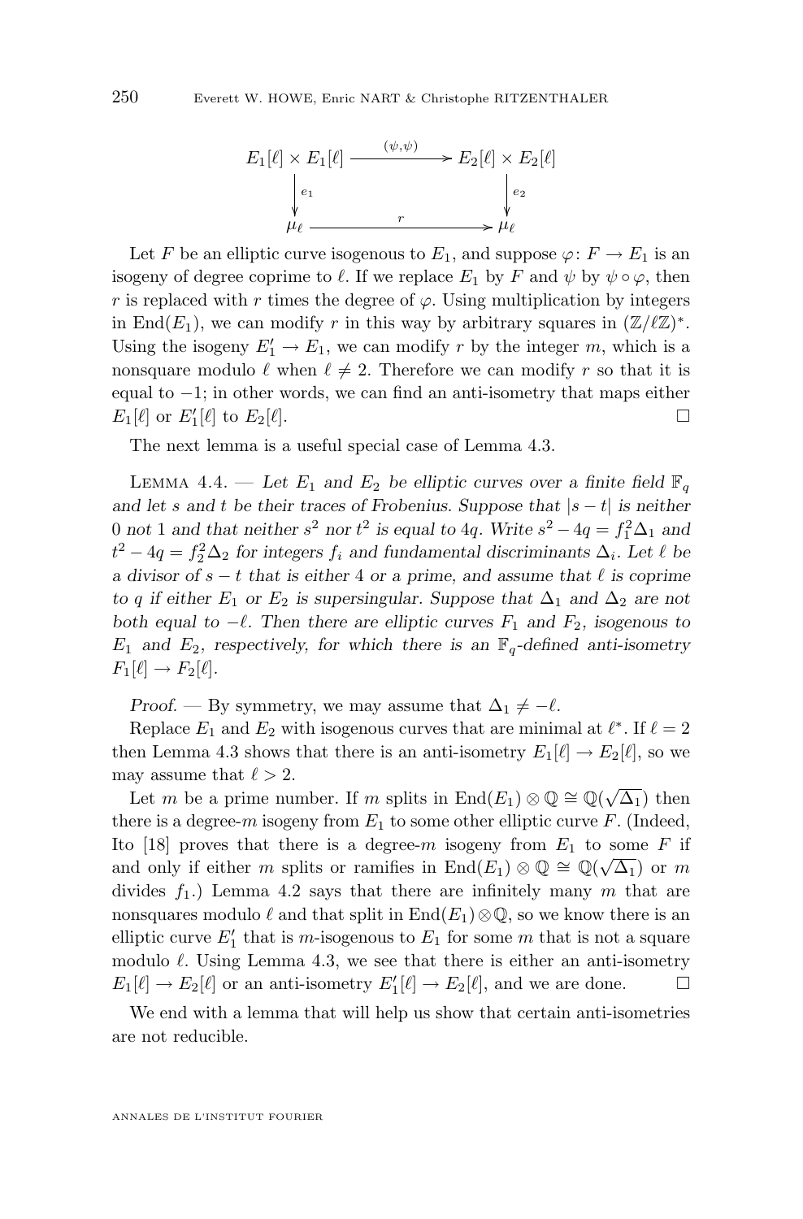$$\begin{array}{ccc}
E_1[\ell] \times E_1[\ell] & \xrightarrow{(\psi,\psi)} & E_2[\ell] \times E_2[\ell] \\
\downarrow e_1 & & \downarrow e_2 \\
\mu_\ell & \xrightarrow{\quad r \quad} & \mu_\ell
\end{array}$$

Let $F$ be an elliptic curve isogenous to $E_1$, and suppose $\varphi\colon F \to E_1$ is an isogeny of degree coprime to $\ell$. If we replace $E_1$ by $F$ and $\psi$ by $\psi \circ \varphi$, then $r$ is replaced with $r$ times the degree of $\varphi$. Using multiplication by integers in $\operatorname{End}(E_1)$, we can modify $r$ in this way by arbitrary squares in $(\mathbb{Z}/\ell\mathbb{Z})^*$. Using the isogeny $E_1' \to E_1$, we can modify $r$ by the integer $m$, which is a nonsquare modulo $\ell$ when $\ell \neq 2$. Therefore we can modify $r$ so that it is equal to $-1$; in other words, we can find an anti-isometry that maps either $E_1[\ell]$ or $E_1'[\ell]$ to $E_2[\ell]$. □

The next lemma is a useful special case of Lemma 4.3.

Lemma 4.4. — *Let $E_1$ and $E_2$ be elliptic curves over a finite field $\mathbb{F}_q$ and let $s$ and $t$ be their traces of Frobenius. Suppose that $|s-t|$ is neither $0$ nor $1$ and that neither $s^2$ nor $t^2$ is equal to $4q$. Write $s^2 - 4q = f_1^2\Delta_1$ and $t^2 - 4q = f_2^2\Delta_2$ for integers $f_i$ and fundamental discriminants $\Delta_i$. Let $\ell$ be a divisor of $s-t$ that is either $4$ or a prime, and assume that $\ell$ is coprime to $q$ if either $E_1$ or $E_2$ is supersingular. Suppose that $\Delta_1$ and $\Delta_2$ are not both equal to $-\ell$. Then there are elliptic curves $F_1$ and $F_2$, isogenous to $E_1$ and $E_2$, respectively, for which there is an $\mathbb{F}_q$-defined anti-isometry $F_1[\ell] \to F_2[\ell]$.*

*Proof.* — By symmetry, we may assume that $\Delta_1 \neq -\ell$.

Replace $E_1$ and $E_2$ with isogenous curves that are minimal at $\ell^*$. If $\ell = 2$ then Lemma 4.3 shows that there is an anti-isometry $E_1[\ell] \to E_2[\ell]$, so we may assume that $\ell > 2$.

Let $m$ be a prime number. If $m$ splits in $\operatorname{End}(E_1) \otimes \mathbb{Q} \cong \mathbb{Q}(\sqrt{\Delta_1})$ then there is a degree-$m$ isogeny from $E_1$ to some other elliptic curve $F$. (Indeed, Ito [18] proves that there is a degree-$m$ isogeny from $E_1$ to some $F$ if and only if either $m$ splits or ramifies in $\operatorname{End}(E_1) \otimes \mathbb{Q} \cong \mathbb{Q}(\sqrt{\Delta_1})$ or $m$ divides $f_1$.) Lemma 4.2 says that there are infinitely many $m$ that are nonsquares modulo $\ell$ and that split in $\operatorname{End}(E_1) \otimes \mathbb{Q}$, so we know there is an elliptic curve $E_1'$ that is $m$-isogenous to $E_1$ for some $m$ that is not a square modulo $\ell$. Using Lemma 4.3, we see that there is either an anti-isometry $E_1[\ell] \to E_2[\ell]$ or an anti-isometry $E_1'[\ell] \to E_2[\ell]$, and we are done. □

We end with a lemma that will help us show that certain anti-isometries are not reducible.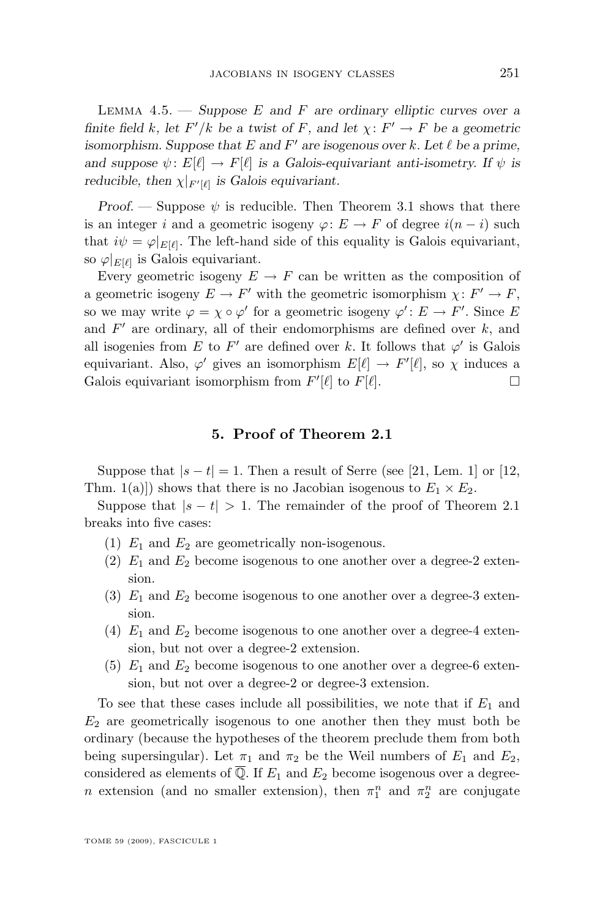Lemma 4.5. — *Suppose $E$ and $F$ are ordinary elliptic curves over a finite field $k$, let $F'/k$ be a twist of $F$, and let $\chi\colon F' \to F$ be a geometric isomorphism. Suppose that $E$ and $F'$ are isogenous over $k$. Let $\ell$ be a prime, and suppose $\psi\colon E[\ell] \to F[\ell]$ is a Galois-equivariant anti-isometry. If $\psi$ is reducible, then $\chi|_{F'[\ell]}$ is Galois equivariant.*

*Proof.* — Suppose $\psi$ is reducible. Then Theorem 3.1 shows that there is an integer $i$ and a geometric isogeny $\varphi\colon E \to F$ of degree $i(n-i)$ such that $i\psi = \varphi|_{E[\ell]}$. The left-hand side of this equality is Galois equivariant, so $\varphi|_{E[\ell]}$ is Galois equivariant.

Every geometric isogeny $E \to F$ can be written as the composition of a geometric isogeny $E \to F'$ with the geometric isomorphism $\chi\colon F' \to F$, so we may write $\varphi = \chi \circ \varphi'$ for a geometric isogeny $\varphi'\colon E \to F'$. Since $E$ and $F'$ are ordinary, all of their endomorphisms are defined over $k$, and all isogenies from $E$ to $F'$ are defined over $k$. It follows that $\varphi'$ is Galois equivariant. Also, $\varphi'$ gives an isomorphism $E[\ell] \to F'[\ell]$, so $\chi$ induces a Galois equivariant isomorphism from $F'[\ell]$ to $F[\ell]$. □

## 5. Proof of Theorem 2.1

Suppose that $|s-t| = 1$. Then a result of Serre (see [21, Lem. 1] or [12, Thm. 1(a)]) shows that there is no Jacobian isogenous to $E_1 \times E_2$.

Suppose that $|s-t| > 1$. The remainder of the proof of Theorem 2.1 breaks into five cases:

1. $E_1$ and $E_2$ are geometrically non-isogenous.
2. $E_1$ and $E_2$ become isogenous to one another over a degree-2 extension.
3. $E_1$ and $E_2$ become isogenous to one another over a degree-3 extension.
4. $E_1$ and $E_2$ become isogenous to one another over a degree-4 extension, but not over a degree-2 extension.
5. $E_1$ and $E_2$ become isogenous to one another over a degree-6 extension, but not over a degree-2 or degree-3 extension.

To see that these cases include all possibilities, we note that if $E_1$ and $E_2$ are geometrically isogenous to one another then they must both be ordinary (because the hypotheses of the theorem preclude them from both being supersingular). Let $\pi_1$ and $\pi_2$ be the Weil numbers of $E_1$ and $E_2$, considered as elements of $\overline{\mathbb{Q}}$. If $E_1$ and $E_2$ become isogenous over a degree-$n$ extension (and no smaller extension), then $\pi_1^n$ and $\pi_2^n$ are conjugate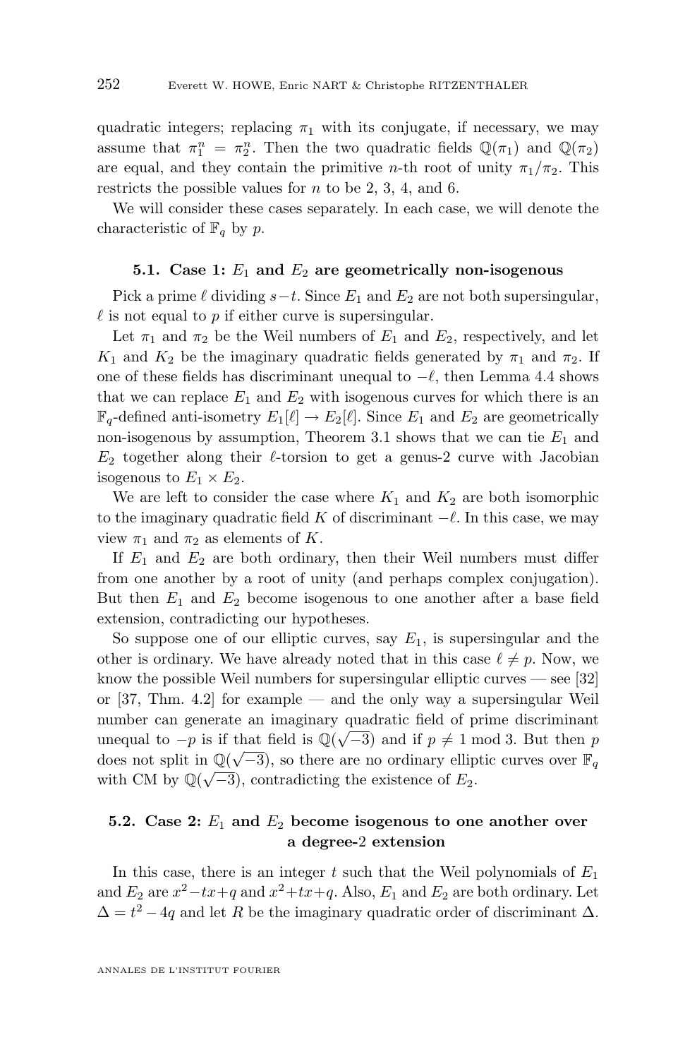quadratic integers; replacing $\pi_1$ with its conjugate, if necessary, we may assume that $\pi_1^n = \pi_2^n$. Then the two quadratic fields $\mathbb{Q}(\pi_1)$ and $\mathbb{Q}(\pi_2)$ are equal, and they contain the primitive $n$-th root of unity $\pi_1/\pi_2$. This restricts the possible values for $n$ to be 2, 3, 4, and 6.

We will consider these cases separately. In each case, we will denote the characteristic of $\mathbb{F}_q$ by $p$.

### 5.1. Case 1: $E_1$ and $E_2$ are geometrically non-isogenous

Pick a prime $\ell$ dividing $s-t$. Since $E_1$ and $E_2$ are not both supersingular, $\ell$ is not equal to $p$ if either curve is supersingular.

Let $\pi_1$ and $\pi_2$ be the Weil numbers of $E_1$ and $E_2$, respectively, and let $K_1$ and $K_2$ be the imaginary quadratic fields generated by $\pi_1$ and $\pi_2$. If one of these fields has discriminant unequal to $-\ell$, then Lemma 4.4 shows that we can replace $E_1$ and $E_2$ with isogenous curves for which there is an $\mathbb{F}_q$-defined anti-isometry $E_1[\ell] \to E_2[\ell]$. Since $E_1$ and $E_2$ are geometrically non-isogenous by assumption, Theorem 3.1 shows that we can tie $E_1$ and $E_2$ together along their $\ell$-torsion to get a genus-2 curve with Jacobian isogenous to $E_1 \times E_2$.

We are left to consider the case where $K_1$ and $K_2$ are both isomorphic to the imaginary quadratic field $K$ of discriminant $-\ell$. In this case, we may view $\pi_1$ and $\pi_2$ as elements of $K$.

If $E_1$ and $E_2$ are both ordinary, then their Weil numbers must differ from one another by a root of unity (and perhaps complex conjugation). But then $E_1$ and $E_2$ become isogenous to one another after a base field extension, contradicting our hypotheses.

So suppose one of our elliptic curves, say $E_1$, is supersingular and the other is ordinary. We have already noted that in this case $\ell \neq p$. Now, we know the possible Weil numbers for supersingular elliptic curves — see [32] or [37, Thm. 4.2] for example — and the only way a supersingular Weil number can generate an imaginary quadratic field of prime discriminant unequal to $-p$ is if that field is $\mathbb{Q}(\sqrt{-3})$ and if $p \not\equiv 1 \bmod 3$. But then $p$ does not split in $\mathbb{Q}(\sqrt{-3})$, so there are no ordinary elliptic curves over $\mathbb{F}_q$ with CM by $\mathbb{Q}(\sqrt{-3})$, contradicting the existence of $E_2$.

### 5.2. Case 2: $E_1$ and $E_2$ become isogenous to one another over a degree-2 extension

In this case, there is an integer $t$ such that the Weil polynomials of $E_1$ and $E_2$ are $x^2 - tx + q$ and $x^2 + tx + q$. Also, $E_1$ and $E_2$ are both ordinary. Let $\Delta = t^2 - 4q$ and let $R$ be the imaginary quadratic order of discriminant $\Delta$.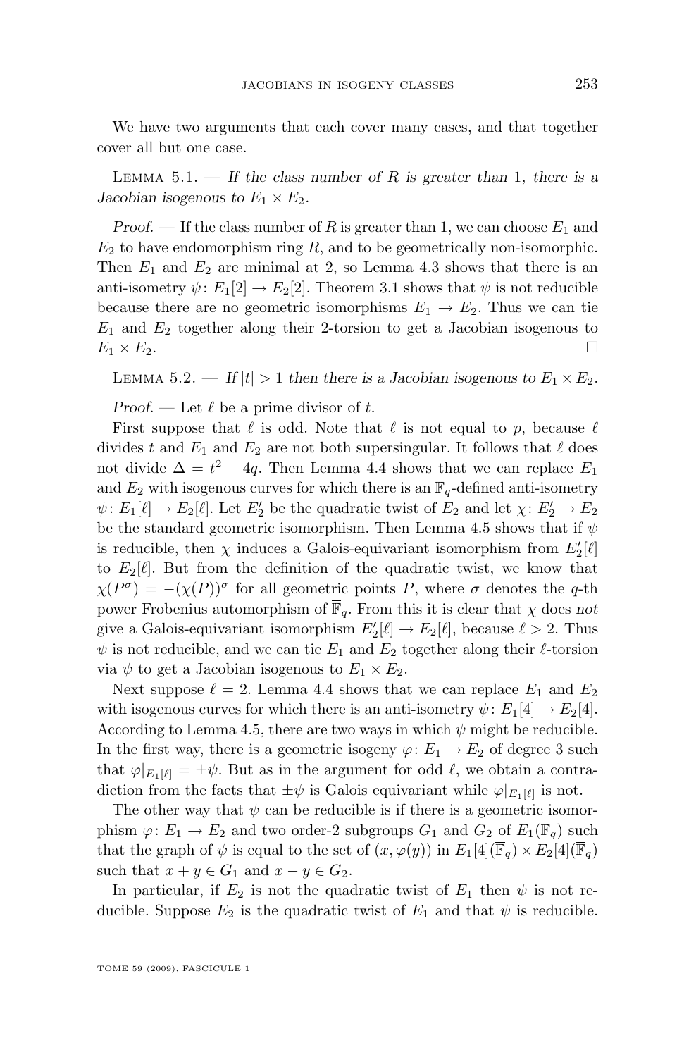We have two arguments that each cover many cases, and that together cover all but one case.

Lemma 5.1. — *If the class number of $R$ is greater than* 1*, there is a Jacobian isogenous to $E_1 \times E_2$.*

*Proof*. — If the class number of $R$ is greater than 1, we can choose $E_1$ and $E_2$ to have endomorphism ring $R$, and to be geometrically non-isomorphic. Then $E_1$ and $E_2$ are minimal at 2, so Lemma 4.3 shows that there is an anti-isometry $\psi\colon E_1[2] \to E_2[2]$. Theorem 3.1 shows that $\psi$ is not reducible because there are no geometric isomorphisms $E_1 \to E_2$. Thus we can tie $E_1$ and $E_2$ together along their 2-torsion to get a Jacobian isogenous to $E_1 \times E_2$. □

Lemma 5.2. — *If $|t| > 1$ then there is a Jacobian isogenous to $E_1 \times E_2$.*

*Proof*. — Let $\ell$ be a prime divisor of $t$.

First suppose that $\ell$ is odd. Note that $\ell$ is not equal to $p$, because $\ell$ divides $t$ and $E_1$ and $E_2$ are not both supersingular. It follows that $\ell$ does not divide $\Delta = t^2 - 4q$. Then Lemma 4.4 shows that we can replace $E_1$ and $E_2$ with isogenous curves for which there is an $\mathbb{F}_q$-defined anti-isometry $\psi\colon E_1[\ell] \to E_2[\ell]$. Let $E_2'$ be the quadratic twist of $E_2$ and let $\chi\colon E_2' \to E_2$ be the standard geometric isomorphism. Then Lemma 4.5 shows that if $\psi$ is reducible, then $\chi$ induces a Galois-equivariant isomorphism from $E_2'[\ell]$ to $E_2[\ell]$. But from the definition of the quadratic twist, we know that $\chi(P^\sigma) = -(\chi(P))^\sigma$ for all geometric points $P$, where $\sigma$ denotes the $q$-th power Frobenius automorphism of $\overline{\mathbb{F}}_q$. From this it is clear that $\chi$ does *not* give a Galois-equivariant isomorphism $E_2'[\ell] \to E_2[\ell]$, because $\ell > 2$. Thus $\psi$ is not reducible, and we can tie $E_1$ and $E_2$ together along their $\ell$-torsion via $\psi$ to get a Jacobian isogenous to $E_1 \times E_2$.

Next suppose $\ell = 2$. Lemma 4.4 shows that we can replace $E_1$ and $E_2$ with isogenous curves for which there is an anti-isometry $\psi\colon E_1[4] \to E_2[4]$. According to Lemma 4.5, there are two ways in which $\psi$ might be reducible. In the first way, there is a geometric isogeny $\varphi\colon E_1 \to E_2$ of degree 3 such that $\varphi|_{E_1[\ell]} = \pm\psi$. But as in the argument for odd $\ell$, we obtain a contradiction from the facts that $\pm\psi$ is Galois equivariant while $\varphi|_{E_1[\ell]}$ is not.

The other way that $\psi$ can be reducible is if there is a geometric isomorphism $\varphi\colon E_1 \to E_2$ and two order-2 subgroups $G_1$ and $G_2$ of $E_1(\overline{\mathbb{F}}_q)$ such that the graph of $\psi$ is equal to the set of $(x, \varphi(y))$ in $E_1[4](\overline{\mathbb{F}}_q) \times E_2[4](\overline{\mathbb{F}}_q)$ such that $x + y \in G_1$ and $x - y \in G_2$.

In particular, if $E_2$ is not the quadratic twist of $E_1$ then $\psi$ is not reducible. Suppose $E_2$ is the quadratic twist of $E_1$ and that $\psi$ is reducible.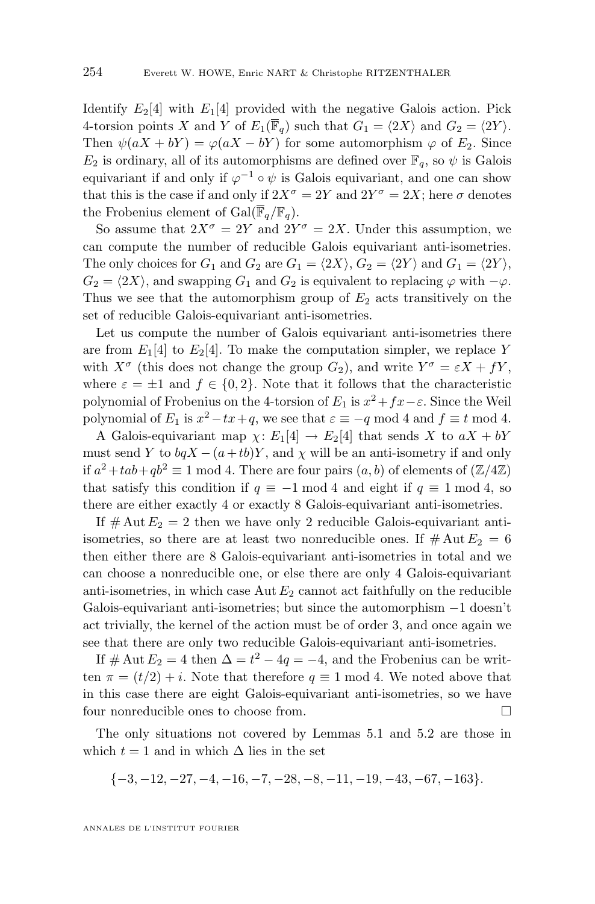Identify $E_2[4]$ with $E_1[4]$ provided with the negative Galois action. Pick 4-torsion points $X$ and $Y$ of $E_1(\overline{\mathbb{F}}_q)$ such that $G_1 = \langle 2X \rangle$ and $G_2 = \langle 2Y \rangle$. Then $\psi(aX + bY) = \varphi(aX - bY)$ for some automorphism $\varphi$ of $E_2$. Since $E_2$ is ordinary, all of its automorphisms are defined over $\mathbb{F}_q$, so $\psi$ is Galois equivariant if and only if $\varphi^{-1} \circ \psi$ is Galois equivariant, and one can show that this is the case if and only if $2X^\sigma = 2Y$ and $2Y^\sigma = 2X$; here $\sigma$ denotes the Frobenius element of $\mathrm{Gal}(\overline{\mathbb{F}}_q/\mathbb{F}_q)$.

So assume that $2X^\sigma = 2Y$ and $2Y^\sigma = 2X$. Under this assumption, we can compute the number of reducible Galois equivariant anti-isometries. The only choices for $G_1$ and $G_2$ are $G_1 = \langle 2X \rangle$, $G_2 = \langle 2Y \rangle$ and $G_1 = \langle 2Y \rangle$, $G_2 = \langle 2X \rangle$, and swapping $G_1$ and $G_2$ is equivalent to replacing $\varphi$ with $-\varphi$. Thus we see that the automorphism group of $E_2$ acts transitively on the set of reducible Galois-equivariant anti-isometries.

Let us compute the number of Galois equivariant anti-isometries there are from $E_1[4]$ to $E_2[4]$. To make the computation simpler, we replace $Y$ with $X^\sigma$ (this does not change the group $G_2$), and write $Y^\sigma = \varepsilon X + fY$, where $\varepsilon = \pm 1$ and $f \in \{0, 2\}$. Note that it follows that the characteristic polynomial of Frobenius on the 4-torsion of $E_1$ is $x^2 + fx - \varepsilon$. Since the Weil polynomial of $E_1$ is $x^2 - tx + q$, we see that $\varepsilon \equiv -q \bmod 4$ and $f \equiv t \bmod 4$.

A Galois-equivariant map $\chi\colon E_1[4] \to E_2[4]$ that sends $X$ to $aX + bY$ must send $Y$ to $bqX - (a + tb)Y$, and $\chi$ will be an anti-isometry if and only if $a^2 + tab + qb^2 \equiv 1 \bmod 4$. There are four pairs $(a, b)$ of elements of $(\mathbb{Z}/4\mathbb{Z})$ that satisfy this condition if $q \equiv -1 \bmod 4$ and eight if $q \equiv 1 \bmod 4$, so there are either exactly 4 or exactly 8 Galois-equivariant anti-isometries.

If $\#\,\mathrm{Aut}\, E_2 = 2$ then we have only 2 reducible Galois-equivariant anti-isometries, so there are at least two nonreducible ones. If $\#\,\mathrm{Aut}\, E_2 = 6$ then either there are 8 Galois-equivariant anti-isometries in total and we can choose a nonreducible one, or else there are only 4 Galois-equivariant anti-isometries, in which case $\mathrm{Aut}\, E_2$ cannot act faithfully on the reducible Galois-equivariant anti-isometries; but since the automorphism $-1$ doesn't act trivially, the kernel of the action must be of order 3, and once again we see that there are only two reducible Galois-equivariant anti-isometries.

If $\#\,\mathrm{Aut}\, E_2 = 4$ then $\Delta = t^2 - 4q = -4$, and the Frobenius can be written $\pi = (t/2) + i$. Note that therefore $q \equiv 1 \bmod 4$. We noted above that in this case there are eight Galois-equivariant anti-isometries, so we have four nonreducible ones to choose from. $\square$

The only situations not covered by Lemmas 5.1 and 5.2 are those in which $t = 1$ and in which $\Delta$ lies in the set

$$\{-3, -12, -27, -4, -16, -7, -28, -8, -11, -19, -43, -67, -163\}.$$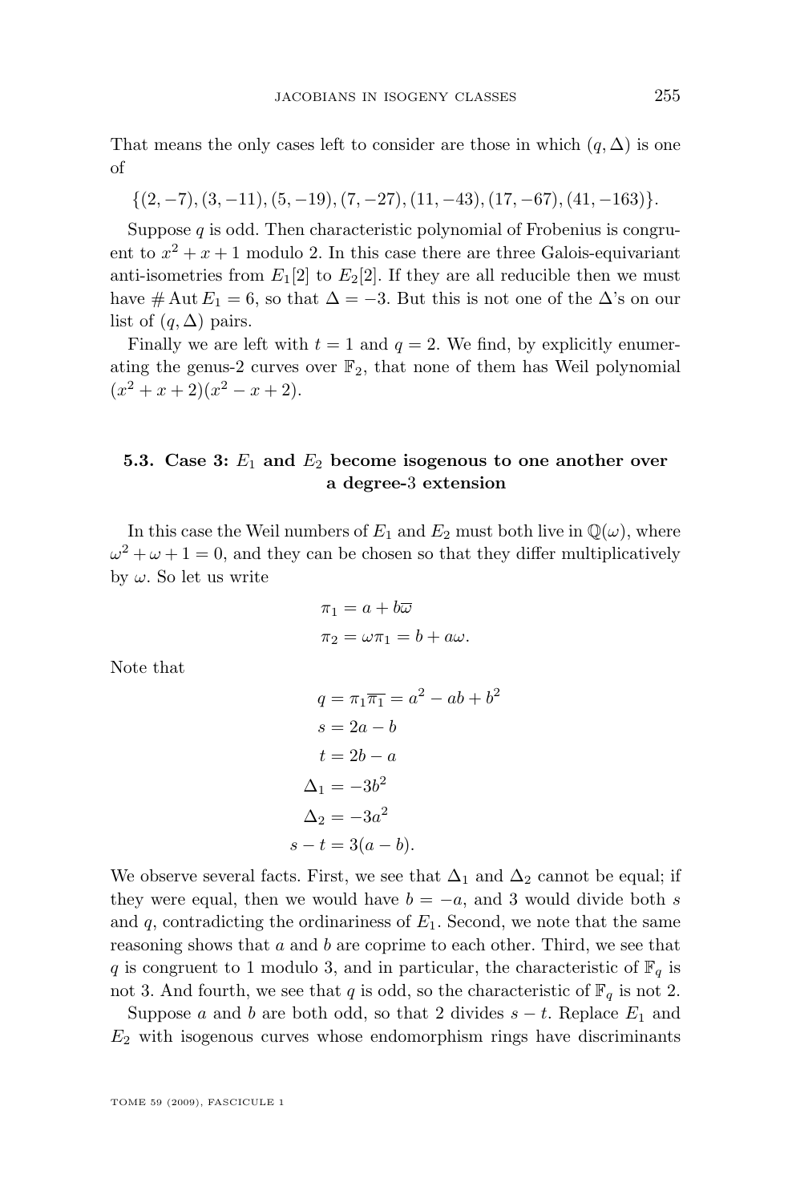That means the only cases left to consider are those in which $(q, \Delta)$ is one of

$$\{(2,-7),(3,-11),(5,-19),(7,-27),(11,-43),(17,-67),(41,-163)\}.$$

Suppose $q$ is odd. Then characteristic polynomial of Frobenius is congruent to $x^2+x+1$ modulo 2. In this case there are three Galois-equivariant anti-isometries from $E_1[2]$ to $E_2[2]$. If they are all reducible then we must have $\# \operatorname{Aut} E_1 = 6$, so that $\Delta = -3$. But this is not one of the $\Delta$'s on our list of $(q, \Delta)$ pairs.

Finally we are left with $t = 1$ and $q = 2$. We find, by explicitly enumerating the genus-2 curves over $\mathbb{F}_2$, that none of them has Weil polynomial $(x^2+x+2)(x^2-x+2)$.

### 5.3. Case 3: $E_1$ and $E_2$ become isogenous to one another over a degree-3 extension

In this case the Weil numbers of $E_1$ and $E_2$ must both live in $\mathbb{Q}(\omega)$, where $\omega^2+\omega+1=0$, and they can be chosen so that they differ multiplicatively by $\omega$. So let us write

$$\begin{aligned}
\pi_1 &= a + b\overline{\omega} \\
\pi_2 &= \omega\pi_1 = b + a\omega.
\end{aligned}$$

Note that

$$\begin{aligned}
q &= \pi_1\overline{\pi_1} = a^2 - ab + b^2 \\
s &= 2a - b \\
t &= 2b - a \\
\Delta_1 &= -3b^2 \\
\Delta_2 &= -3a^2 \\
s - t &= 3(a-b).
\end{aligned}$$

We observe several facts. First, we see that $\Delta_1$ and $\Delta_2$ cannot be equal; if they were equal, then we would have $b = -a$, and 3 would divide both $s$ and $q$, contradicting the ordinariness of $E_1$. Second, we note that the same reasoning shows that $a$ and $b$ are coprime to each other. Third, we see that $q$ is congruent to 1 modulo 3, and in particular, the characteristic of $\mathbb{F}_q$ is not 3. And fourth, we see that $q$ is odd, so the characteristic of $\mathbb{F}_q$ is not 2.

Suppose $a$ and $b$ are both odd, so that 2 divides $s-t$. Replace $E_1$ and $E_2$ with isogenous curves whose endomorphism rings have discriminants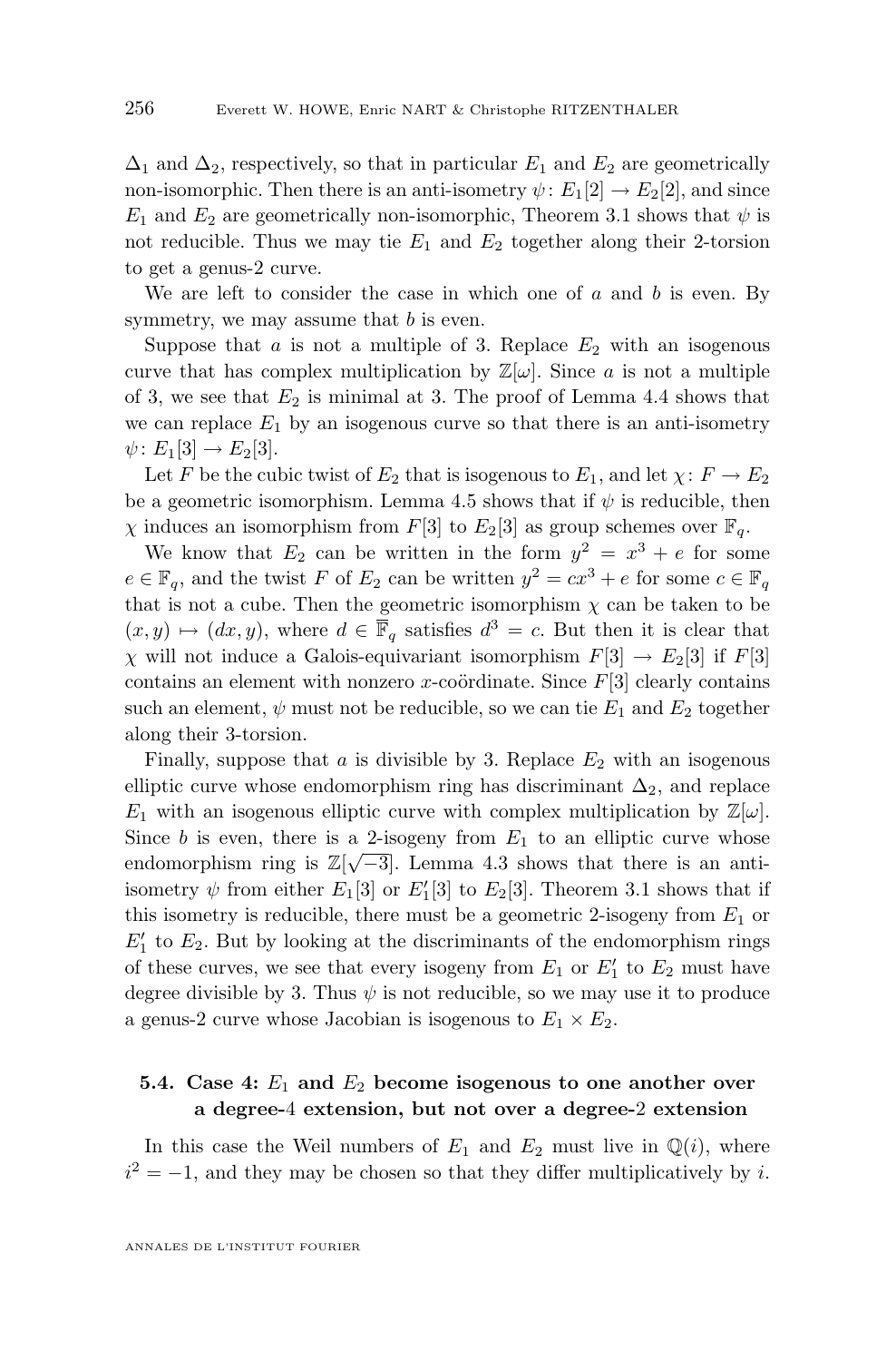$\Delta_1$ and $\Delta_2$, respectively, so that in particular $E_1$ and $E_2$ are geometrically non-isomorphic. Then there is an anti-isometry $\psi\colon E_1[2] \to E_2[2]$, and since $E_1$ and $E_2$ are geometrically non-isomorphic, Theorem 3.1 shows that $\psi$ is not reducible. Thus we may tie $E_1$ and $E_2$ together along their 2-torsion to get a genus-2 curve.

We are left to consider the case in which one of $a$ and $b$ is even. By symmetry, we may assume that $b$ is even.

Suppose that $a$ is not a multiple of 3. Replace $E_2$ with an isogenous curve that has complex multiplication by $\mathbb{Z}[\omega]$. Since $a$ is not a multiple of 3, we see that $E_2$ is minimal at 3. The proof of Lemma 4.4 shows that we can replace $E_1$ by an isogenous curve so that there is an anti-isometry $\psi\colon E_1[3] \to E_2[3]$.

Let $F$ be the cubic twist of $E_2$ that is isogenous to $E_1$, and let $\chi\colon F \to E_2$ be a geometric isomorphism. Lemma 4.5 shows that if $\psi$ is reducible, then $\chi$ induces an isomorphism from $F[3]$ to $E_2[3]$ as group schemes over $\mathbb{F}_q$.

We know that $E_2$ can be written in the form $y^2 = x^3 + e$ for some $e \in \mathbb{F}_q$, and the twist $F$ of $E_2$ can be written $y^2 = cx^3 + e$ for some $c \in \mathbb{F}_q$ that is not a cube. Then the geometric isomorphism $\chi$ can be taken to be $(x, y) \mapsto (dx, y)$, where $d \in \overline{\mathbb{F}}_q$ satisfies $d^3 = c$. But then it is clear that $\chi$ will not induce a Galois-equivariant isomorphism $F[3] \to E_2[3]$ if $F[3]$ contains an element with nonzero $x$-coördinate. Since $F[3]$ clearly contains such an element, $\psi$ must not be reducible, so we can tie $E_1$ and $E_2$ together along their 3-torsion.

Finally, suppose that $a$ is divisible by 3. Replace $E_2$ with an isogenous elliptic curve whose endomorphism ring has discriminant $\Delta_2$, and replace $E_1$ with an isogenous elliptic curve with complex multiplication by $\mathbb{Z}[\omega]$. Since $b$ is even, there is a 2-isogeny from $E_1$ to an elliptic curve whose endomorphism ring is $\mathbb{Z}[\sqrt{-3}]$. Lemma 4.3 shows that there is an anti-isometry $\psi$ from either $E_1[3]$ or $E_1'[3]$ to $E_2[3]$. Theorem 3.1 shows that if this isometry is reducible, there must be a geometric 2-isogeny from $E_1$ or $E_1'$ to $E_2$. But by looking at the discriminants of the endomorphism rings of these curves, we see that every isogeny from $E_1$ or $E_1'$ to $E_2$ must have degree divisible by 3. Thus $\psi$ is not reducible, so we may use it to produce a genus-2 curve whose Jacobian is isogenous to $E_1 \times E_2$.

### 5.4. Case 4: $E_1$ and $E_2$ become isogenous to one another over a degree-4 extension, but not over a degree-2 extension

In this case the Weil numbers of $E_1$ and $E_2$ must live in $\mathbb{Q}(i)$, where $i^2 = -1$, and they may be chosen so that they differ multiplicatively by $i$.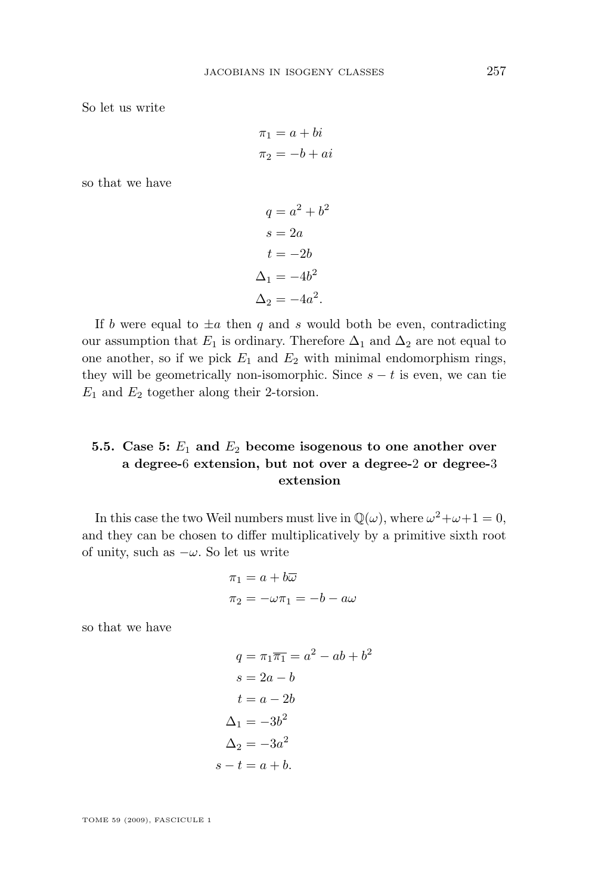So let us write

$$\pi_1 = a + bi$$
$$\pi_2 = -b + ai$$

so that we have

$$q = a^2 + b^2$$
$$s = 2a$$
$$t = -2b$$
$$\Delta_1 = -4b^2$$
$$\Delta_2 = -4a^2.$$

If $b$ were equal to $\pm a$ then $q$ and $s$ would both be even, contradicting our assumption that $E_1$ is ordinary. Therefore $\Delta_1$ and $\Delta_2$ are not equal to one another, so if we pick $E_1$ and $E_2$ with minimal endomorphism rings, they will be geometrically non-isomorphic. Since $s - t$ is even, we can tie $E_1$ and $E_2$ together along their 2-torsion.

### 5.5. Case 5: $E_1$ and $E_2$ become isogenous to one another over a degree-6 extension, but not over a degree-2 or degree-3 extension

In this case the two Weil numbers must live in $\mathbb{Q}(\omega)$, where $\omega^2+\omega+1 = 0$, and they can be chosen to differ multiplicatively by a primitive sixth root of unity, such as $-\omega$. So let us write

$$\pi_1 = a + b\overline{\omega}$$
$$\pi_2 = -\omega\pi_1 = -b - a\omega$$

so that we have

$$q = \pi_1\overline{\pi_1} = a^2 - ab + b^2$$
$$s = 2a - b$$
$$t = a - 2b$$
$$\Delta_1 = -3b^2$$
$$\Delta_2 = -3a^2$$
$$s - t = a + b.$$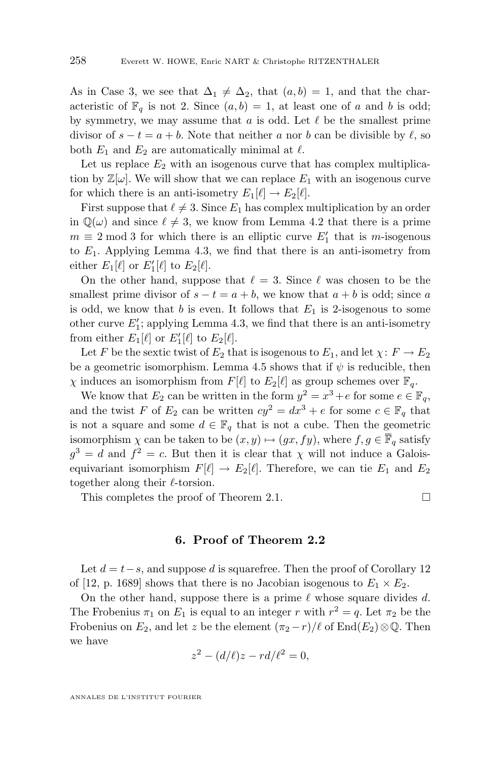As in Case 3, we see that $\Delta_1 \neq \Delta_2$, that $(a,b) = 1$, and that the characteristic of $\mathbb{F}_q$ is not 2. Since $(a,b) = 1$, at least one of $a$ and $b$ is odd; by symmetry, we may assume that $a$ is odd. Let $\ell$ be the smallest prime divisor of $s - t = a + b$. Note that neither $a$ nor $b$ can be divisible by $\ell$, so both $E_1$ and $E_2$ are automatically minimal at $\ell$.

Let us replace $E_2$ with an isogenous curve that has complex multiplication by $\mathbb{Z}[\omega]$. We will show that we can replace $E_1$ with an isogenous curve for which there is an anti-isometry $E_1[\ell] \to E_2[\ell]$.

First suppose that $\ell \neq 3$. Since $E_1$ has complex multiplication by an order in $\mathbb{Q}(\omega)$ and since $\ell \neq 3$, we know from Lemma 4.2 that there is a prime $m \equiv 2 \bmod 3$ for which there is an elliptic curve $E_1'$ that is $m$-isogenous to $E_1$. Applying Lemma 4.3, we find that there is an anti-isometry from either $E_1[\ell]$ or $E_1'[\ell]$ to $E_2[\ell]$.

On the other hand, suppose that $\ell = 3$. Since $\ell$ was chosen to be the smallest prime divisor of $s - t = a + b$, we know that $a + b$ is odd; since $a$ is odd, we know that $b$ is even. It follows that $E_1$ is 2-isogenous to some other curve $E_1'$; applying Lemma 4.3, we find that there is an anti-isometry from either $E_1[\ell]$ or $E_1'[\ell]$ to $E_2[\ell]$.

Let $F$ be the sextic twist of $E_2$ that is isogenous to $E_1$, and let $\chi\colon F \to E_2$ be a geometric isomorphism. Lemma 4.5 shows that if $\psi$ is reducible, then $\chi$ induces an isomorphism from $F[\ell]$ to $E_2[\ell]$ as group schemes over $\mathbb{F}_q$.

We know that $E_2$ can be written in the form $y^2 = x^3 + e$ for some $e \in \mathbb{F}_q$, and the twist $F$ of $E_2$ can be written $cy^2 = dx^3 + e$ for some $c \in \mathbb{F}_q$ that is not a square and some $d \in \mathbb{F}_q$ that is not a cube. Then the geometric isomorphism $\chi$ can be taken to be $(x,y) \mapsto (gx, fy)$, where $f, g \in \overline{\mathbb{F}}_q$ satisfy $g^3 = d$ and $f^2 = c$. But then it is clear that $\chi$ will not induce a Galois-equivariant isomorphism $F[\ell] \to E_2[\ell]$. Therefore, we can tie $E_1$ and $E_2$ together along their $\ell$-torsion.

This completes the proof of Theorem 2.1. $\square$

## 6. Proof of Theorem 2.2

Let $d = t - s$, and suppose $d$ is squarefree. Then the proof of Corollary 12 of [12, p. 1689] shows that there is no Jacobian isogenous to $E_1 \times E_2$.

On the other hand, suppose there is a prime $\ell$ whose square divides $d$. The Frobenius $\pi_1$ on $E_1$ is equal to an integer $r$ with $r^2 = q$. Let $\pi_2$ be the Frobenius on $E_2$, and let $z$ be the element $(\pi_2 - r)/\ell$ of $\operatorname{End}(E_2) \otimes \mathbb{Q}$. Then we have

$$z^2 - (d/\ell)z - rd/\ell^2 = 0,$$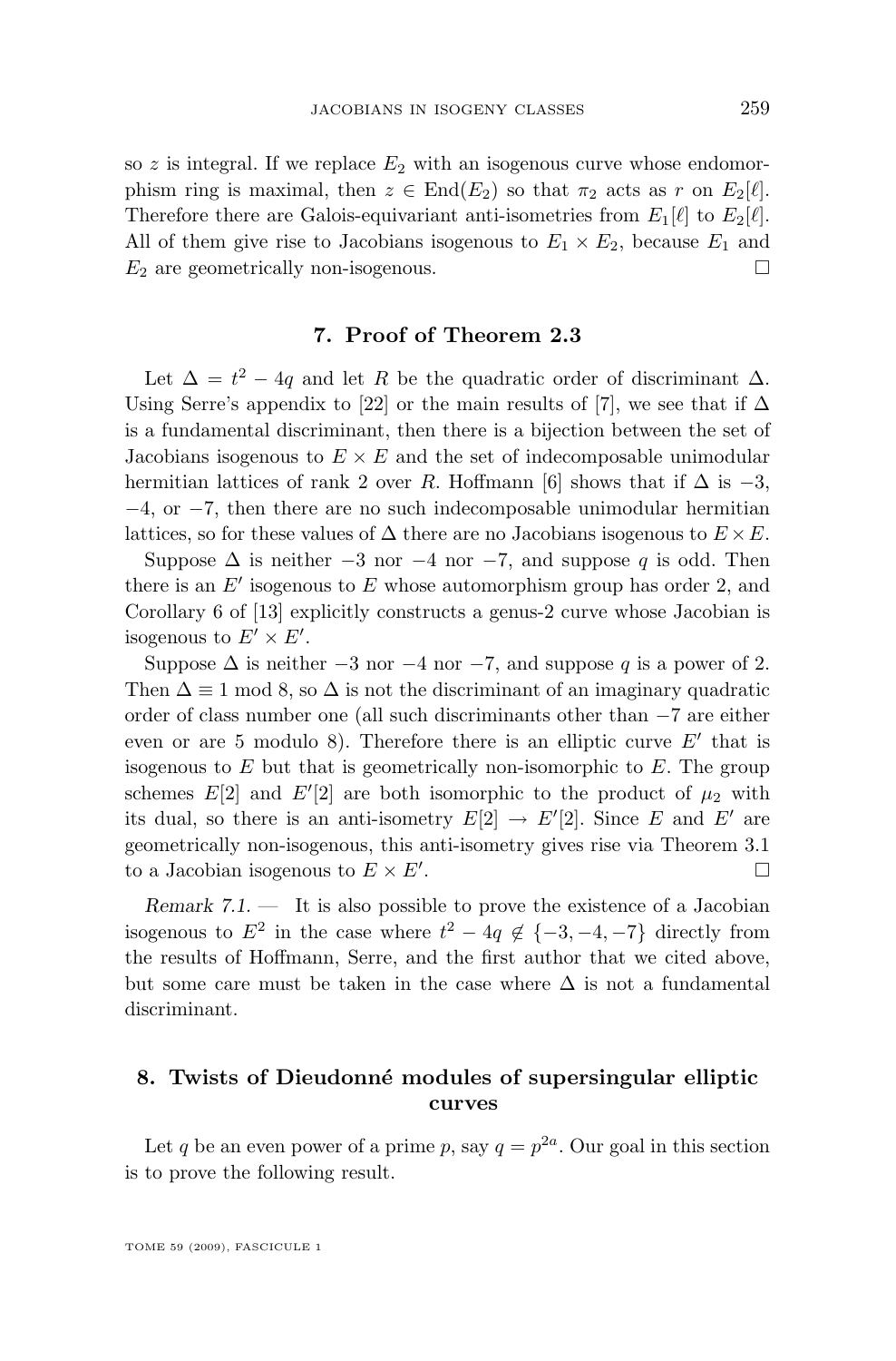so $z$ is integral. If we replace $E_2$ with an isogenous curve whose endomorphism ring is maximal, then $z \in \operatorname{End}(E_2)$ so that $\pi_2$ acts as $r$ on $E_2[\ell]$. Therefore there are Galois-equivariant anti-isometries from $E_1[\ell]$ to $E_2[\ell]$. All of them give rise to Jacobians isogenous to $E_1 \times E_2$, because $E_1$ and $E_2$ are geometrically non-isogenous. □

## 7. Proof of Theorem 2.3

Let $\Delta = t^2 - 4q$ and let $R$ be the quadratic order of discriminant $\Delta$. Using Serre's appendix to [22] or the main results of [7], we see that if $\Delta$ is a fundamental discriminant, then there is a bijection between the set of Jacobians isogenous to $E \times E$ and the set of indecomposable unimodular hermitian lattices of rank 2 over $R$. Hoffmann [6] shows that if $\Delta$ is $-3$, $-4$, or $-7$, then there are no such indecomposable unimodular hermitian lattices, so for these values of $\Delta$ there are no Jacobians isogenous to $E \times E$.

Suppose $\Delta$ is neither $-3$ nor $-4$ nor $-7$, and suppose $q$ is odd. Then there is an $E'$ isogenous to $E$ whose automorphism group has order 2, and Corollary 6 of [13] explicitly constructs a genus-2 curve whose Jacobian is isogenous to $E' \times E'$.

Suppose $\Delta$ is neither $-3$ nor $-4$ nor $-7$, and suppose $q$ is a power of 2. Then $\Delta \equiv 1 \bmod 8$, so $\Delta$ is not the discriminant of an imaginary quadratic order of class number one (all such discriminants other than $-7$ are either even or are 5 modulo 8). Therefore there is an elliptic curve $E'$ that is isogenous to $E$ but that is geometrically non-isomorphic to $E$. The group schemes $E[2]$ and $E'[2]$ are both isomorphic to the product of $\mu_2$ with its dual, so there is an anti-isometry $E[2] \to E'[2]$. Since $E$ and $E'$ are geometrically non-isogenous, this anti-isometry gives rise via Theorem 3.1 to a Jacobian isogenous to $E \times E'$. □

*Remark 7.1.* — It is also possible to prove the existence of a Jacobian isogenous to $E^2$ in the case where $t^2 - 4q \notin \{-3, -4, -7\}$ directly from the results of Hoffmann, Serre, and the first author that we cited above, but some care must be taken in the case where $\Delta$ is not a fundamental discriminant.

## 8. Twists of Dieudonné modules of supersingular elliptic curves

Let $q$ be an even power of a prime $p$, say $q = p^{2a}$. Our goal in this section is to prove the following result.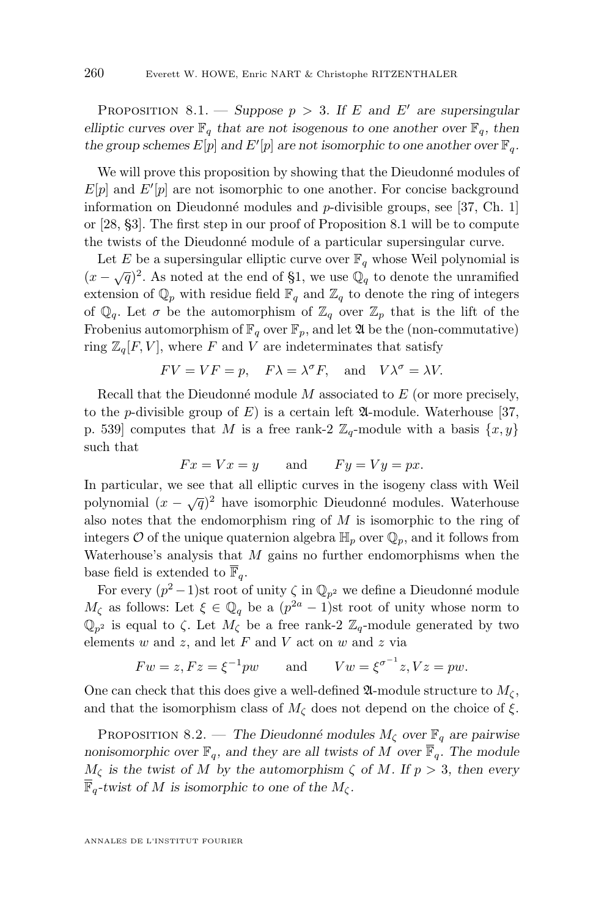Proposition 8.1. — *Suppose $p > 3$. If $E$ and $E'$ are supersingular elliptic curves over $\mathbb{F}_q$ that are not isogenous to one another over $\mathbb{F}_q$, then the group schemes $E[p]$ and $E'[p]$ are not isomorphic to one another over $\mathbb{F}_q$.*

We will prove this proposition by showing that the Dieudonné modules of $E[p]$ and $E'[p]$ are not isomorphic to one another. For concise background information on Dieudonné modules and $p$-divisible groups, see [37, Ch. 1] or [28, §3]. The first step in our proof of Proposition 8.1 will be to compute the twists of the Dieudonné module of a particular supersingular curve.

Let $E$ be a supersingular elliptic curve over $\mathbb{F}_q$ whose Weil polynomial is $(x - \sqrt{q})^2$. As noted at the end of §1, we use $\mathbb{Q}_q$ to denote the unramified extension of $\mathbb{Q}_p$ with residue field $\mathbb{F}_q$ and $\mathbb{Z}_q$ to denote the ring of integers of $\mathbb{Q}_q$. Let $\sigma$ be the automorphism of $\mathbb{Z}_q$ over $\mathbb{Z}_p$ that is the lift of the Frobenius automorphism of $\mathbb{F}_q$ over $\mathbb{F}_p$, and let $\mathfrak{A}$ be the (non-commutative) ring $\mathbb{Z}_q[F, V]$, where $F$ and $V$ are indeterminates that satisfy

$$FV = VF = p, \quad F\lambda = \lambda^\sigma F, \quad \text{and} \quad V\lambda^\sigma = \lambda V.$$

Recall that the Dieudonné module $M$ associated to $E$ (or more precisely, to the $p$-divisible group of $E$) is a certain left $\mathfrak{A}$-module. Waterhouse [37, p. 539] computes that $M$ is a free rank-2 $\mathbb{Z}_q$-module with a basis $\{x, y\}$ such that

$$Fx = Vx = y \qquad \text{and} \qquad Fy = Vy = px.$$

In particular, we see that all elliptic curves in the isogeny class with Weil polynomial $(x - \sqrt{q})^2$ have isomorphic Dieudonné modules. Waterhouse also notes that the endomorphism ring of $M$ is isomorphic to the ring of integers $\mathcal{O}$ of the unique quaternion algebra $\mathbb{H}_p$ over $\mathbb{Q}_p$, and it follows from Waterhouse's analysis that $M$ gains no further endomorphisms when the base field is extended to $\overline{\mathbb{F}}_q$.

For every $(p^2 - 1)$st root of unity $\zeta$ in $\mathbb{Q}_{p^2}$ we define a Dieudonné module $M_\zeta$ as follows: Let $\xi \in \mathbb{Q}_q$ be a $(p^{2a} - 1)$st root of unity whose norm to $\mathbb{Q}_{p^2}$ is equal to $\zeta$. Let $M_\zeta$ be a free rank-2 $\mathbb{Z}_q$-module generated by two elements $w$ and $z$, and let $F$ and $V$ act on $w$ and $z$ via

$$Fw = z, Fz = \xi^{-1}pw \qquad \text{and} \qquad Vw = \xi^{\sigma^{-1}}z, Vz = pw.$$

One can check that this does give a well-defined $\mathfrak{A}$-module structure to $M_\zeta$, and that the isomorphism class of $M_\zeta$ does not depend on the choice of $\xi$.

Proposition 8.2. — *The Dieudonné modules $M_\zeta$ over $\mathbb{F}_q$ are pairwise nonisomorphic over $\mathbb{F}_q$, and they are all twists of $M$ over $\overline{\mathbb{F}}_q$. The module $M_\zeta$ is the twist of $M$ by the automorphism $\zeta$ of $M$. If $p > 3$, then every $\overline{\mathbb{F}}_q$-twist of $M$ is isomorphic to one of the $M_\zeta$.*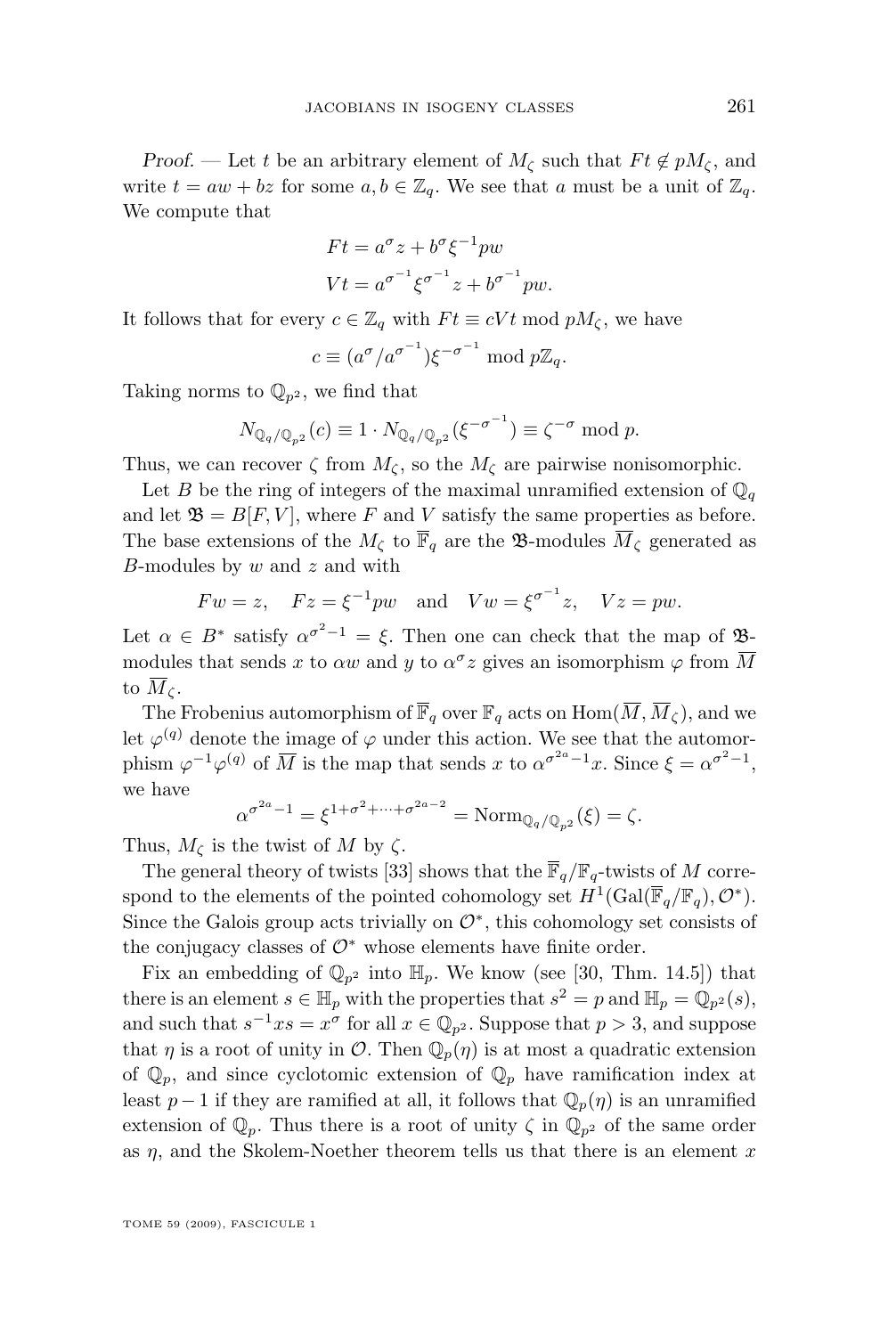*Proof.* — Let $t$ be an arbitrary element of $M_\zeta$ such that $Ft \notin pM_\zeta$, and write $t = aw + bz$ for some $a, b \in \mathbb{Z}_q$. We see that $a$ must be a unit of $\mathbb{Z}_q$. We compute that

$$Ft = a^\sigma z + b^\sigma \xi^{-1} pw$$
$$Vt = a^{\sigma^{-1}} \xi^{\sigma^{-1}} z + b^{\sigma^{-1}} pw.$$

It follows that for every $c \in \mathbb{Z}_q$ with $Ft \equiv cVt \bmod pM_\zeta$, we have

$$c \equiv (a^\sigma / a^{\sigma^{-1}}) \xi^{-\sigma^{-1}} \bmod p\mathbb{Z}_q.$$

Taking norms to $\mathbb{Q}_{p^2}$, we find that

$$N_{\mathbb{Q}_q/\mathbb{Q}_{p^2}}(c) \equiv 1 \cdot N_{\mathbb{Q}_q/\mathbb{Q}_{p^2}}(\xi^{-\sigma^{-1}}) \equiv \zeta^{-\sigma} \bmod p.$$

Thus, we can recover $\zeta$ from $M_\zeta$, so the $M_\zeta$ are pairwise nonisomorphic.

Let $B$ be the ring of integers of the maximal unramified extension of $\mathbb{Q}_q$ and let $\mathfrak{B} = B[F, V]$, where $F$ and $V$ satisfy the same properties as before. The base extensions of the $M_\zeta$ to $\overline{\mathbb{F}}_q$ are the $\mathfrak{B}$-modules $\overline{M}_\zeta$ generated as $B$-modules by $w$ and $z$ and with

$$Fw = z, \quad Fz = \xi^{-1} pw \quad \text{and} \quad Vw = \xi^{\sigma^{-1}} z, \quad Vz = pw.$$

Let $\alpha \in B^*$ satisfy $\alpha^{\sigma^2 - 1} = \xi$. Then one can check that the map of $\mathfrak{B}$-modules that sends $x$ to $\alpha w$ and $y$ to $\alpha^\sigma z$ gives an isomorphism $\varphi$ from $\overline{M}$ to $\overline{M}_\zeta$.

The Frobenius automorphism of $\overline{\mathbb{F}}_q$ over $\mathbb{F}_q$ acts on $\operatorname{Hom}(\overline{M}, \overline{M}_\zeta)$, and we let $\varphi^{(q)}$ denote the image of $\varphi$ under this action. We see that the automorphism $\varphi^{-1}\varphi^{(q)}$ of $\overline{M}$ is the map that sends $x$ to $\alpha^{\sigma^{2a}-1} x$. Since $\xi = \alpha^{\sigma^2 - 1}$, we have

$$\alpha^{\sigma^{2a}-1} = \xi^{1 + \sigma^2 + \cdots + \sigma^{2a-2}} = \operatorname{Norm}_{\mathbb{Q}_q/\mathbb{Q}_{p^2}}(\xi) = \zeta.$$

Thus, $M_\zeta$ is the twist of $M$ by $\zeta$.

The general theory of twists [33] shows that the $\overline{\mathbb{F}}_q/\mathbb{F}_q$-twists of $M$ correspond to the elements of the pointed cohomology set $H^1(\operatorname{Gal}(\overline{\mathbb{F}}_q/\mathbb{F}_q), \mathcal{O}^*)$. Since the Galois group acts trivially on $\mathcal{O}^*$, this cohomology set consists of the conjugacy classes of $\mathcal{O}^*$ whose elements have finite order.

Fix an embedding of $\mathbb{Q}_{p^2}$ into $\mathbb{H}_p$. We know (see [30, Thm. 14.5]) that there is an element $s \in \mathbb{H}_p$ with the properties that $s^2 = p$ and $\mathbb{H}_p = \mathbb{Q}_{p^2}(s)$, and such that $s^{-1} x s = x^\sigma$ for all $x \in \mathbb{Q}_{p^2}$. Suppose that $p > 3$, and suppose that $\eta$ is a root of unity in $\mathcal{O}$. Then $\mathbb{Q}_p(\eta)$ is at most a quadratic extension of $\mathbb{Q}_p$, and since cyclotomic extension of $\mathbb{Q}_p$ have ramification index at least $p - 1$ if they are ramified at all, it follows that $\mathbb{Q}_p(\eta)$ is an unramified extension of $\mathbb{Q}_p$. Thus there is a root of unity $\zeta$ in $\mathbb{Q}_{p^2}$ of the same order as $\eta$, and the Skolem-Noether theorem tells us that there is an element $x$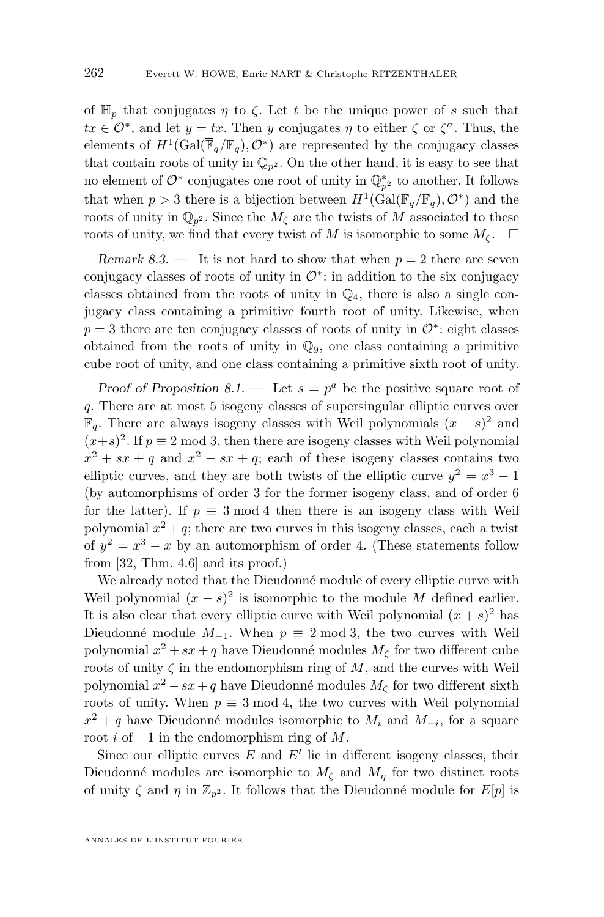of $\mathbb{H}_p$ that conjugates $\eta$ to $\zeta$. Let $t$ be the unique power of $s$ such that $tx \in \mathcal{O}^*$, and let $y = tx$. Then $y$ conjugates $\eta$ to either $\zeta$ or $\zeta^\sigma$. Thus, the elements of $H^1(\mathrm{Gal}(\overline{\mathbb{F}}_q/\mathbb{F}_q), \mathcal{O}^*)$ are represented by the conjugacy classes that contain roots of unity in $\mathbb{Q}_{p^2}$. On the other hand, it is easy to see that no element of $\mathcal{O}^*$ conjugates one root of unity in $\mathbb{Q}_{p^2}^*$ to another. It follows that when $p > 3$ there is a bijection between $H^1(\mathrm{Gal}(\overline{\mathbb{F}}_q/\mathbb{F}_q), \mathcal{O}^*)$ and the roots of unity in $\mathbb{Q}_{p^2}$. Since the $M_\zeta$ are the twists of $M$ associated to these roots of unity, we find that every twist of $M$ is isomorphic to some $M_\zeta$. $\square$

*Remark 8.3.* — It is not hard to show that when $p = 2$ there are seven conjugacy classes of roots of unity in $\mathcal{O}^*$: in addition to the six conjugacy classes obtained from the roots of unity in $\mathbb{Q}_4$, there is also a single conjugacy class containing a primitive fourth root of unity. Likewise, when $p = 3$ there are ten conjugacy classes of roots of unity in $\mathcal{O}^*$: eight classes obtained from the roots of unity in $\mathbb{Q}_9$, one class containing a primitive cube root of unity, and one class containing a primitive sixth root of unity.

*Proof of Proposition 8.1.* — Let $s = p^a$ be the positive square root of $q$. There are at most 5 isogeny classes of supersingular elliptic curves over $\mathbb{F}_q$. There are always isogeny classes with Weil polynomials $(x - s)^2$ and $(x+s)^2$. If $p \equiv 2 \bmod 3$, then there are isogeny classes with Weil polynomial $x^2 + sx + q$ and $x^2 - sx + q$; each of these isogeny classes contains two elliptic curves, and they are both twists of the elliptic curve $y^2 = x^3 - 1$ (by automorphisms of order 3 for the former isogeny class, and of order 6 for the latter). If $p \equiv 3 \bmod 4$ then there is an isogeny class with Weil polynomial $x^2 + q$; there are two curves in this isogeny classes, each a twist of $y^2 = x^3 - x$ by an automorphism of order 4. (These statements follow from [32, Thm. 4.6] and its proof.)

We already noted that the Dieudonné module of every elliptic curve with Weil polynomial $(x - s)^2$ is isomorphic to the module $M$ defined earlier. It is also clear that every elliptic curve with Weil polynomial $(x + s)^2$ has Dieudonné module $M_{-1}$. When $p \equiv 2 \bmod 3$, the two curves with Weil polynomial $x^2 + sx + q$ have Dieudonné modules $M_\zeta$ for two different cube roots of unity $\zeta$ in the endomorphism ring of $M$, and the curves with Weil polynomial $x^2 - sx + q$ have Dieudonné modules $M_\zeta$ for two different sixth roots of unity. When $p \equiv 3 \bmod 4$, the two curves with Weil polynomial $x^2 + q$ have Dieudonné modules isomorphic to $M_i$ and $M_{-i}$, for a square root $i$ of $-1$ in the endomorphism ring of $M$.

Since our elliptic curves $E$ and $E'$ lie in different isogeny classes, their Dieudonné modules are isomorphic to $M_\zeta$ and $M_\eta$ for two distinct roots of unity $\zeta$ and $\eta$ in $\mathbb{Z}_{p^2}$. It follows that the Dieudonné module for $E[p]$ is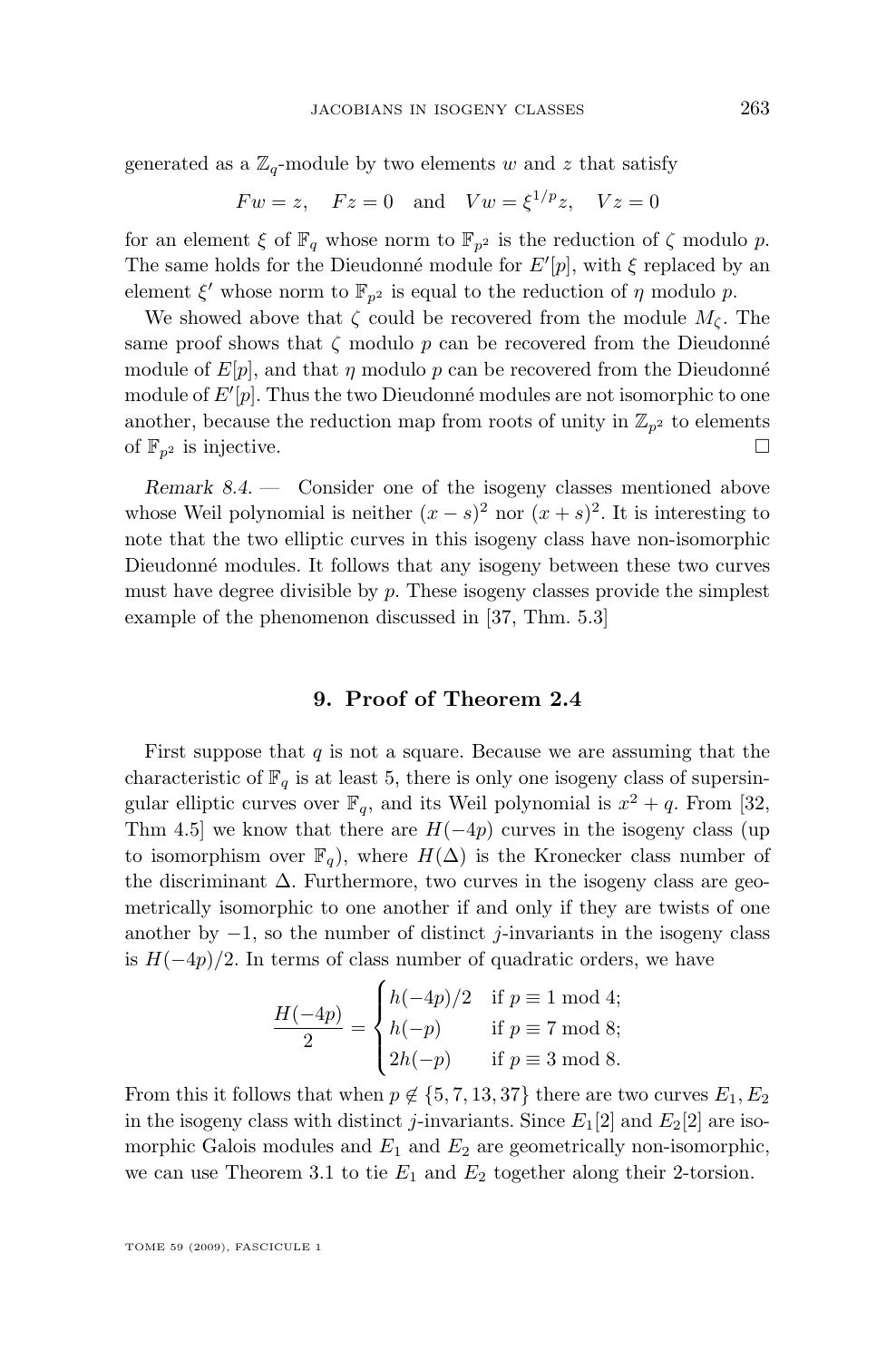generated as a $\mathbb{Z}_q$-module by two elements $w$ and $z$ that satisfy

$$Fw = z, \quad Fz = 0 \quad \text{and} \quad Vw = \xi^{1/p} z, \quad Vz = 0$$

for an element $\xi$ of $\mathbb{F}_q$ whose norm to $\mathbb{F}_{p^2}$ is the reduction of $\zeta$ modulo $p$. The same holds for the Dieudonné module for $E'[p]$, with $\xi$ replaced by an element $\xi'$ whose norm to $\mathbb{F}_{p^2}$ is equal to the reduction of $\eta$ modulo $p$.

We showed above that $\zeta$ could be recovered from the module $M_\zeta$. The same proof shows that $\zeta$ modulo $p$ can be recovered from the Dieudonné module of $E[p]$, and that $\eta$ modulo $p$ can be recovered from the Dieudonné module of $E'[p]$. Thus the two Dieudonné modules are not isomorphic to one another, because the reduction map from roots of unity in $\mathbb{Z}_{p^2}$ to elements of $\mathbb{F}_{p^2}$ is injective. □

*Remark 8.4.* — Consider one of the isogeny classes mentioned above whose Weil polynomial is neither $(x - s)^2$ nor $(x + s)^2$. It is interesting to note that the two elliptic curves in this isogeny class have non-isomorphic Dieudonné modules. It follows that any isogeny between these two curves must have degree divisible by $p$. These isogeny classes provide the simplest example of the phenomenon discussed in [37, Thm. 5.3]

## 9. Proof of Theorem 2.4

First suppose that $q$ is not a square. Because we are assuming that the characteristic of $\mathbb{F}_q$ is at least 5, there is only one isogeny class of supersingular elliptic curves over $\mathbb{F}_q$, and its Weil polynomial is $x^2 + q$. From [32, Thm 4.5] we know that there are $H(-4p)$ curves in the isogeny class (up to isomorphism over $\mathbb{F}_q$), where $H(\Delta)$ is the Kronecker class number of the discriminant $\Delta$. Furthermore, two curves in the isogeny class are geometrically isomorphic to one another if and only if they are twists of one another by $-1$, so the number of distinct $j$-invariants in the isogeny class is $H(-4p)/2$. In terms of class number of quadratic orders, we have

$$\frac{H(-4p)}{2} = \begin{cases} h(-4p)/2 & \text{if } p \equiv 1 \bmod 4; \\ h(-p) & \text{if } p \equiv 7 \bmod 8; \\ 2h(-p) & \text{if } p \equiv 3 \bmod 8. \end{cases}$$

From this it follows that when $p \notin \{5, 7, 13, 37\}$ there are two curves $E_1, E_2$ in the isogeny class with distinct $j$-invariants. Since $E_1[2]$ and $E_2[2]$ are isomorphic Galois modules and $E_1$ and $E_2$ are geometrically non-isomorphic, we can use Theorem 3.1 to tie $E_1$ and $E_2$ together along their 2-torsion.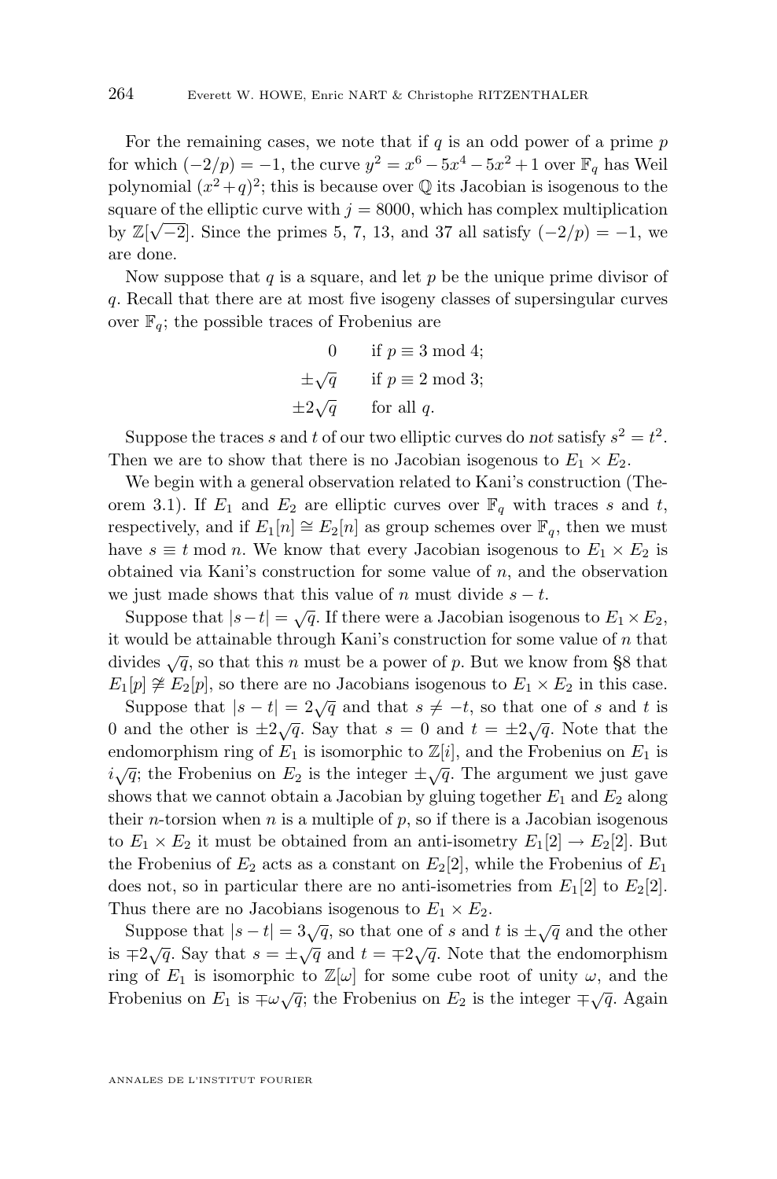For the remaining cases, we note that if $q$ is an odd power of a prime $p$ for which $(-2/p) = -1$, the curve $y^2 = x^6 - 5x^4 - 5x^2 + 1$ over $\mathbb{F}_q$ has Weil polynomial $(x^2+q)^2$; this is because over $\mathbb{Q}$ its Jacobian is isogenous to the square of the elliptic curve with $j = 8000$, which has complex multiplication by $\mathbb{Z}[\sqrt{-2}]$. Since the primes 5, 7, 13, and 37 all satisfy $(-2/p) = -1$, we are done.

Now suppose that $q$ is a square, and let $p$ be the unique prime divisor of $q$. Recall that there are at most five isogeny classes of supersingular curves over $\mathbb{F}_q$; the possible traces of Frobenius are

$$\begin{aligned} 0 \qquad & \text{if } p \equiv 3 \bmod 4; \\ \pm\sqrt{q} \qquad & \text{if } p \equiv 2 \bmod 3; \\ \pm 2\sqrt{q} \qquad & \text{for all } q. \end{aligned}$$

Suppose the traces $s$ and $t$ of our two elliptic curves do *not* satisfy $s^2 = t^2$. Then we are to show that there is no Jacobian isogenous to $E_1 \times E_2$.

We begin with a general observation related to Kani's construction (Theorem 3.1). If $E_1$ and $E_2$ are elliptic curves over $\mathbb{F}_q$ with traces $s$ and $t$, respectively, and if $E_1[n] \cong E_2[n]$ as group schemes over $\mathbb{F}_q$, then we must have $s \equiv t \bmod n$. We know that every Jacobian isogenous to $E_1 \times E_2$ is obtained via Kani's construction for some value of $n$, and the observation we just made shows that this value of $n$ must divide $s - t$.

Suppose that $|s-t| = \sqrt{q}$. If there were a Jacobian isogenous to $E_1 \times E_2$, it would be attainable through Kani's construction for some value of $n$ that divides $\sqrt{q}$, so that this $n$ must be a power of $p$. But we know from §8 that $E_1[p] \not\cong E_2[p]$, so there are no Jacobians isogenous to $E_1 \times E_2$ in this case.

Suppose that $|s - t| = 2\sqrt{q}$ and that $s \neq -t$, so that one of $s$ and $t$ is 0 and the other is $\pm 2\sqrt{q}$. Say that $s = 0$ and $t = \pm 2\sqrt{q}$. Note that the endomorphism ring of $E_1$ is isomorphic to $\mathbb{Z}[i]$, and the Frobenius on $E_1$ is $i\sqrt{q}$; the Frobenius on $E_2$ is the integer $\pm\sqrt{q}$. The argument we just gave shows that we cannot obtain a Jacobian by gluing together $E_1$ and $E_2$ along their $n$-torsion when $n$ is a multiple of $p$, so if there is a Jacobian isogenous to $E_1 \times E_2$ it must be obtained from an anti-isometry $E_1[2] \to E_2[2]$. But the Frobenius of $E_2$ acts as a constant on $E_2[2]$, while the Frobenius of $E_1$ does not, so in particular there are no anti-isometries from $E_1[2]$ to $E_2[2]$. Thus there are no Jacobians isogenous to $E_1 \times E_2$.

Suppose that $|s - t| = 3\sqrt{q}$, so that one of $s$ and $t$ is $\pm\sqrt{q}$ and the other is $\mp 2\sqrt{q}$. Say that $s = \pm\sqrt{q}$ and $t = \mp 2\sqrt{q}$. Note that the endomorphism ring of $E_1$ is isomorphic to $\mathbb{Z}[\omega]$ for some cube root of unity $\omega$, and the Frobenius on $E_1$ is $\mp\omega\sqrt{q}$; the Frobenius on $E_2$ is the integer $\mp\sqrt{q}$. Again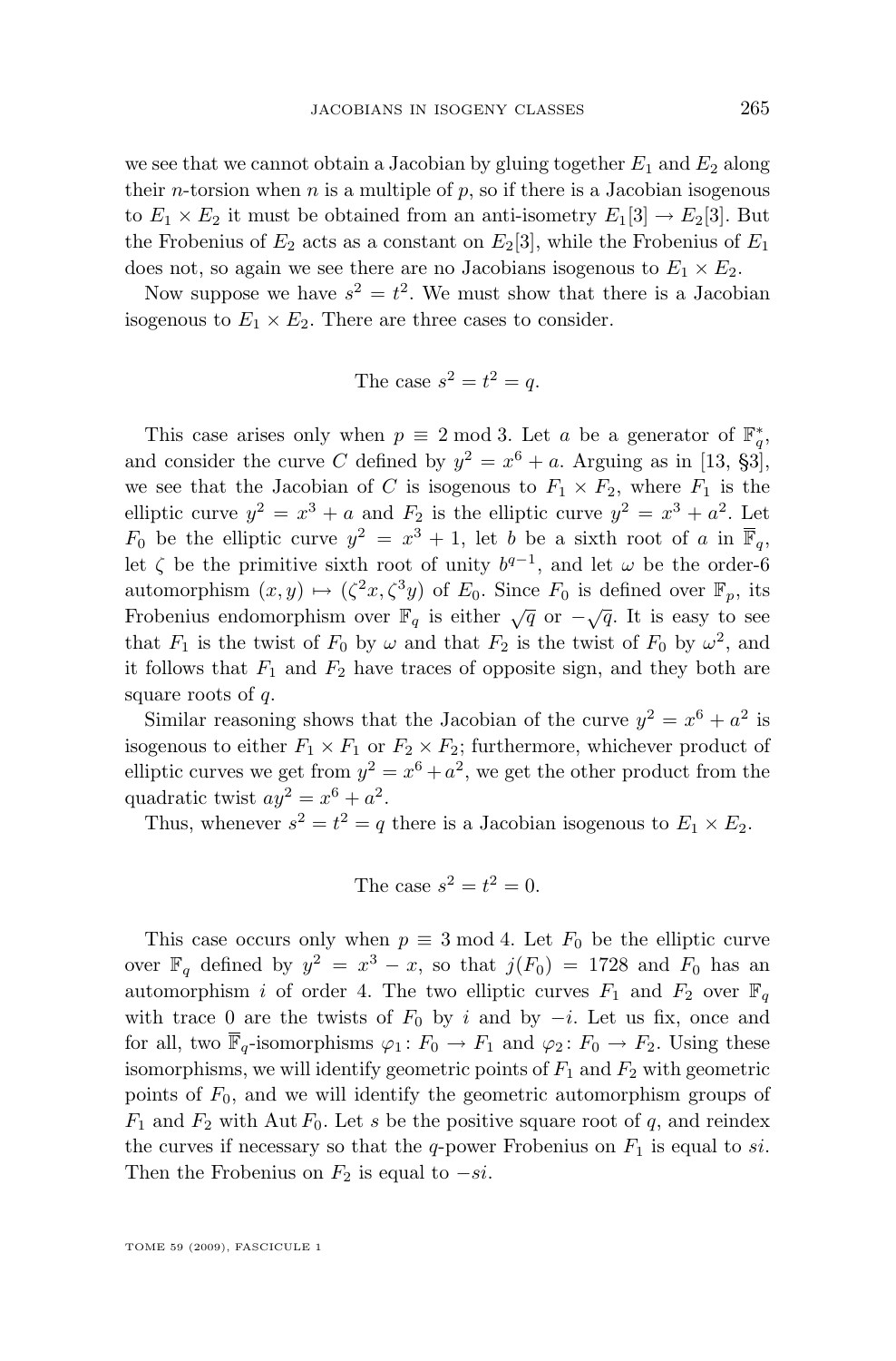we see that we cannot obtain a Jacobian by gluing together $E_1$ and $E_2$ along their $n$-torsion when $n$ is a multiple of $p$, so if there is a Jacobian isogenous to $E_1 \times E_2$ it must be obtained from an anti-isometry $E_1[3] \to E_2[3]$. But the Frobenius of $E_2$ acts as a constant on $E_2[3]$, while the Frobenius of $E_1$ does not, so again we see there are no Jacobians isogenous to $E_1 \times E_2$.

Now suppose we have $s^2 = t^2$. We must show that there is a Jacobian isogenous to $E_1 \times E_2$. There are three cases to consider.

The case $s^2 = t^2 = q$.

This case arises only when $p \equiv 2 \bmod 3$. Let $a$ be a generator of $\mathbb{F}_q^*$, and consider the curve $C$ defined by $y^2 = x^6 + a$. Arguing as in [13, §3], we see that the Jacobian of $C$ is isogenous to $F_1 \times F_2$, where $F_1$ is the elliptic curve $y^2 = x^3 + a$ and $F_2$ is the elliptic curve $y^2 = x^3 + a^2$. Let $F_0$ be the elliptic curve $y^2 = x^3 + 1$, let $b$ be a sixth root of $a$ in $\overline{\mathbb{F}}_q$, let $\zeta$ be the primitive sixth root of unity $b^{q-1}$, and let $\omega$ be the order-6 automorphism $(x, y) \mapsto (\zeta^2 x, \zeta^3 y)$ of $E_0$. Since $F_0$ is defined over $\mathbb{F}_p$, its Frobenius endomorphism over $\mathbb{F}_q$ is either $\sqrt{q}$ or $-\sqrt{q}$. It is easy to see that $F_1$ is the twist of $F_0$ by $\omega$ and that $F_2$ is the twist of $F_0$ by $\omega^2$, and it follows that $F_1$ and $F_2$ have traces of opposite sign, and they both are square roots of $q$.

Similar reasoning shows that the Jacobian of the curve $y^2 = x^6 + a^2$ is isogenous to either $F_1 \times F_1$ or $F_2 \times F_2$; furthermore, whichever product of elliptic curves we get from $y^2 = x^6 + a^2$, we get the other product from the quadratic twist $ay^2 = x^6 + a^2$.

Thus, whenever $s^2 = t^2 = q$ there is a Jacobian isogenous to $E_1 \times E_2$.

The case $s^2 = t^2 = 0$.

This case occurs only when $p \equiv 3 \bmod 4$. Let $F_0$ be the elliptic curve over $\mathbb{F}_q$ defined by $y^2 = x^3 - x$, so that $j(F_0) = 1728$ and $F_0$ has an automorphism $i$ of order 4. The two elliptic curves $F_1$ and $F_2$ over $\mathbb{F}_q$ with trace 0 are the twists of $F_0$ by $i$ and by $-i$. Let us fix, once and for all, two $\overline{\mathbb{F}}_q$-isomorphisms $\varphi_1 \colon F_0 \to F_1$ and $\varphi_2 \colon F_0 \to F_2$. Using these isomorphisms, we will identify geometric points of $F_1$ and $F_2$ with geometric points of $F_0$, and we will identify the geometric automorphism groups of $F_1$ and $F_2$ with $\operatorname{Aut} F_0$. Let $s$ be the positive square root of $q$, and reindex the curves if necessary so that the $q$-power Frobenius on $F_1$ is equal to $si$. Then the Frobenius on $F_2$ is equal to $-si$.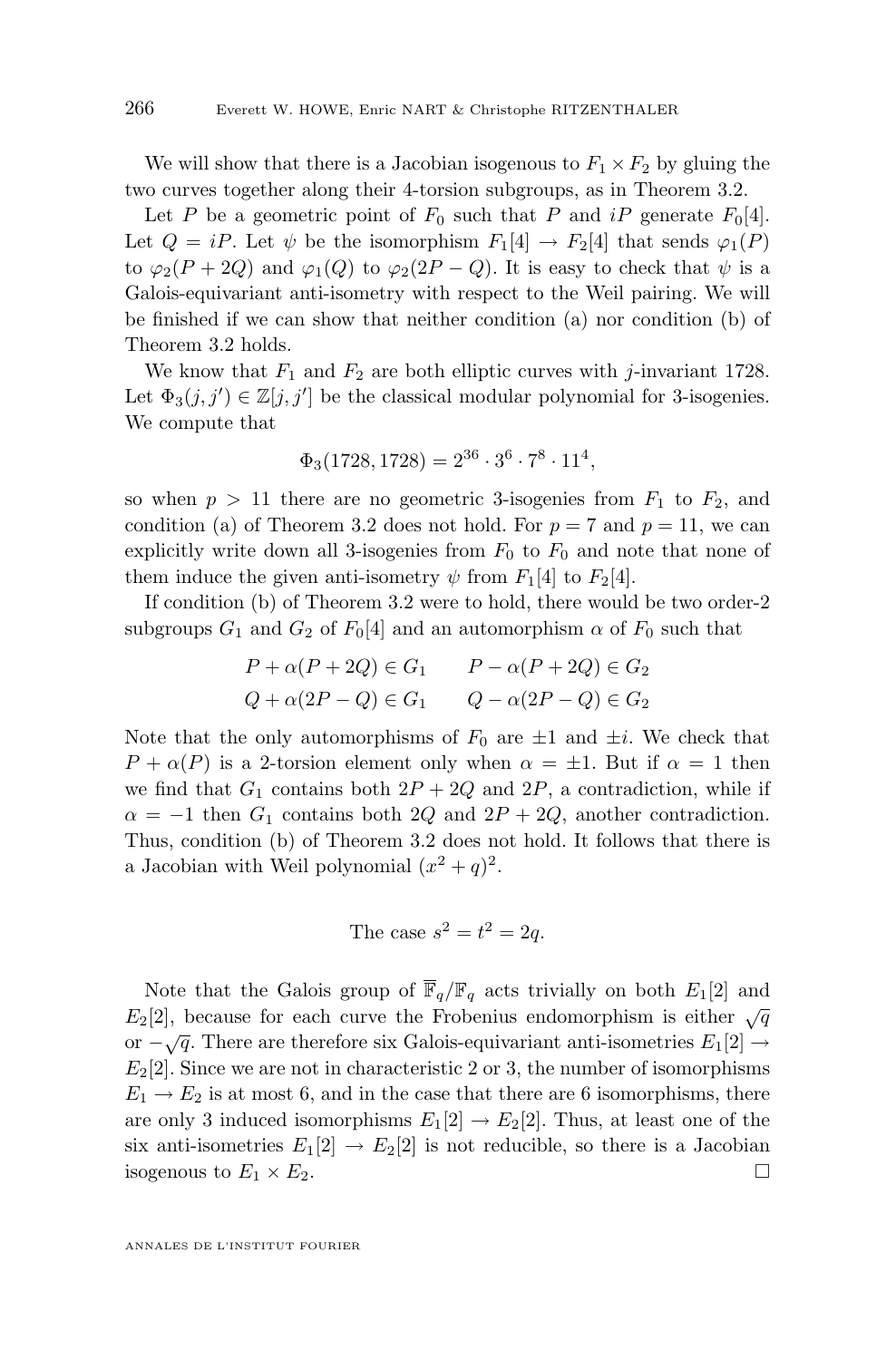We will show that there is a Jacobian isogenous to $F_1 \times F_2$ by gluing the two curves together along their 4-torsion subgroups, as in Theorem 3.2.

Let $P$ be a geometric point of $F_0$ such that $P$ and $iP$ generate $F_0[4]$. Let $Q = iP$. Let $\psi$ be the isomorphism $F_1[4] \to F_2[4]$ that sends $\varphi_1(P)$ to $\varphi_2(P + 2Q)$ and $\varphi_1(Q)$ to $\varphi_2(2P - Q)$. It is easy to check that $\psi$ is a Galois-equivariant anti-isometry with respect to the Weil pairing. We will be finished if we can show that neither condition (a) nor condition (b) of Theorem 3.2 holds.

We know that $F_1$ and $F_2$ are both elliptic curves with $j$-invariant 1728. Let $\Phi_3(j, j') \in \mathbb{Z}[j, j']$ be the classical modular polynomial for 3-isogenies. We compute that

$$\Phi_3(1728, 1728) = 2^{36} \cdot 3^6 \cdot 7^8 \cdot 11^4,$$

so when $p > 11$ there are no geometric 3-isogenies from $F_1$ to $F_2$, and condition (a) of Theorem 3.2 does not hold. For $p = 7$ and $p = 11$, we can explicitly write down all 3-isogenies from $F_0$ to $F_0$ and note that none of them induce the given anti-isometry $\psi$ from $F_1[4]$ to $F_2[4]$.

If condition (b) of Theorem 3.2 were to hold, there would be two order-2 subgroups $G_1$ and $G_2$ of $F_0[4]$ and an automorphism $\alpha$ of $F_0$ such that

$$\begin{aligned} P + \alpha(P + 2Q) &\in G_1 \qquad & P - \alpha(P + 2Q) &\in G_2 \\ Q + \alpha(2P - Q) &\in G_1 \qquad & Q - \alpha(2P - Q) &\in G_2 \end{aligned}$$

Note that the only automorphisms of $F_0$ are $\pm 1$ and $\pm i$. We check that $P + \alpha(P)$ is a 2-torsion element only when $\alpha = \pm 1$. But if $\alpha = 1$ then we find that $G_1$ contains both $2P + 2Q$ and $2P$, a contradiction, while if $\alpha = -1$ then $G_1$ contains both $2Q$ and $2P + 2Q$, another contradiction. Thus, condition (b) of Theorem 3.2 does not hold. It follows that there is a Jacobian with Weil polynomial $(x^2 + q)^2$.

The case $s^2 = t^2 = 2q$.

Note that the Galois group of $\overline{\mathbb{F}}_q/\mathbb{F}_q$ acts trivially on both $E_1[2]$ and $E_2[2]$, because for each curve the Frobenius endomorphism is either $\sqrt{q}$ or $-\sqrt{q}$. There are therefore six Galois-equivariant anti-isometries $E_1[2] \to E_2[2]$. Since we are not in characteristic 2 or 3, the number of isomorphisms $E_1 \to E_2$ is at most 6, and in the case that there are 6 isomorphisms, there are only 3 induced isomorphisms $E_1[2] \to E_2[2]$. Thus, at least one of the six anti-isometries $E_1[2] \to E_2[2]$ is not reducible, so there is a Jacobian isogenous to $E_1 \times E_2$. ☐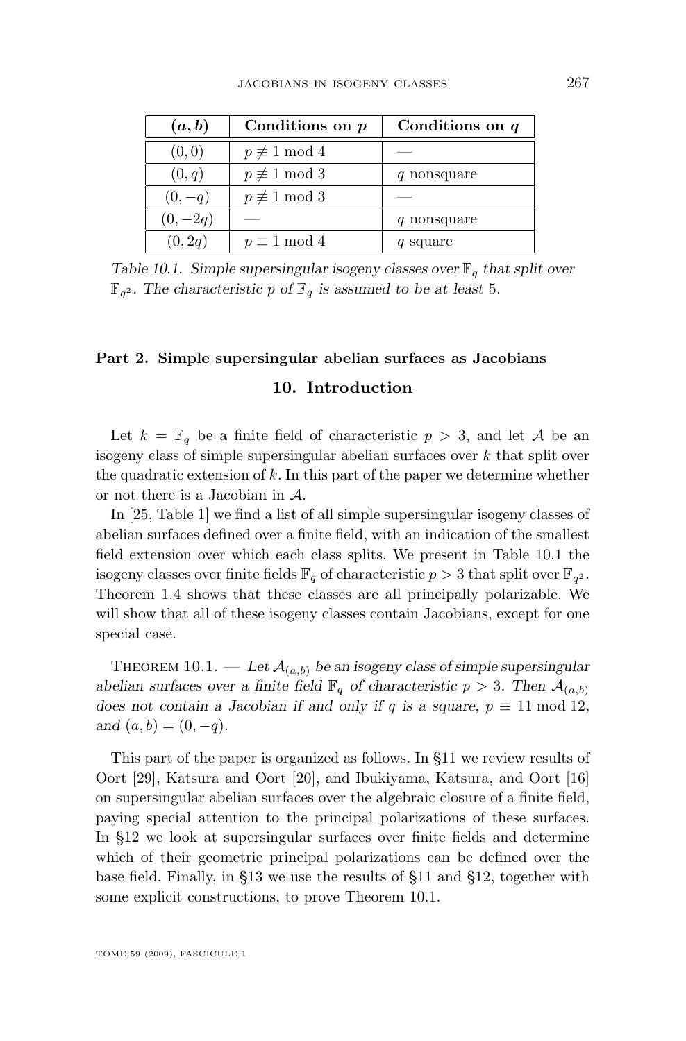| $(a, b)$ | Conditions on $p$ | Conditions on $q$ |
|---|---|---|
| $(0, 0)$ | $p \not\equiv 1 \bmod 4$ | — |
| $(0, q)$ | $p \not\equiv 1 \bmod 3$ | $q$ nonsquare |
| $(0, -q)$ | $p \not\equiv 1 \bmod 3$ | — |
| $(0, -2q)$ | — | $q$ nonsquare |
| $(0, 2q)$ | $p \equiv 1 \bmod 4$ | $q$ square |

*Table 10.1. Simple supersingular isogeny classes over $\mathbb{F}_q$ that split over $\mathbb{F}_{q^2}$. The characteristic $p$ of $\mathbb{F}_q$ is assumed to be at least 5.*

## Part 2. Simple supersingular abelian surfaces as Jacobians

### 10. Introduction

Let $k = \mathbb{F}_q$ be a finite field of characteristic $p > 3$, and let $\mathcal{A}$ be an isogeny class of simple supersingular abelian surfaces over $k$ that split over the quadratic extension of $k$. In this part of the paper we determine whether or not there is a Jacobian in $\mathcal{A}$.

In [25, Table 1] we find a list of all simple supersingular isogeny classes of abelian surfaces defined over a finite field, with an indication of the smallest field extension over which each class splits. We present in Table 10.1 the isogeny classes over finite fields $\mathbb{F}_q$ of characteristic $p > 3$ that split over $\mathbb{F}_{q^2}$. Theorem 1.4 shows that these classes are all principally polarizable. We will show that all of these isogeny classes contain Jacobians, except for one special case.

Theorem 10.1. — *Let $\mathcal{A}_{(a,b)}$ be an isogeny class of simple supersingular abelian surfaces over a finite field $\mathbb{F}_q$ of characteristic $p > 3$. Then $\mathcal{A}_{(a,b)}$ does not contain a Jacobian if and only if $q$ is a square, $p \equiv 11 \bmod 12$, and $(a, b) = (0, -q)$.*

This part of the paper is organized as follows. In §11 we review results of Oort [29], Katsura and Oort [20], and Ibukiyama, Katsura, and Oort [16] on supersingular abelian surfaces over the algebraic closure of a finite field, paying special attention to the principal polarizations of these surfaces. In §12 we look at supersingular surfaces over finite fields and determine which of their geometric principal polarizations can be defined over the base field. Finally, in §13 we use the results of §11 and §12, together with some explicit constructions, to prove Theorem 10.1.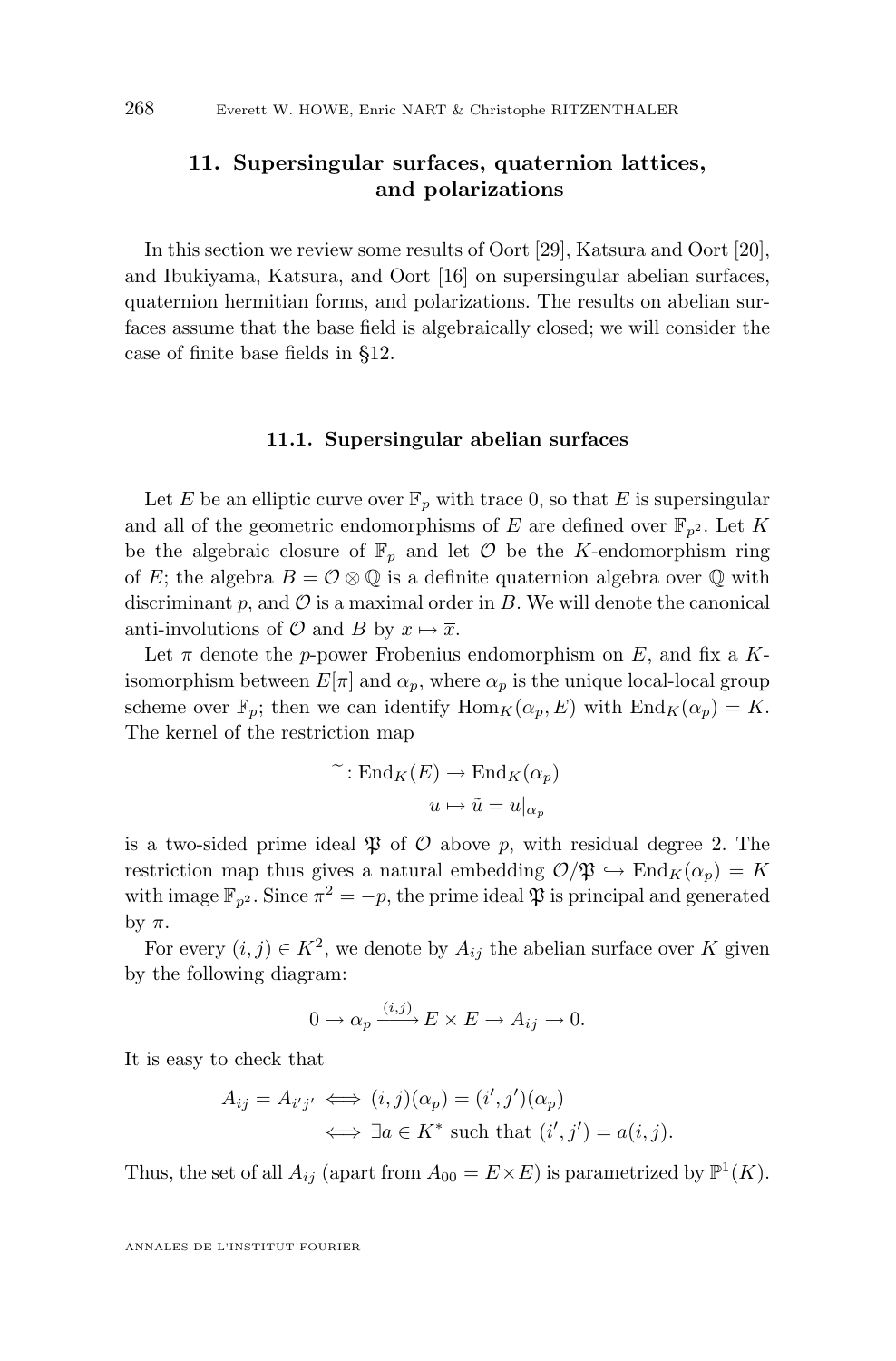## 11. Supersingular surfaces, quaternion lattices, and polarizations

In this section we review some results of Oort [29], Katsura and Oort [20], and Ibukiyama, Katsura, and Oort [16] on supersingular abelian surfaces, quaternion hermitian forms, and polarizations. The results on abelian surfaces assume that the base field is algebraically closed; we will consider the case of finite base fields in §12.

### 11.1. Supersingular abelian surfaces

Let $E$ be an elliptic curve over $\mathbb{F}_p$ with trace 0, so that $E$ is supersingular and all of the geometric endomorphisms of $E$ are defined over $\mathbb{F}_{p^2}$. Let $K$ be the algebraic closure of $\mathbb{F}_p$ and let $\mathcal{O}$ be the $K$-endomorphism ring of $E$; the algebra $B = \mathcal{O} \otimes \mathbb{Q}$ is a definite quaternion algebra over $\mathbb{Q}$ with discriminant $p$, and $\mathcal{O}$ is a maximal order in $B$. We will denote the canonical anti-involutions of $\mathcal{O}$ and $B$ by $x \mapsto \overline{x}$.

Let $\pi$ denote the $p$-power Frobenius endomorphism on $E$, and fix a $K$-isomorphism between $E[\pi]$ and $\alpha_p$, where $\alpha_p$ is the unique local-local group scheme over $\mathbb{F}_p$; then we can identify $\operatorname{Hom}_K(\alpha_p, E)$ with $\operatorname{End}_K(\alpha_p) = K$. The kernel of the restriction map

$$\begin{aligned} \tilde{\ }: \operatorname{End}_K(E) &\to \operatorname{End}_K(\alpha_p) \\ u &\mapsto \tilde{u} = u|_{\alpha_p} \end{aligned}$$

is a two-sided prime ideal $\mathfrak{P}$ of $\mathcal{O}$ above $p$, with residual degree 2. The restriction map thus gives a natural embedding $\mathcal{O}/\mathfrak{P} \hookrightarrow \operatorname{End}_K(\alpha_p) = K$ with image $\mathbb{F}_{p^2}$. Since $\pi^2 = -p$, the prime ideal $\mathfrak{P}$ is principal and generated by $\pi$.

For every $(i,j) \in K^2$, we denote by $A_{ij}$ the abelian surface over $K$ given by the following diagram:

$$0 \to \alpha_p \xrightarrow{(i,j)} E \times E \to A_{ij} \to 0.$$

It is easy to check that

$$\begin{aligned} A_{ij} = A_{i'j'} &\iff (i,j)(\alpha_p) = (i',j')(\alpha_p) \\ &\iff \exists a \in K^* \text{ such that } (i',j') = a(i,j). \end{aligned}$$

Thus, the set of all $A_{ij}$ (apart from $A_{00} = E \times E$) is parametrized by $\mathbb{P}^1(K)$.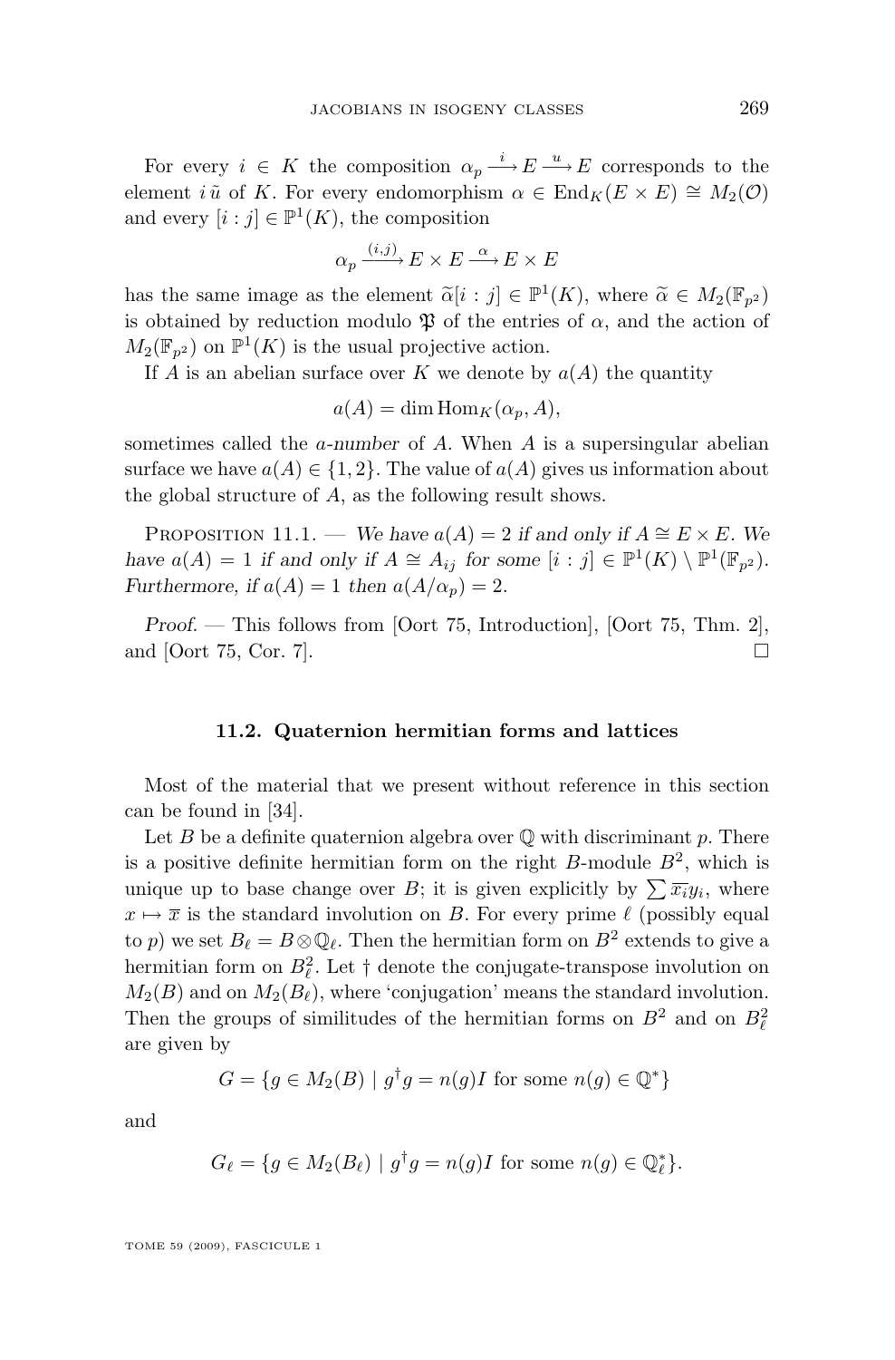For every $i \in K$ the composition $\alpha_p \xrightarrow{i} E \xrightarrow{u} E$ corresponds to the element $i\,\tilde{u}$ of $K$. For every endomorphism $\alpha \in \operatorname{End}_K(E \times E) \cong M_2(\mathcal{O})$ and every $[i:j] \in \mathbb{P}^1(K)$, the composition

$$\alpha_p \xrightarrow{(i,j)} E \times E \xrightarrow{\alpha} E \times E$$

has the same image as the element $\widetilde{\alpha}[i:j] \in \mathbb{P}^1(K)$, where $\widetilde{\alpha} \in M_2(\mathbb{F}_{p^2})$ is obtained by reduction modulo $\mathfrak{P}$ of the entries of $\alpha$, and the action of $M_2(\mathbb{F}_{p^2})$ on $\mathbb{P}^1(K)$ is the usual projective action.

If $A$ is an abelian surface over $K$ we denote by $a(A)$ the quantity

$$a(A) = \dim \operatorname{Hom}_K(\alpha_p, A),$$

sometimes called the *a-number* of $A$. When $A$ is a supersingular abelian surface we have $a(A) \in \{1, 2\}$. The value of $a(A)$ gives us information about the global structure of $A$, as the following result shows.

Proposition 11.1. — *We have $a(A) = 2$ if and only if $A \cong E \times E$. We have $a(A) = 1$ if and only if $A \cong A_{ij}$ for some $[i:j] \in \mathbb{P}^1(K) \setminus \mathbb{P}^1(\mathbb{F}_{p^2})$. Furthermore, if $a(A) = 1$ then $a(A/\alpha_p) = 2$.*

*Proof.* — This follows from [Oort 75, Introduction], [Oort 75, Thm. 2], and [Oort 75, Cor. 7]. □

### 11.2. Quaternion hermitian forms and lattices

Most of the material that we present without reference in this section can be found in [34].

Let $B$ be a definite quaternion algebra over $\mathbb{Q}$ with discriminant $p$. There is a positive definite hermitian form on the right $B$-module $B^2$, which is unique up to base change over $B$; it is given explicitly by $\sum \overline{x_i} y_i$, where $x \mapsto \overline{x}$ is the standard involution on $B$. For every prime $\ell$ (possibly equal to $p$) we set $B_\ell = B \otimes \mathbb{Q}_\ell$. Then the hermitian form on $B^2$ extends to give a hermitian form on $B_\ell^2$. Let † denote the conjugate-transpose involution on $M_2(B)$ and on $M_2(B_\ell)$, where 'conjugation' means the standard involution. Then the groups of similitudes of the hermitian forms on $B^2$ and on $B_\ell^2$ are given by

$$G = \{g \in M_2(B) \mid g^\dagger g = n(g) I \text{ for some } n(g) \in \mathbb{Q}^*\}$$

and

$$G_\ell = \{g \in M_2(B_\ell) \mid g^\dagger g = n(g) I \text{ for some } n(g) \in \mathbb{Q}_\ell^*\}.$$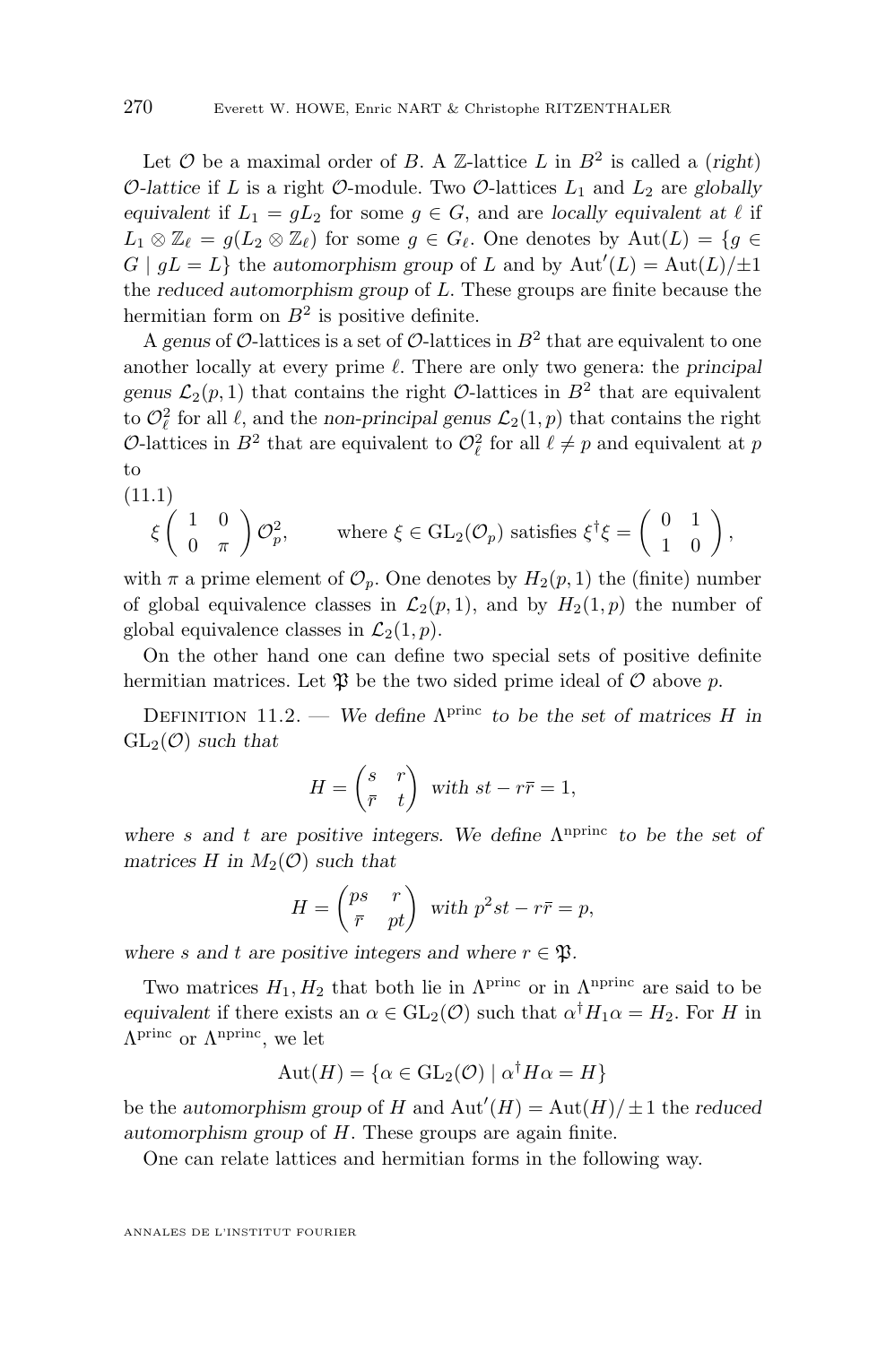Let $\mathcal{O}$ be a maximal order of $B$. A $\mathbb{Z}$-lattice $L$ in $B^2$ is called a (*right*) *$\mathcal{O}$-lattice* if $L$ is a right $\mathcal{O}$-module. Two $\mathcal{O}$-lattices $L_1$ and $L_2$ are *globally equivalent* if $L_1 = gL_2$ for some $g \in G$, and are *locally equivalent at* $\ell$ if $L_1 \otimes \mathbb{Z}_\ell = g(L_2 \otimes \mathbb{Z}_\ell)$ for some $g \in G_\ell$. One denotes by $\mathrm{Aut}(L) = \{g \in G \mid gL = L\}$ the *automorphism group* of $L$ and by $\mathrm{Aut}'(L) = \mathrm{Aut}(L)/\pm 1$ the *reduced automorphism group* of $L$. These groups are finite because the hermitian form on $B^2$ is positive definite.

A *genus* of $\mathcal{O}$-lattices is a set of $\mathcal{O}$-lattices in $B^2$ that are equivalent to one another locally at every prime $\ell$. There are only two genera: the *principal genus* $\mathcal{L}_2(p, 1)$ that contains the right $\mathcal{O}$-lattices in $B^2$ that are equivalent to $\mathcal{O}_\ell^2$ for all $\ell$, and the *non-principal genus* $\mathcal{L}_2(1, p)$ that contains the right $\mathcal{O}$-lattices in $B^2$ that are equivalent to $\mathcal{O}_\ell^2$ for all $\ell \neq p$ and equivalent at $p$ to

(11.1)
$$\xi \begin{pmatrix} 1 & 0 \\ 0 & \pi \end{pmatrix} \mathcal{O}_p^2, \qquad \text{where } \xi \in \mathrm{GL}_2(\mathcal{O}_p) \text{ satisfies } \xi^\dagger \xi = \begin{pmatrix} 0 & 1 \\ 1 & 0 \end{pmatrix},$$

with $\pi$ a prime element of $\mathcal{O}_p$. One denotes by $H_2(p, 1)$ the (finite) number of global equivalence classes in $\mathcal{L}_2(p, 1)$, and by $H_2(1, p)$ the number of global equivalence classes in $\mathcal{L}_2(1, p)$.

On the other hand one can define two special sets of positive definite hermitian matrices. Let $\mathfrak{P}$ be the two sided prime ideal of $\mathcal{O}$ above $p$.

Definition 11.2. — *We define $\Lambda^{\mathrm{princ}}$ to be the set of matrices $H$ in $\mathrm{GL}_2(\mathcal{O})$ such that*

$$H = \begin{pmatrix} s & r \\ \bar{r} & t \end{pmatrix} \text{ with } st - r\bar{r} = 1,$$

*where $s$ and $t$ are positive integers. We define $\Lambda^{\mathrm{nprinc}}$ to be the set of matrices $H$ in $M_2(\mathcal{O})$ such that*

$$H = \begin{pmatrix} ps & r \\ \bar{r} & pt \end{pmatrix} \text{ with } p^2 st - r\bar{r} = p,$$

*where $s$ and $t$ are positive integers and where $r \in \mathfrak{P}$.*

Two matrices $H_1, H_2$ that both lie in $\Lambda^{\mathrm{princ}}$ or in $\Lambda^{\mathrm{nprinc}}$ are said to be *equivalent* if there exists an $\alpha \in \mathrm{GL}_2(\mathcal{O})$ such that $\alpha^\dagger H_1 \alpha = H_2$. For $H$ in $\Lambda^{\mathrm{princ}}$ or $\Lambda^{\mathrm{nprinc}}$, we let

$$\mathrm{Aut}(H) = \{\alpha \in \mathrm{GL}_2(\mathcal{O}) \mid \alpha^\dagger H \alpha = H\}$$

be the *automorphism group* of $H$ and $\mathrm{Aut}'(H) = \mathrm{Aut}(H)/\pm 1$ the *reduced automorphism group* of $H$. These groups are again finite.

One can relate lattices and hermitian forms in the following way.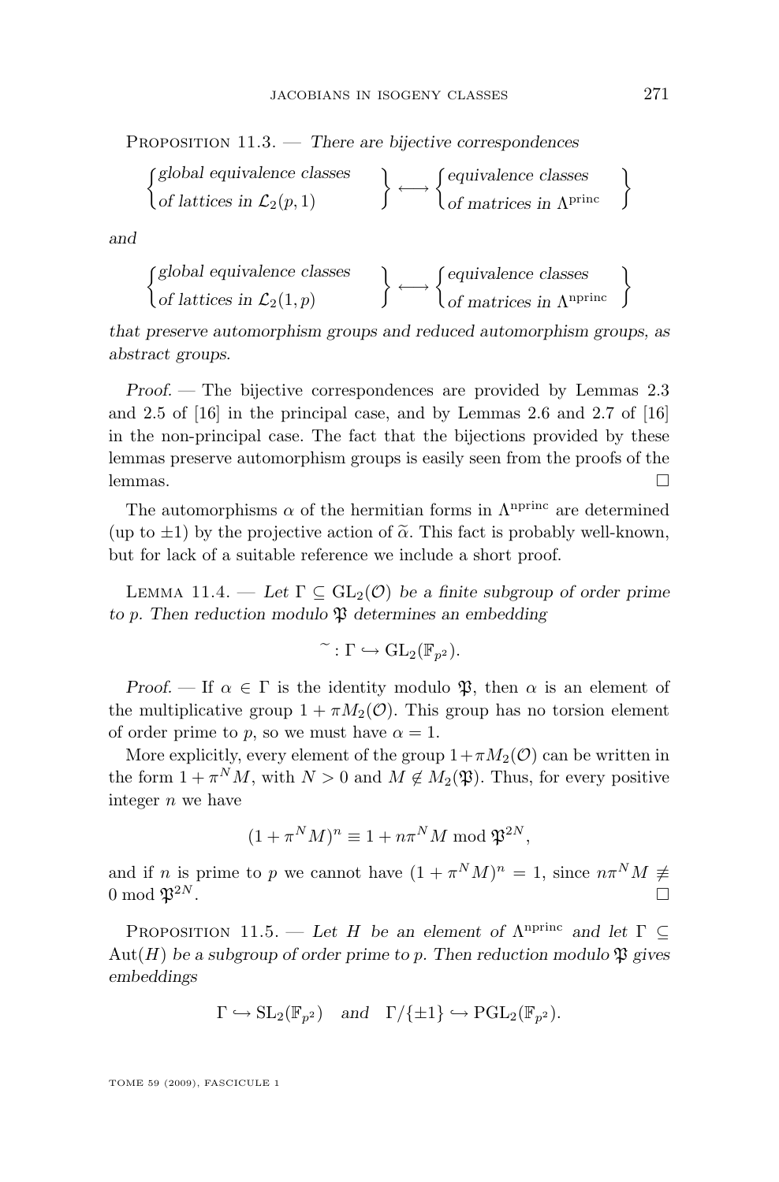Proposition 11.3. — *There are bijective correspondences*

$$\left\{\begin{array}{l}\text{global equivalence classes}\\ \text{of lattices in } \mathcal{L}_2(p,1)\end{array}\right\} \longleftrightarrow \left\{\begin{array}{l}\text{equivalence classes}\\ \text{of matrices in } \Lambda^{\mathrm{princ}}\end{array}\right\}$$

*and*

$$\left\{\begin{array}{l}\text{global equivalence classes}\\ \text{of lattices in } \mathcal{L}_2(1,p)\end{array}\right\} \longleftrightarrow \left\{\begin{array}{l}\text{equivalence classes}\\ \text{of matrices in } \Lambda^{\mathrm{nprinc}}\end{array}\right\}$$

*that preserve automorphism groups and reduced automorphism groups, as abstract groups.*

*Proof.* — The bijective correspondences are provided by Lemmas 2.3 and 2.5 of [16] in the principal case, and by Lemmas 2.6 and 2.7 of [16] in the non-principal case. The fact that the bijections provided by these lemmas preserve automorphism groups is easily seen from the proofs of the lemmas. □

The automorphisms $\alpha$ of the hermitian forms in $\Lambda^{\mathrm{nprinc}}$ are determined (up to $\pm 1$) by the projective action of $\widetilde{\alpha}$. This fact is probably well-known, but for lack of a suitable reference we include a short proof.

Lemma 11.4. — *Let $\Gamma \subseteq \mathrm{GL}_2(\mathcal{O})$ be a finite subgroup of order prime to $p$. Then reduction modulo $\mathfrak{P}$ determines an embedding*

$$\widetilde{\ }: \Gamma \hookrightarrow \mathrm{GL}_2(\mathbb{F}_{p^2}).$$

*Proof.* — If $\alpha \in \Gamma$ is the identity modulo $\mathfrak{P}$, then $\alpha$ is an element of the multiplicative group $1 + \pi M_2(\mathcal{O})$. This group has no torsion element of order prime to $p$, so we must have $\alpha = 1$.

More explicitly, every element of the group $1+\pi M_2(\mathcal{O})$ can be written in the form $1 + \pi^N M$, with $N > 0$ and $M \notin M_2(\mathfrak{P})$. Thus, for every positive integer $n$ we have

$$(1 + \pi^N M)^n \equiv 1 + n\pi^N M \bmod \mathfrak{P}^{2N},$$

and if $n$ is prime to $p$ we cannot have $(1 + \pi^N M)^n = 1$, since $n\pi^N M \not\equiv 0 \bmod \mathfrak{P}^{2N}$. □

Proposition 11.5. — *Let $H$ be an element of $\Lambda^{\mathrm{nprinc}}$ and let $\Gamma \subseteq \mathrm{Aut}(H)$ be a subgroup of order prime to $p$. Then reduction modulo $\mathfrak{P}$ gives embeddings*

$$\Gamma \hookrightarrow \mathrm{SL}_2(\mathbb{F}_{p^2}) \quad \textit{and} \quad \Gamma/\{\pm 1\} \hookrightarrow \mathrm{PGL}_2(\mathbb{F}_{p^2}).$$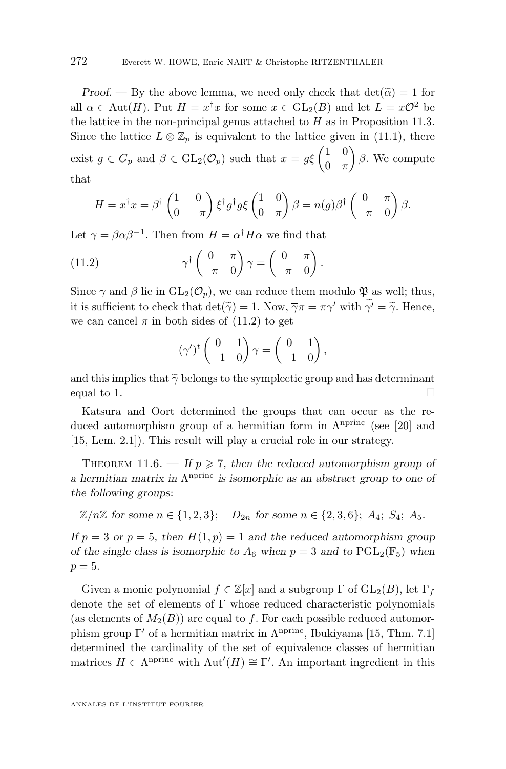*Proof.* — By the above lemma, we need only check that $\det(\widetilde{\alpha}) = 1$ for all $\alpha \in \operatorname{Aut}(H)$. Put $H = x^\dagger x$ for some $x \in \mathrm{GL}_2(B)$ and let $L = x\mathcal{O}^2$ be the lattice in the non-principal genus attached to $H$ as in Proposition 11.3. Since the lattice $L \otimes \mathbb{Z}_p$ is equivalent to the lattice given in (11.1), there exist $g \in G_p$ and $\beta \in \mathrm{GL}_2(\mathcal{O}_p)$ such that $x = g\xi \begin{pmatrix} 1 & 0 \\ 0 & \pi \end{pmatrix} \beta$. We compute that

$$H = x^\dagger x = \beta^\dagger \begin{pmatrix} 1 & 0 \\ 0 & -\pi \end{pmatrix} \xi^\dagger g^\dagger g \xi \begin{pmatrix} 1 & 0 \\ 0 & \pi \end{pmatrix} \beta = n(g)\beta^\dagger \begin{pmatrix} 0 & \pi \\ -\pi & 0 \end{pmatrix} \beta.$$

Let $\gamma = \beta\alpha\beta^{-1}$. Then from $H = \alpha^\dagger H \alpha$ we find that

$$\gamma^\dagger \begin{pmatrix} 0 & \pi \\ -\pi & 0 \end{pmatrix} \gamma = \begin{pmatrix} 0 & \pi \\ -\pi & 0 \end{pmatrix}. \tag{11.2}$$

Since $\gamma$ and $\beta$ lie in $\mathrm{GL}_2(\mathcal{O}_p)$, we can reduce them modulo $\mathfrak{P}$ as well; thus, it is sufficient to check that $\det(\widetilde{\gamma}) = 1$. Now, $\overline{\gamma}\pi = \pi\gamma'$ with $\widetilde{\gamma'} = \widetilde{\gamma}$. Hence, we can cancel $\pi$ in both sides of (11.2) to get

$$(\gamma')^t \begin{pmatrix} 0 & 1 \\ -1 & 0 \end{pmatrix} \gamma = \begin{pmatrix} 0 & 1 \\ -1 & 0 \end{pmatrix},$$

and this implies that $\widetilde{\gamma}$ belongs to the symplectic group and has determinant equal to 1. $\square$

Katsura and Oort determined the groups that can occur as the reduced automorphism group of a hermitian form in $\Lambda^{\mathrm{nprinc}}$ (see [20] and [15, Lem. 2.1]). This result will play a crucial role in our strategy.

**Theorem 11.6.** — *If $p \geqslant 7$, then the reduced automorphism group of a hermitian matrix in $\Lambda^{\mathrm{nprinc}}$ is isomorphic as an abstract group to one of the following groups*:

$$\mathbb{Z}/n\mathbb{Z} \text{ for some } n \in \{1,2,3\}; \quad D_{2n} \text{ for some } n \in \{2,3,6\};\ A_4;\ S_4;\ A_5.$$

*If $p = 3$ or $p = 5$, then $H(1,p) = 1$ and the reduced automorphism group of the single class is isomorphic to $A_6$ when $p = 3$ and to $\mathrm{PGL}_2(\mathbb{F}_5)$ when $p = 5$.*

Given a monic polynomial $f \in \mathbb{Z}[x]$ and a subgroup $\Gamma$ of $\mathrm{GL}_2(B)$, let $\Gamma_f$ denote the set of elements of $\Gamma$ whose reduced characteristic polynomials (as elements of $M_2(B)$) are equal to $f$. For each possible reduced automorphism group $\Gamma'$ of a hermitian matrix in $\Lambda^{\mathrm{nprinc}}$, Ibukiyama [15, Thm. 7.1] determined the cardinality of the set of equivalence classes of hermitian matrices $H \in \Lambda^{\mathrm{nprinc}}$ with $\operatorname{Aut}'(H) \cong \Gamma'$. An important ingredient in this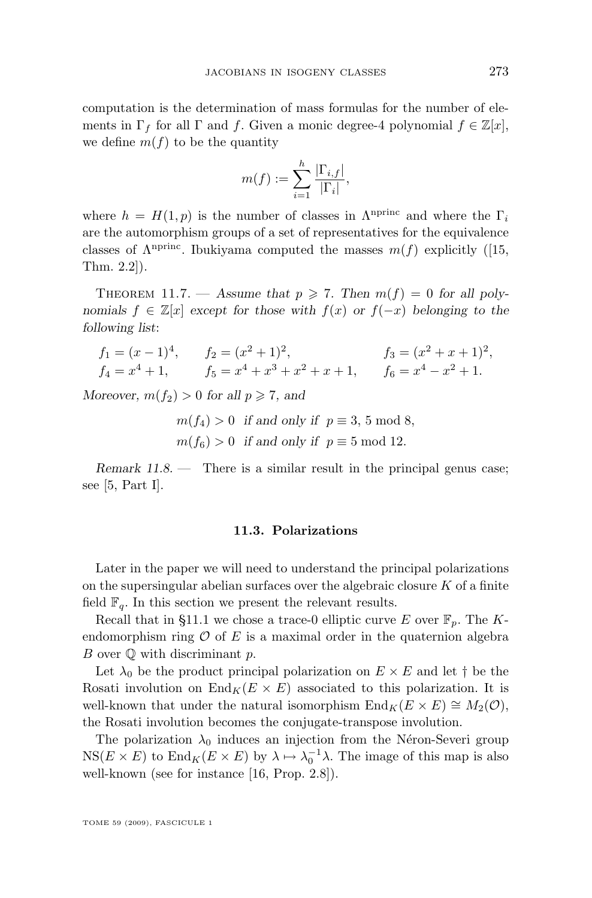computation is the determination of mass formulas for the number of elements in $\Gamma_f$ for all $\Gamma$ and $f$. Given a monic degree-4 polynomial $f \in \mathbb{Z}[x]$, we define $m(f)$ to be the quantity

$$m(f) := \sum_{i=1}^{h} \frac{|\Gamma_{i,f}|}{|\Gamma_i|},$$

where $h = H(1,p)$ is the number of classes in $\Lambda^{\text{nprinc}}$ and where the $\Gamma_i$ are the automorphism groups of a set of representatives for the equivalence classes of $\Lambda^{\text{nprinc}}$. Ibukiyama computed the masses $m(f)$ explicitly ([15, Thm. 2.2]).

Theorem 11.7. — *Assume that $p \geqslant 7$. Then $m(f) = 0$ for all polynomials $f \in \mathbb{Z}[x]$ except for those with $f(x)$ or $f(-x)$ belonging to the following list*:

$$f_1 = (x-1)^4, \qquad f_2 = (x^2+1)^2, \qquad f_3 = (x^2+x+1)^2,$$
$$f_4 = x^4+1, \qquad f_5 = x^4+x^3+x^2+x+1, \qquad f_6 = x^4-x^2+1.$$

*Moreover, $m(f_2) > 0$ for all $p \geqslant 7$, and*

$$m(f_4) > 0 \text{ if and only if } p \equiv 3, 5 \bmod 8,$$
$$m(f_6) > 0 \text{ if and only if } p \equiv 5 \bmod 12.$$

*Remark 11.8.* — There is a similar result in the principal genus case; see [5, Part I].

### 11.3. Polarizations

Later in the paper we will need to understand the principal polarizations on the supersingular abelian surfaces over the algebraic closure $K$ of a finite field $\mathbb{F}_q$. In this section we present the relevant results.

Recall that in §11.1 we chose a trace-0 elliptic curve $E$ over $\mathbb{F}_p$. The $K$-endomorphism ring $\mathcal{O}$ of $E$ is a maximal order in the quaternion algebra $B$ over $\mathbb{Q}$ with discriminant $p$.

Let $\lambda_0$ be the product principal polarization on $E \times E$ and let $\dagger$ be the Rosati involution on $\operatorname{End}_K(E \times E)$ associated to this polarization. It is well-known that under the natural isomorphism $\operatorname{End}_K(E \times E) \cong M_2(\mathcal{O})$, the Rosati involution becomes the conjugate-transpose involution.

The polarization $\lambda_0$ induces an injection from the Néron-Severi group $\operatorname{NS}(E \times E)$ to $\operatorname{End}_K(E \times E)$ by $\lambda \mapsto \lambda_0^{-1}\lambda$. The image of this map is also well-known (see for instance [16, Prop. 2.8]).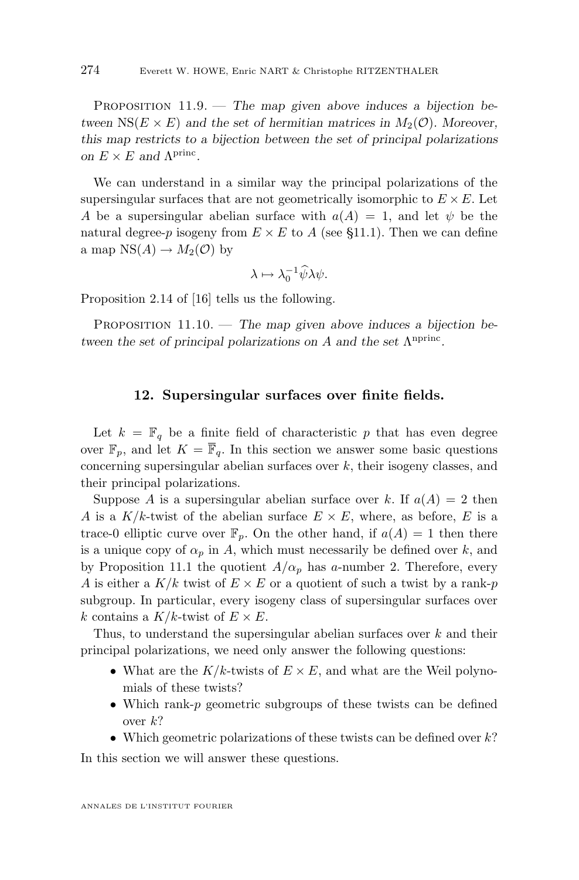Proposition 11.9. — *The map given above induces a bijection between $\mathrm{NS}(E \times E)$ and the set of hermitian matrices in $M_2(\mathcal{O})$. Moreover, this map restricts to a bijection between the set of principal polarizations on $E \times E$ and $\Lambda^{\mathrm{princ}}$.*

We can understand in a similar way the principal polarizations of the supersingular surfaces that are not geometrically isomorphic to $E \times E$. Let $A$ be a supersingular abelian surface with $a(A) = 1$, and let $\psi$ be the natural degree-$p$ isogeny from $E \times E$ to $A$ (see §11.1). Then we can define a map $\mathrm{NS}(A) \to M_2(\mathcal{O})$ by

$$\lambda \mapsto \lambda_0^{-1}\widehat{\psi}\lambda\psi.$$

Proposition 2.14 of [16] tells us the following.

Proposition 11.10. — *The map given above induces a bijection between the set of principal polarizations on $A$ and the set $\Lambda^{\mathrm{nprinc}}$.*

## 12. Supersingular surfaces over finite fields.

Let $k = \mathbb{F}_q$ be a finite field of characteristic $p$ that has even degree over $\mathbb{F}_p$, and let $K = \overline{\mathbb{F}}_q$. In this section we answer some basic questions concerning supersingular abelian surfaces over $k$, their isogeny classes, and their principal polarizations.

Suppose $A$ is a supersingular abelian surface over $k$. If $a(A) = 2$ then $A$ is a $K/k$-twist of the abelian surface $E \times E$, where, as before, $E$ is a trace-0 elliptic curve over $\mathbb{F}_p$. On the other hand, if $a(A) = 1$ then there is a unique copy of $\alpha_p$ in $A$, which must necessarily be defined over $k$, and by Proposition 11.1 the quotient $A/\alpha_p$ has $a$-number 2. Therefore, every $A$ is either a $K/k$ twist of $E \times E$ or a quotient of such a twist by a rank-$p$ subgroup. In particular, every isogeny class of supersingular surfaces over $k$ contains a $K/k$-twist of $E \times E$.

Thus, to understand the supersingular abelian surfaces over $k$ and their principal polarizations, we need only answer the following questions:

- What are the $K/k$-twists of $E \times E$, and what are the Weil polynomials of these twists?
- Which rank-$p$ geometric subgroups of these twists can be defined over $k$?
- Which geometric polarizations of these twists can be defined over $k$?

In this section we will answer these questions.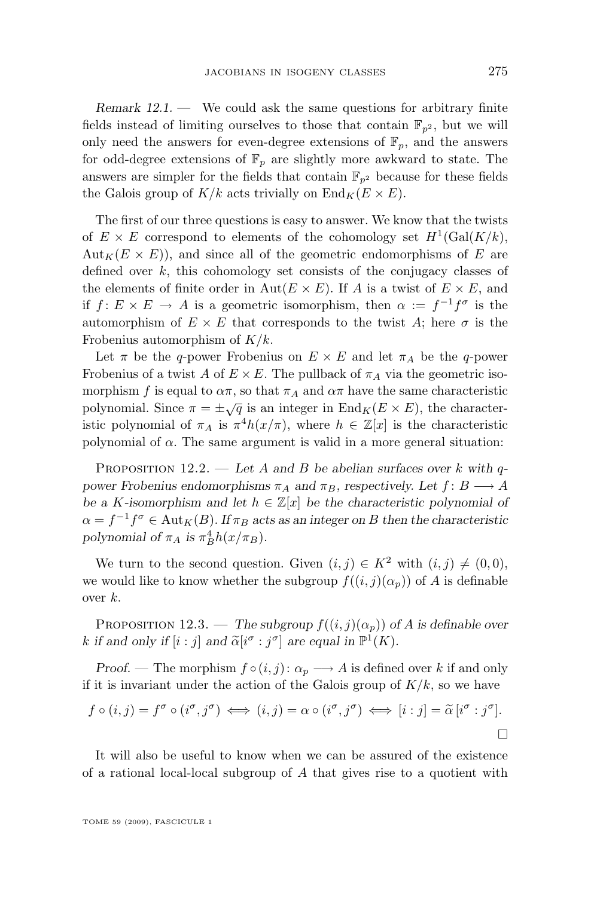*Remark 12.1.* — We could ask the same questions for arbitrary finite fields instead of limiting ourselves to those that contain $\mathbb{F}_{p^2}$, but we will only need the answers for even-degree extensions of $\mathbb{F}_p$, and the answers for odd-degree extensions of $\mathbb{F}_p$ are slightly more awkward to state. The answers are simpler for the fields that contain $\mathbb{F}_{p^2}$ because for these fields the Galois group of $K/k$ acts trivially on $\operatorname{End}_K(E \times E)$.

The first of our three questions is easy to answer. We know that the twists of $E \times E$ correspond to elements of the cohomology set $H^1(\operatorname{Gal}(K/k), \operatorname{Aut}_K(E \times E))$, and since all of the geometric endomorphisms of $E$ are defined over $k$, this cohomology set consists of the conjugacy classes of the elements of finite order in $\operatorname{Aut}(E \times E)$. If $A$ is a twist of $E \times E$, and if $f \colon E \times E \to A$ is a geometric isomorphism, then $\alpha := f^{-1} f^{\sigma}$ is the automorphism of $E \times E$ that corresponds to the twist $A$; here $\sigma$ is the Frobenius automorphism of $K/k$.

Let $\pi$ be the $q$-power Frobenius on $E \times E$ and let $\pi_A$ be the $q$-power Frobenius of a twist $A$ of $E \times E$. The pullback of $\pi_A$ via the geometric isomorphism $f$ is equal to $\alpha\pi$, so that $\pi_A$ and $\alpha\pi$ have the same characteristic polynomial. Since $\pi = \pm\sqrt{q}$ is an integer in $\operatorname{End}_K(E \times E)$, the characteristic polynomial of $\pi_A$ is $\pi^4 h(x/\pi)$, where $h \in \mathbb{Z}[x]$ is the characteristic polynomial of $\alpha$. The same argument is valid in a more general situation:

Proposition 12.2. — *Let $A$ and $B$ be abelian surfaces over $k$ with $q$-power Frobenius endomorphisms $\pi_A$ and $\pi_B$, respectively. Let $f \colon B \longrightarrow A$ be a $K$-isomorphism and let $h \in \mathbb{Z}[x]$ be the characteristic polynomial of $\alpha = f^{-1} f^{\sigma} \in \operatorname{Aut}_K(B)$. If $\pi_B$ acts as an integer on $B$ then the characteristic polynomial of $\pi_A$ is $\pi_B^4 h(x/\pi_B)$.*

We turn to the second question. Given $(i, j) \in K^2$ with $(i, j) \neq (0, 0)$, we would like to know whether the subgroup $f((i, j)(\alpha_p))$ of $A$ is definable over $k$.

Proposition 12.3. — *The subgroup $f((i, j)(\alpha_p))$ of $A$ is definable over $k$ if and only if $[i : j]$ and $\widetilde{\alpha}[i^{\sigma} : j^{\sigma}]$ are equal in $\mathbb{P}^1(K)$.*

*Proof.* — The morphism $f \circ (i, j) \colon \alpha_p \longrightarrow A$ is defined over $k$ if and only if it is invariant under the action of the Galois group of $K/k$, so we have

$$f \circ (i, j) = f^{\sigma} \circ (i^{\sigma}, j^{\sigma}) \iff (i, j) = \alpha \circ (i^{\sigma}, j^{\sigma}) \iff [i : j] = \widetilde{\alpha}\,[i^{\sigma} : j^{\sigma}].$$

□

It will also be useful to know when we can be assured of the existence of a rational local-local subgroup of $A$ that gives rise to a quotient with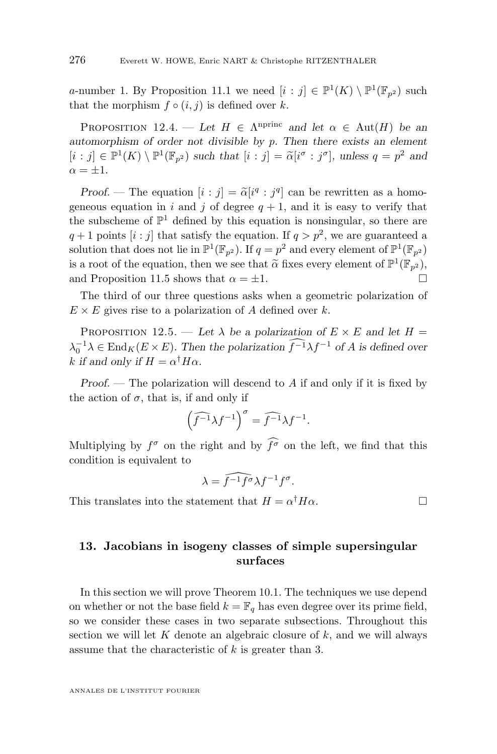$a$-number 1. By Proposition 11.1 we need $[i : j] \in \mathbb{P}^1(K) \setminus \mathbb{P}^1(\mathbb{F}_{p^2})$ such that the morphism $f \circ (i, j)$ is defined over $k$.

Proposition 12.4. — *Let $H \in \Lambda^{\mathrm{nprinc}}$ and let $\alpha \in \mathrm{Aut}(H)$ be an automorphism of order not divisible by $p$. Then there exists an element $[i : j] \in \mathbb{P}^1(K) \setminus \mathbb{P}^1(\mathbb{F}_{p^2})$ such that $[i : j] = \widetilde{\alpha}[i^\sigma : j^\sigma]$, unless $q = p^2$ and $\alpha = \pm 1$.*

*Proof.* — The equation $[i : j] = \widetilde{\alpha}[i^q : j^q]$ can be rewritten as a homogeneous equation in $i$ and $j$ of degree $q + 1$, and it is easy to verify that the subscheme of $\mathbb{P}^1$ defined by this equation is nonsingular, so there are $q+1$ points $[i : j]$ that satisfy the equation. If $q > p^2$, we are guaranteed a solution that does not lie in $\mathbb{P}^1(\mathbb{F}_{p^2})$. If $q = p^2$ and every element of $\mathbb{P}^1(\mathbb{F}_{p^2})$ is a root of the equation, then we see that $\widetilde{\alpha}$ fixes every element of $\mathbb{P}^1(\mathbb{F}_{p^2})$, and Proposition 11.5 shows that $\alpha = \pm 1$. □

The third of our three questions asks when a geometric polarization of $E \times E$ gives rise to a polarization of $A$ defined over $k$.

Proposition 12.5. — *Let $\lambda$ be a polarization of $E \times E$ and let $H = \lambda_0^{-1}\lambda \in \mathrm{End}_K(E \times E)$. Then the polarization $\widehat{f^{-1}}\lambda f^{-1}$ of $A$ is defined over $k$ if and only if $H = \alpha^\dagger H \alpha$.*

*Proof.* — The polarization will descend to $A$ if and only if it is fixed by the action of $\sigma$, that is, if and only if

$$\left(\widehat{f^{-1}}\lambda f^{-1}\right)^\sigma = \widehat{f^{-1}}\lambda f^{-1}.$$

Multiplying by $f^\sigma$ on the right and by $\widehat{f^\sigma}$ on the left, we find that this condition is equivalent to

$$\lambda = \widehat{f^{-1}f^\sigma}\lambda f^{-1}f^\sigma.$$

This translates into the statement that $H = \alpha^\dagger H \alpha$. □

## 13. Jacobians in isogeny classes of simple supersingular surfaces

In this section we will prove Theorem 10.1. The techniques we use depend on whether or not the base field $k = \mathbb{F}_q$ has even degree over its prime field, so we consider these cases in two separate subsections. Throughout this section we will let $K$ denote an algebraic closure of $k$, and we will always assume that the characteristic of $k$ is greater than 3.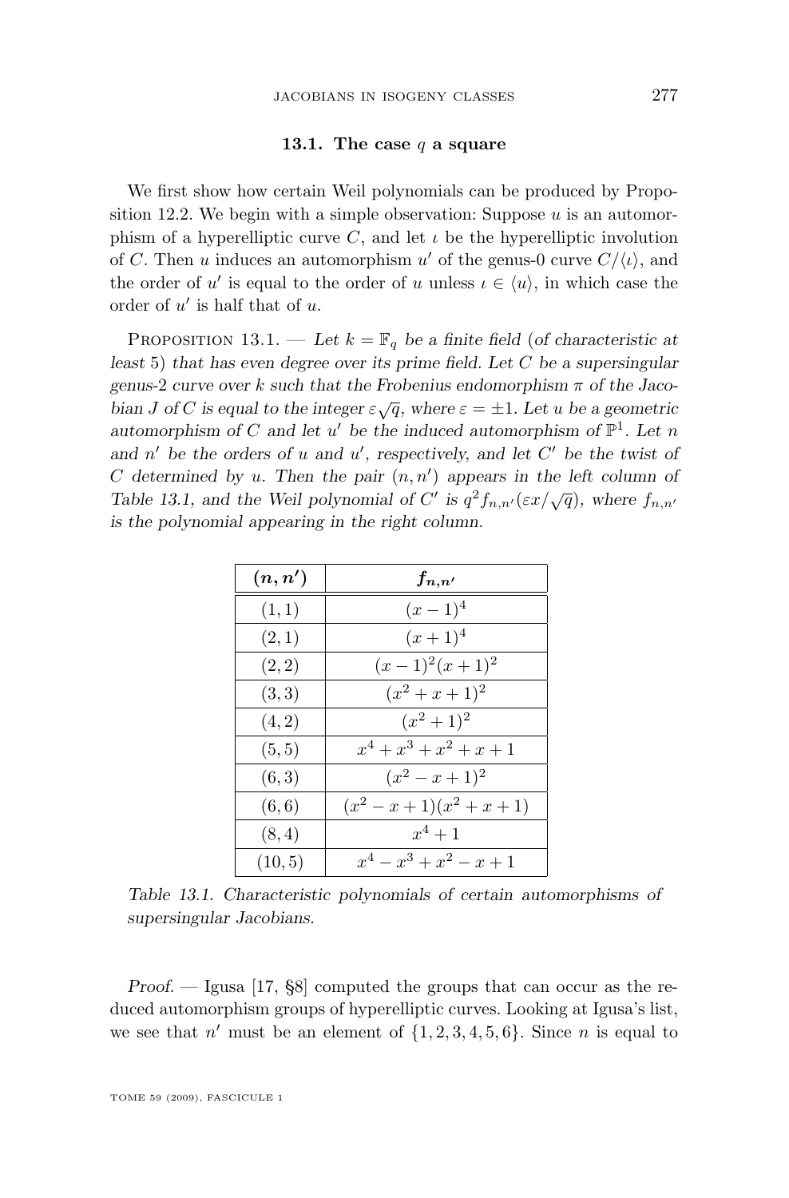### 13.1. The case $q$ a square

We first show how certain Weil polynomials can be produced by Proposition 12.2. We begin with a simple observation: Suppose $u$ is an automorphism of a hyperelliptic curve $C$, and let $\iota$ be the hyperelliptic involution of $C$. Then $u$ induces an automorphism $u'$ of the genus-0 curve $C/\langle\iota\rangle$, and the order of $u'$ is equal to the order of $u$ unless $\iota \in \langle u\rangle$, in which case the order of $u'$ is half that of $u$.

Proposition 13.1. — *Let $k = \mathbb{F}_q$ be a finite field (of characteristic at least 5) that has even degree over its prime field. Let $C$ be a supersingular genus-2 curve over $k$ such that the Frobenius endomorphism $\pi$ of the Jacobian $J$ of $C$ is equal to the integer $\varepsilon\sqrt{q}$, where $\varepsilon = \pm 1$. Let $u$ be a geometric automorphism of $C$ and let $u'$ be the induced automorphism of $\mathbb{P}^1$. Let $n$ and $n'$ be the orders of $u$ and $u'$, respectively, and let $C'$ be the twist of $C$ determined by $u$. Then the pair $(n, n')$ appears in the left column of Table 13.1, and the Weil polynomial of $C'$ is $q^2 f_{n,n'}(\varepsilon x/\sqrt{q})$, where $f_{n,n'}$ is the polynomial appearing in the right column.*

| $(n, n')$ | $f_{n,n'}$ |
|---|---|
| $(1, 1)$ | $(x-1)^4$ |
| $(2, 1)$ | $(x+1)^4$ |
| $(2, 2)$ | $(x-1)^2(x+1)^2$ |
| $(3, 3)$ | $(x^2+x+1)^2$ |
| $(4, 2)$ | $(x^2+1)^2$ |
| $(5, 5)$ | $x^4+x^3+x^2+x+1$ |
| $(6, 3)$ | $(x^2-x+1)^2$ |
| $(6, 6)$ | $(x^2-x+1)(x^2+x+1)$ |
| $(8, 4)$ | $x^4+1$ |
| $(10, 5)$ | $x^4-x^3+x^2-x+1$ |

*Table 13.1. Characteristic polynomials of certain automorphisms of supersingular Jacobians.*

*Proof.* — Igusa [17, §8] computed the groups that can occur as the reduced automorphism groups of hyperelliptic curves. Looking at Igusa's list, we see that $n'$ must be an element of $\{1, 2, 3, 4, 5, 6\}$. Since $n$ is equal to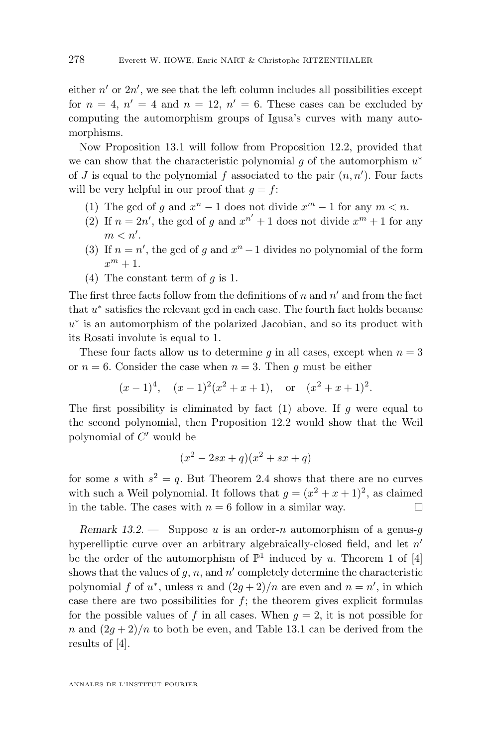either $n'$ or $2n'$, we see that the left column includes all possibilities except for $n = 4$, $n' = 4$ and $n = 12$, $n' = 6$. These cases can be excluded by computing the automorphism groups of Igusa's curves with many automorphisms.

Now Proposition 13.1 will follow from Proposition 12.2, provided that we can show that the characteristic polynomial $g$ of the automorphism $u^*$ of $J$ is equal to the polynomial $f$ associated to the pair $(n, n')$. Four facts will be very helpful in our proof that $g = f$:

1. The gcd of $g$ and $x^n - 1$ does not divide $x^m - 1$ for any $m < n$.
2. If $n = 2n'$, the gcd of $g$ and $x^{n'} + 1$ does not divide $x^m + 1$ for any $m < n'$.
3. If $n = n'$, the gcd of $g$ and $x^n - 1$ divides no polynomial of the form $x^m + 1$.
4. The constant term of $g$ is 1.

The first three facts follow from the definitions of $n$ and $n'$ and from the fact that $u^*$ satisfies the relevant gcd in each case. The fourth fact holds because $u^*$ is an automorphism of the polarized Jacobian, and so its product with its Rosati involute is equal to 1.

These four facts allow us to determine $g$ in all cases, except when $n = 3$ or $n = 6$. Consider the case when $n = 3$. Then $g$ must be either

$$(x-1)^4, \quad (x-1)^2(x^2+x+1), \quad \text{or} \quad (x^2+x+1)^2.$$

The first possibility is eliminated by fact (1) above. If $g$ were equal to the second polynomial, then Proposition 12.2 would show that the Weil polynomial of $C'$ would be

$$(x^2 - 2sx + q)(x^2 + sx + q)$$

for some $s$ with $s^2 = q$. But Theorem 2.4 shows that there are no curves with such a Weil polynomial. It follows that $g = (x^2 + x + 1)^2$, as claimed in the table. The cases with $n = 6$ follow in a similar way. □

*Remark 13.2.* — Suppose $u$ is an order-$n$ automorphism of a genus-$g$ hyperelliptic curve over an arbitrary algebraically-closed field, and let $n'$ be the order of the automorphism of $\mathbb{P}^1$ induced by $u$. Theorem 1 of [4] shows that the values of $g$, $n$, and $n'$ completely determine the characteristic polynomial $f$ of $u^*$, unless $n$ and $(2g+2)/n$ are even and $n = n'$, in which case there are two possibilities for $f$; the theorem gives explicit formulas for the possible values of $f$ in all cases. When $g = 2$, it is not possible for $n$ and $(2g+2)/n$ to both be even, and Table 13.1 can be derived from the results of [4].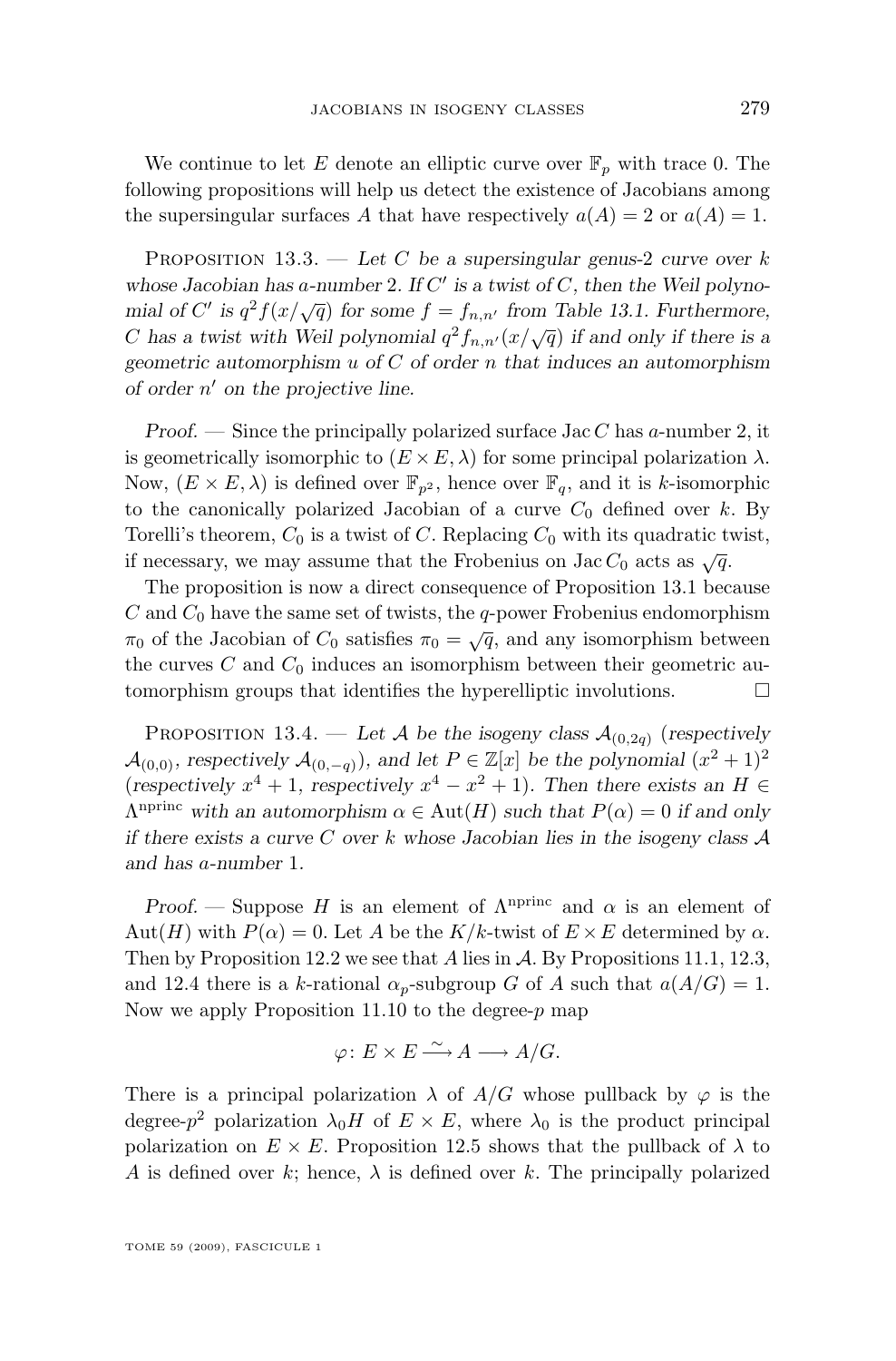We continue to let $E$ denote an elliptic curve over $\mathbb{F}_p$ with trace 0. The following propositions will help us detect the existence of Jacobians among the supersingular surfaces $A$ that have respectively $a(A) = 2$ or $a(A) = 1$.

Proposition 13.3. — *Let $C$ be a supersingular genus-2 curve over $k$ whose Jacobian has a-number 2. If $C'$ is a twist of $C$, then the Weil polynomial of $C'$ is $q^2 f(x/\sqrt{q})$ for some $f = f_{n,n'}$ from Table 13.1. Furthermore, $C$ has a twist with Weil polynomial $q^2 f_{n,n'}(x/\sqrt{q})$ if and only if there is a geometric automorphism $u$ of $C$ of order $n$ that induces an automorphism of order $n'$ on the projective line.*

*Proof.* — Since the principally polarized surface $\operatorname{Jac} C$ has $a$-number 2, it is geometrically isomorphic to $(E \times E, \lambda)$ for some principal polarization $\lambda$. Now, $(E \times E, \lambda)$ is defined over $\mathbb{F}_{p^2}$, hence over $\mathbb{F}_q$, and it is $k$-isomorphic to the canonically polarized Jacobian of a curve $C_0$ defined over $k$. By Torelli's theorem, $C_0$ is a twist of $C$. Replacing $C_0$ with its quadratic twist, if necessary, we may assume that the Frobenius on $\operatorname{Jac} C_0$ acts as $\sqrt{q}$.

The proposition is now a direct consequence of Proposition 13.1 because $C$ and $C_0$ have the same set of twists, the $q$-power Frobenius endomorphism $\pi_0$ of the Jacobian of $C_0$ satisfies $\pi_0 = \sqrt{q}$, and any isomorphism between the curves $C$ and $C_0$ induces an isomorphism between their geometric automorphism groups that identifies the hyperelliptic involutions. $\square$

Proposition 13.4. — *Let $\mathcal{A}$ be the isogeny class $\mathcal{A}_{(0,2q)}$ (respectively $\mathcal{A}_{(0,0)}$, respectively $\mathcal{A}_{(0,-q)}$), and let $P \in \mathbb{Z}[x]$ be the polynomial $(x^2+1)^2$ (respectively $x^4+1$, respectively $x^4 - x^2 + 1$). Then there exists an $H \in \Lambda^{\mathrm{nprinc}}$ with an automorphism $\alpha \in \operatorname{Aut}(H)$ such that $P(\alpha) = 0$ if and only if there exists a curve $C$ over $k$ whose Jacobian lies in the isogeny class $\mathcal{A}$ and has a-number 1.*

*Proof.* — Suppose $H$ is an element of $\Lambda^{\mathrm{nprinc}}$ and $\alpha$ is an element of $\operatorname{Aut}(H)$ with $P(\alpha) = 0$. Let $A$ be the $K/k$-twist of $E \times E$ determined by $\alpha$. Then by Proposition 12.2 we see that $A$ lies in $\mathcal{A}$. By Propositions 11.1, 12.3, and 12.4 there is a $k$-rational $\alpha_p$-subgroup $G$ of $A$ such that $a(A/G) = 1$. Now we apply Proposition 11.10 to the degree-$p$ map

$$\varphi \colon E \times E \xrightarrow{\sim} A \longrightarrow A/G.$$

There is a principal polarization $\lambda$ of $A/G$ whose pullback by $\varphi$ is the degree-$p^2$ polarization $\lambda_0 H$ of $E \times E$, where $\lambda_0$ is the product principal polarization on $E \times E$. Proposition 12.5 shows that the pullback of $\lambda$ to $A$ is defined over $k$; hence, $\lambda$ is defined over $k$. The principally polarized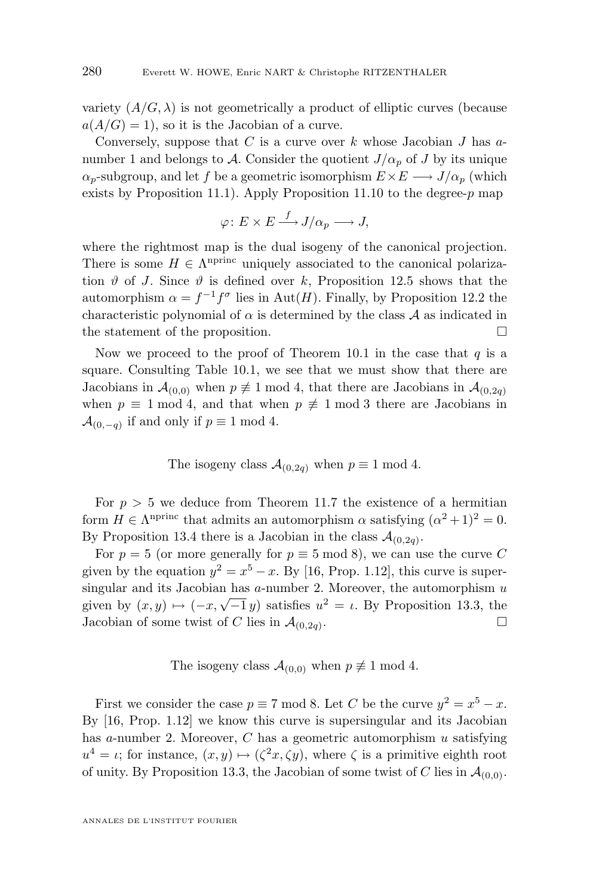variety $(A/G, \lambda)$ is not geometrically a product of elliptic curves (because $a(A/G) = 1$), so it is the Jacobian of a curve.

Conversely, suppose that $C$ is a curve over $k$ whose Jacobian $J$ has $a$-number 1 and belongs to $\mathcal{A}$. Consider the quotient $J/\alpha_p$ of $J$ by its unique $\alpha_p$-subgroup, and let $f$ be a geometric isomorphism $E \times E \longrightarrow J/\alpha_p$ (which exists by Proposition 11.1). Apply Proposition 11.10 to the degree-$p$ map

$$\varphi\colon E \times E \xrightarrow{f} J/\alpha_p \longrightarrow J,$$

where the rightmost map is the dual isogeny of the canonical projection. There is some $H \in \Lambda^{\mathrm{nprinc}}$ uniquely associated to the canonical polarization $\vartheta$ of $J$. Since $\vartheta$ is defined over $k$, Proposition 12.5 shows that the automorphism $\alpha = f^{-1} f^{\sigma}$ lies in $\mathrm{Aut}(H)$. Finally, by Proposition 12.2 the characteristic polynomial of $\alpha$ is determined by the class $\mathcal{A}$ as indicated in the statement of the proposition. $\square$

Now we proceed to the proof of Theorem 10.1 in the case that $q$ is a square. Consulting Table 10.1, we see that we must show that there are Jacobians in $\mathcal{A}_{(0,0)}$ when $p \not\equiv 1 \bmod 4$, that there are Jacobians in $\mathcal{A}_{(0,2q)}$ when $p \equiv 1 \bmod 4$, and that when $p \not\equiv 1 \bmod 3$ there are Jacobians in $\mathcal{A}_{(0,-q)}$ if and only if $p \equiv 1 \bmod 4$.

The isogeny class $\mathcal{A}_{(0,2q)}$ when $p \equiv 1 \bmod 4$.

For $p > 5$ we deduce from Theorem 11.7 the existence of a hermitian form $H \in \Lambda^{\mathrm{nprinc}}$ that admits an automorphism $\alpha$ satisfying $(\alpha^2 + 1)^2 = 0$. By Proposition 13.4 there is a Jacobian in the class $\mathcal{A}_{(0,2q)}$.

For $p = 5$ (or more generally for $p \equiv 5 \bmod 8$), we can use the curve $C$ given by the equation $y^2 = x^5 - x$. By [16, Prop. 1.12], this curve is supersingular and its Jacobian has $a$-number 2. Moreover, the automorphism $u$ given by $(x, y) \mapsto (-x, \sqrt{-1}\, y)$ satisfies $u^2 = \iota$. By Proposition 13.3, the Jacobian of some twist of $C$ lies in $\mathcal{A}_{(0,2q)}$. $\square$

The isogeny class $\mathcal{A}_{(0,0)}$ when $p \not\equiv 1 \bmod 4$.

First we consider the case $p \equiv 7 \bmod 8$. Let $C$ be the curve $y^2 = x^5 - x$. By [16, Prop. 1.12] we know this curve is supersingular and its Jacobian has $a$-number 2. Moreover, $C$ has a geometric automorphism $u$ satisfying $u^4 = \iota$; for instance, $(x, y) \mapsto (\zeta^2 x, \zeta y)$, where $\zeta$ is a primitive eighth root of unity. By Proposition 13.3, the Jacobian of some twist of $C$ lies in $\mathcal{A}_{(0,0)}$.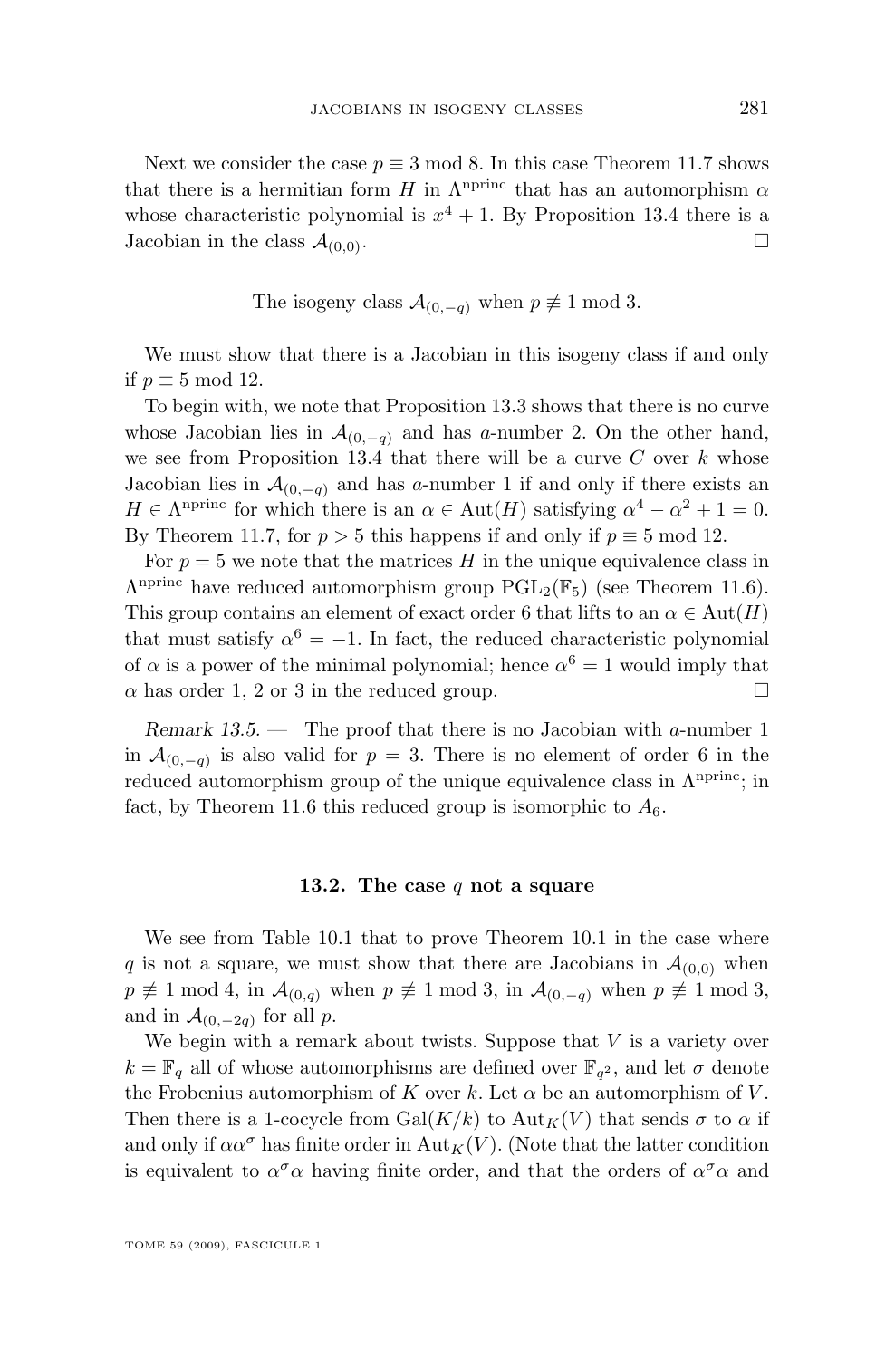Next we consider the case $p \equiv 3 \bmod 8$. In this case Theorem 11.7 shows that there is a hermitian form $H$ in $\Lambda^{\text{nprinc}}$ that has an automorphism $\alpha$ whose characteristic polynomial is $x^4 + 1$. By Proposition 13.4 there is a Jacobian in the class $\mathcal{A}_{(0,0)}$. □

The isogeny class $\mathcal{A}_{(0,-q)}$ when $p \not\equiv 1 \bmod 3$.

We must show that there is a Jacobian in this isogeny class if and only if $p \equiv 5 \bmod 12$.

To begin with, we note that Proposition 13.3 shows that there is no curve whose Jacobian lies in $\mathcal{A}_{(0,-q)}$ and has $a$-number 2. On the other hand, we see from Proposition 13.4 that there will be a curve $C$ over $k$ whose Jacobian lies in $\mathcal{A}_{(0,-q)}$ and has $a$-number 1 if and only if there exists an $H \in \Lambda^{\text{nprinc}}$ for which there is an $\alpha \in \operatorname{Aut}(H)$ satisfying $\alpha^4 - \alpha^2 + 1 = 0$. By Theorem 11.7, for $p > 5$ this happens if and only if $p \equiv 5 \bmod 12$.

For $p = 5$ we note that the matrices $H$ in the unique equivalence class in $\Lambda^{\text{nprinc}}$ have reduced automorphism group $\mathrm{PGL}_2(\mathbb{F}_5)$ (see Theorem 11.6). This group contains an element of exact order 6 that lifts to an $\alpha \in \operatorname{Aut}(H)$ that must satisfy $\alpha^6 = -1$. In fact, the reduced characteristic polynomial of $\alpha$ is a power of the minimal polynomial; hence $\alpha^6 = 1$ would imply that $\alpha$ has order 1, 2 or 3 in the reduced group. □

*Remark 13.5.* — The proof that there is no Jacobian with $a$-number 1 in $\mathcal{A}_{(0,-q)}$ is also valid for $p = 3$. There is no element of order 6 in the reduced automorphism group of the unique equivalence class in $\Lambda^{\text{nprinc}}$; in fact, by Theorem 11.6 this reduced group is isomorphic to $A_6$.

### 13.2. The case $q$ not a square

We see from Table 10.1 that to prove Theorem 10.1 in the case where $q$ is not a square, we must show that there are Jacobians in $\mathcal{A}_{(0,0)}$ when $p \not\equiv 1 \bmod 4$, in $\mathcal{A}_{(0,q)}$ when $p \not\equiv 1 \bmod 3$, in $\mathcal{A}_{(0,-q)}$ when $p \not\equiv 1 \bmod 3$, and in $\mathcal{A}_{(0,-2q)}$ for all $p$.

We begin with a remark about twists. Suppose that $V$ is a variety over $k = \mathbb{F}_q$ all of whose automorphisms are defined over $\mathbb{F}_{q^2}$, and let $\sigma$ denote the Frobenius automorphism of $K$ over $k$. Let $\alpha$ be an automorphism of $V$. Then there is a 1-cocycle from $\operatorname{Gal}(K/k)$ to $\operatorname{Aut}_K(V)$ that sends $\sigma$ to $\alpha$ if and only if $\alpha\alpha^\sigma$ has finite order in $\operatorname{Aut}_K(V)$. (Note that the latter condition is equivalent to $\alpha^\sigma\alpha$ having finite order, and that the orders of $\alpha^\sigma\alpha$ and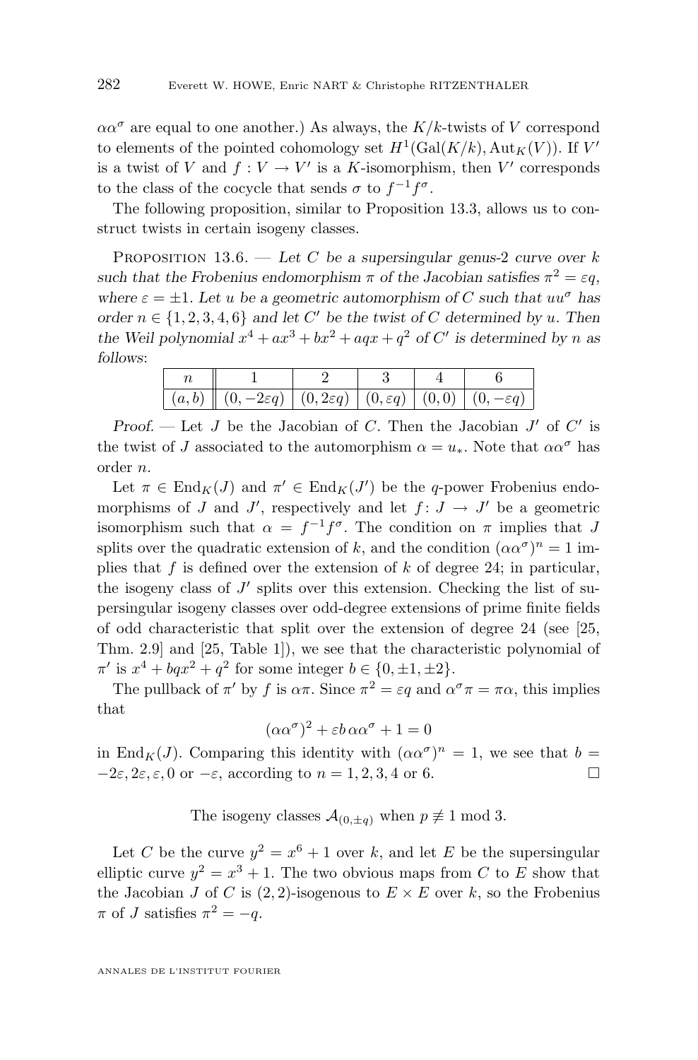$\alpha\alpha^\sigma$ are equal to one another.) As always, the $K/k$-twists of $V$ correspond to elements of the pointed cohomology set $H^1(\mathrm{Gal}(K/k), \mathrm{Aut}_K(V))$. If $V'$ is a twist of $V$ and $f : V \to V'$ is a $K$-isomorphism, then $V'$ corresponds to the class of the cocycle that sends $\sigma$ to $f^{-1}f^\sigma$.

The following proposition, similar to Proposition 13.3, allows us to construct twists in certain isogeny classes.

Proposition 13.6. — *Let $C$ be a supersingular genus-2 curve over $k$ such that the Frobenius endomorphism $\pi$ of the Jacobian satisfies $\pi^2 = \varepsilon q$, where $\varepsilon = \pm 1$. Let $u$ be a geometric automorphism of $C$ such that $uu^\sigma$ has order $n \in \{1, 2, 3, 4, 6\}$ and let $C'$ be the twist of $C$ determined by $u$. Then the Weil polynomial $x^4 + ax^3 + bx^2 + aqx + q^2$ of $C'$ is determined by $n$ as follows*:

| $n$ | 1 | 2 | 3 | 4 | 6 |
|---|---|---|---|---|---|
| $(a, b)$ | $(0, -2\varepsilon q)$ | $(0, 2\varepsilon q)$ | $(0, \varepsilon q)$ | $(0, 0)$ | $(0, -\varepsilon q)$ |

*Proof.* — Let $J$ be the Jacobian of $C$. Then the Jacobian $J'$ of $C'$ is the twist of $J$ associated to the automorphism $\alpha = u_*$. Note that $\alpha\alpha^\sigma$ has order $n$.

Let $\pi \in \mathrm{End}_K(J)$ and $\pi' \in \mathrm{End}_K(J')$ be the $q$-power Frobenius endomorphisms of $J$ and $J'$, respectively and let $f : J \to J'$ be a geometric isomorphism such that $\alpha = f^{-1}f^\sigma$. The condition on $\pi$ implies that $J$ splits over the quadratic extension of $k$, and the condition $(\alpha\alpha^\sigma)^n = 1$ implies that $f$ is defined over the extension of $k$ of degree 24; in particular, the isogeny class of $J'$ splits over this extension. Checking the list of supersingular isogeny classes over odd-degree extensions of prime finite fields of odd characteristic that split over the extension of degree 24 (see [25, Thm. 2.9] and [25, Table 1]), we see that the characteristic polynomial of $\pi'$ is $x^4 + bqx^2 + q^2$ for some integer $b \in \{0, \pm 1, \pm 2\}$.

The pullback of $\pi'$ by $f$ is $\alpha\pi$. Since $\pi^2 = \varepsilon q$ and $\alpha^\sigma \pi = \pi\alpha$, this implies that

$$(\alpha\alpha^\sigma)^2 + \varepsilon b\, \alpha\alpha^\sigma + 1 = 0$$

in $\mathrm{End}_K(J)$. Comparing this identity with $(\alpha\alpha^\sigma)^n = 1$, we see that $b = -2\varepsilon, 2\varepsilon, \varepsilon, 0$ or $-\varepsilon$, according to $n = 1, 2, 3, 4$ or 6. □

The isogeny classes $\mathcal{A}_{(0,\pm q)}$ when $p \not\equiv 1 \bmod 3$.

Let $C$ be the curve $y^2 = x^6 + 1$ over $k$, and let $E$ be the supersingular elliptic curve $y^2 = x^3 + 1$. The two obvious maps from $C$ to $E$ show that the Jacobian $J$ of $C$ is $(2, 2)$-isogenous to $E \times E$ over $k$, so the Frobenius $\pi$ of $J$ satisfies $\pi^2 = -q$.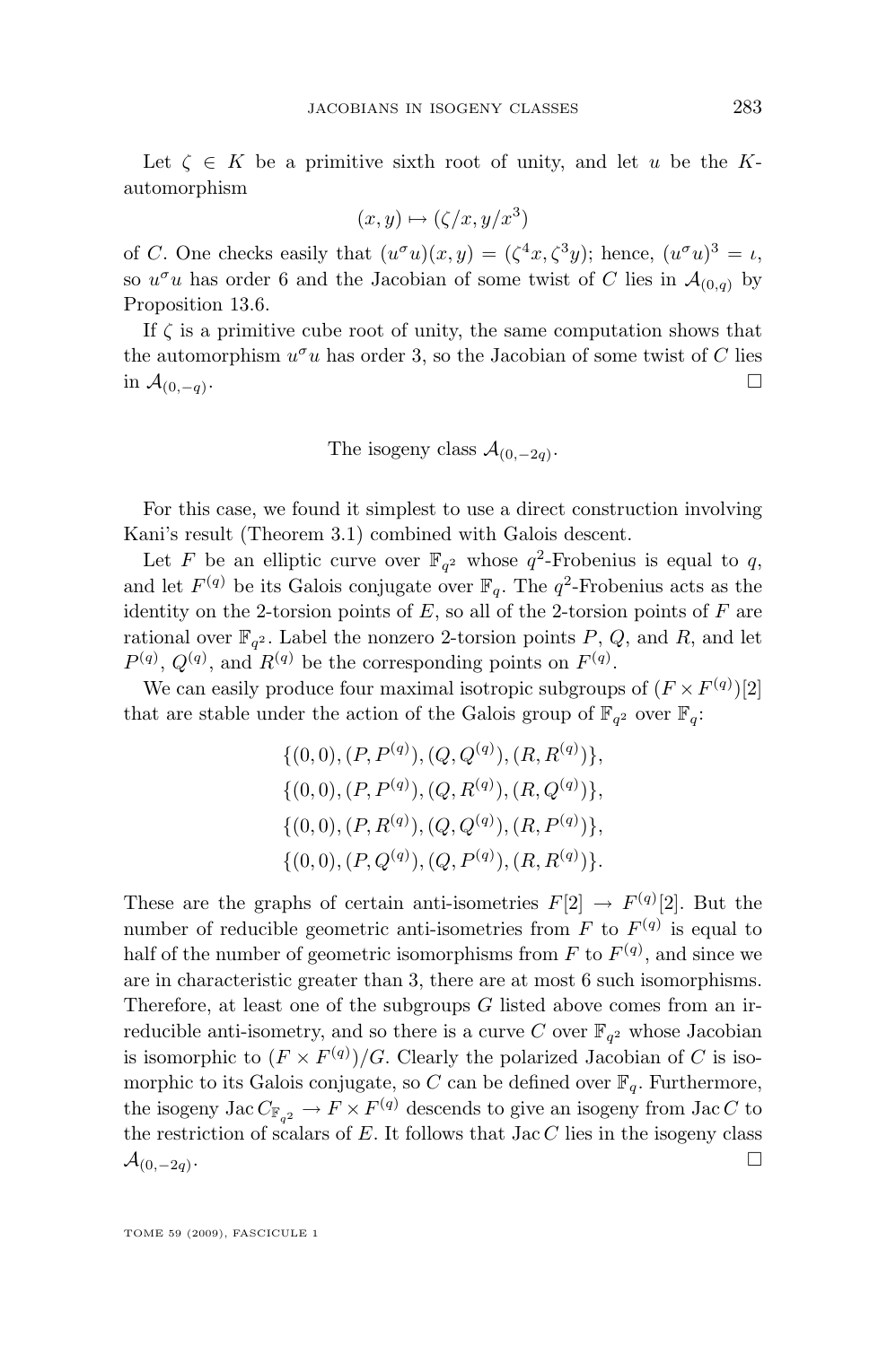Let $\zeta \in K$ be a primitive sixth root of unity, and let $u$ be the $K$-automorphism

$$(x, y) \mapsto (\zeta/x, y/x^3)$$

of $C$. One checks easily that $(u^\sigma u)(x,y) = (\zeta^4 x, \zeta^3 y)$; hence, $(u^\sigma u)^3 = \iota$, so $u^\sigma u$ has order 6 and the Jacobian of some twist of $C$ lies in $\mathcal{A}_{(0,q)}$ by Proposition 13.6.

If $\zeta$ is a primitive cube root of unity, the same computation shows that the automorphism $u^\sigma u$ has order 3, so the Jacobian of some twist of $C$ lies in $\mathcal{A}_{(0,-q)}$. $\square$

The isogeny class $\mathcal{A}_{(0,-2q)}$.

For this case, we found it simplest to use a direct construction involving Kani's result (Theorem 3.1) combined with Galois descent.

Let $F$ be an elliptic curve over $\mathbb{F}_{q^2}$ whose $q^2$-Frobenius is equal to $q$, and let $F^{(q)}$ be its Galois conjugate over $\mathbb{F}_q$. The $q^2$-Frobenius acts as the identity on the 2-torsion points of $E$, so all of the 2-torsion points of $F$ are rational over $\mathbb{F}_{q^2}$. Label the nonzero 2-torsion points $P$, $Q$, and $R$, and let $P^{(q)}$, $Q^{(q)}$, and $R^{(q)}$ be the corresponding points on $F^{(q)}$.

We can easily produce four maximal isotropic subgroups of $(F \times F^{(q)})[2]$ that are stable under the action of the Galois group of $\mathbb{F}_{q^2}$ over $\mathbb{F}_q$:

$$\{(0,0), (P, P^{(q)}), (Q, Q^{(q)}), (R, R^{(q)})\},$$
$$\{(0,0), (P, P^{(q)}), (Q, R^{(q)}), (R, Q^{(q)})\},$$
$$\{(0,0), (P, R^{(q)}), (Q, Q^{(q)}), (R, P^{(q)})\},$$
$$\{(0,0), (P, Q^{(q)}), (Q, P^{(q)}), (R, R^{(q)})\}.$$

These are the graphs of certain anti-isometries $F[2] \to F^{(q)}[2]$. But the number of reducible geometric anti-isometries from $F$ to $F^{(q)}$ is equal to half of the number of geometric isomorphisms from $F$ to $F^{(q)}$, and since we are in characteristic greater than 3, there are at most 6 such isomorphisms. Therefore, at least one of the subgroups $G$ listed above comes from an irreducible anti-isometry, and so there is a curve $C$ over $\mathbb{F}_{q^2}$ whose Jacobian is isomorphic to $(F \times F^{(q)})/G$. Clearly the polarized Jacobian of $C$ is isomorphic to its Galois conjugate, so $C$ can be defined over $\mathbb{F}_q$. Furthermore, the isogeny $\operatorname{Jac} C_{\mathbb{F}_{q^2}} \to F \times F^{(q)}$ descends to give an isogeny from $\operatorname{Jac} C$ to the restriction of scalars of $E$. It follows that $\operatorname{Jac} C$ lies in the isogeny class $\mathcal{A}_{(0,-2q)}$. $\square$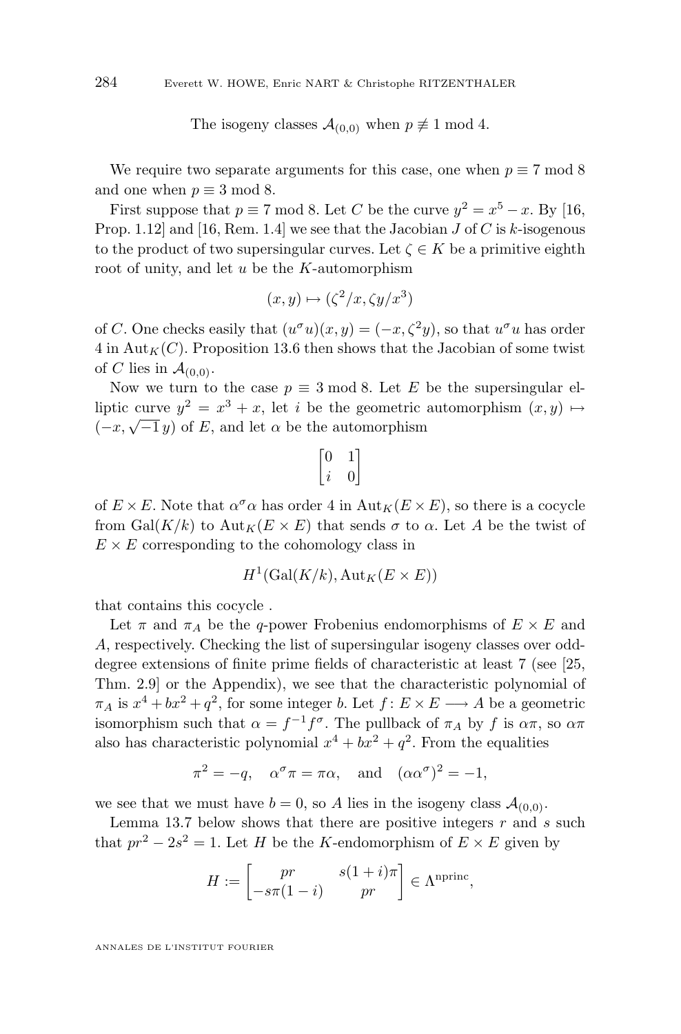The isogeny classes $\mathcal{A}_{(0,0)}$ when $p \not\equiv 1 \bmod 4$.

We require two separate arguments for this case, one when $p \equiv 7 \bmod 8$ and one when $p \equiv 3 \bmod 8$.

First suppose that $p \equiv 7 \bmod 8$. Let $C$ be the curve $y^2 = x^5 - x$. By [16, Prop. 1.12] and [16, Rem. 1.4] we see that the Jacobian $J$ of $C$ is $k$-isogenous to the product of two supersingular curves. Let $\zeta \in K$ be a primitive eighth root of unity, and let $u$ be the $K$-automorphism

$$(x, y) \mapsto (\zeta^2/x, \zeta y/x^3)$$

of $C$. One checks easily that $(u^\sigma u)(x, y) = (-x, \zeta^2 y)$, so that $u^\sigma u$ has order 4 in $\mathrm{Aut}_K(C)$. Proposition 13.6 then shows that the Jacobian of some twist of $C$ lies in $\mathcal{A}_{(0,0)}$.

Now we turn to the case $p \equiv 3 \bmod 8$. Let $E$ be the supersingular elliptic curve $y^2 = x^3 + x$, let $i$ be the geometric automorphism $(x, y) \mapsto (-x, \sqrt{-1}\, y)$ of $E$, and let $\alpha$ be the automorphism

$$\begin{bmatrix} 0 & 1 \\ i & 0 \end{bmatrix}$$

of $E \times E$. Note that $\alpha^\sigma \alpha$ has order 4 in $\mathrm{Aut}_K(E \times E)$, so there is a cocycle from $\mathrm{Gal}(K/k)$ to $\mathrm{Aut}_K(E \times E)$ that sends $\sigma$ to $\alpha$. Let $A$ be the twist of $E \times E$ corresponding to the cohomology class in

$$H^1(\mathrm{Gal}(K/k), \mathrm{Aut}_K(E \times E))$$

that contains this cocycle .

Let $\pi$ and $\pi_A$ be the $q$-power Frobenius endomorphisms of $E \times E$ and $A$, respectively. Checking the list of supersingular isogeny classes over odd-degree extensions of finite prime fields of characteristic at least 7 (see [25, Thm. 2.9] or the Appendix), we see that the characteristic polynomial of $\pi_A$ is $x^4 + bx^2 + q^2$, for some integer $b$. Let $f\colon E \times E \longrightarrow A$ be a geometric isomorphism such that $\alpha = f^{-1} f^\sigma$. The pullback of $\pi_A$ by $f$ is $\alpha\pi$, so $\alpha\pi$ also has characteristic polynomial $x^4 + bx^2 + q^2$. From the equalities

$$\pi^2 = -q, \quad \alpha^\sigma \pi = \pi\alpha, \quad \text{and} \quad (\alpha\alpha^\sigma)^2 = -1,$$

we see that we must have $b = 0$, so $A$ lies in the isogeny class $\mathcal{A}_{(0,0)}$.

Lemma 13.7 below shows that there are positive integers $r$ and $s$ such that $pr^2 - 2s^2 = 1$. Let $H$ be the $K$-endomorphism of $E \times E$ given by

$$H := \begin{bmatrix} pr & s(1+i)\pi \\ -s\pi(1-i) & pr \end{bmatrix} \in \Lambda^{\mathrm{nprinc}},$$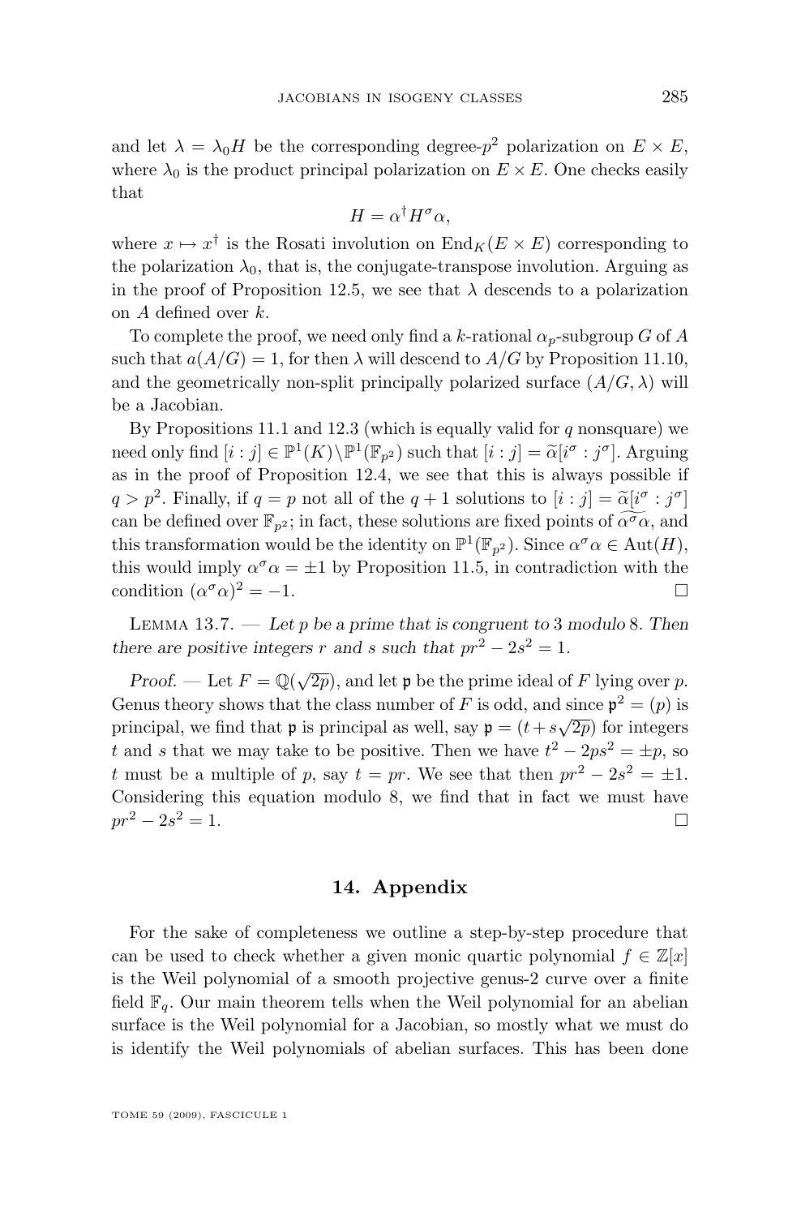and let $\lambda = \lambda_0 H$ be the corresponding degree-$p^2$ polarization on $E \times E$, where $\lambda_0$ is the product principal polarization on $E \times E$. One checks easily that

$$H = \alpha^\dagger H^\sigma \alpha,$$

where $x \mapsto x^\dagger$ is the Rosati involution on $\mathrm{End}_K(E \times E)$ corresponding to the polarization $\lambda_0$, that is, the conjugate-transpose involution. Arguing as in the proof of Proposition 12.5, we see that $\lambda$ descends to a polarization on $A$ defined over $k$.

To complete the proof, we need only find a $k$-rational $\alpha_p$-subgroup $G$ of $A$ such that $a(A/G) = 1$, for then $\lambda$ will descend to $A/G$ by Proposition 11.10, and the geometrically non-split principally polarized surface $(A/G, \lambda)$ will be a Jacobian.

By Propositions 11.1 and 12.3 (which is equally valid for $q$ nonsquare) we need only find $[i : j] \in \mathbb{P}^1(K) \setminus \mathbb{P}^1(\mathbb{F}_{p^2})$ such that $[i : j] = \widetilde{\alpha}[i^\sigma : j^\sigma]$. Arguing as in the proof of Proposition 12.4, we see that this is always possible if $q > p^2$. Finally, if $q = p$ not all of the $q + 1$ solutions to $[i : j] = \widetilde{\alpha}[i^\sigma : j^\sigma]$ can be defined over $\mathbb{F}_{p^2}$; in fact, these solutions are fixed points of $\widetilde{\alpha^\sigma \alpha}$, and this transformation would be the identity on $\mathbb{P}^1(\mathbb{F}_{p^2})$. Since $\alpha^\sigma \alpha \in \mathrm{Aut}(H)$, this would imply $\alpha^\sigma \alpha = \pm 1$ by Proposition 11.5, in contradiction with the condition $(\alpha^\sigma \alpha)^2 = -1$. $\square$

Lemma 13.7. — *Let $p$ be a prime that is congruent to* 3 *modulo* 8*. Then there are positive integers $r$ and $s$ such that $pr^2 - 2s^2 = 1$.*

*Proof.* — Let $F = \mathbb{Q}(\sqrt{2p})$, and let $\mathfrak{p}$ be the prime ideal of $F$ lying over $p$. Genus theory shows that the class number of $F$ is odd, and since $\mathfrak{p}^2 = (p)$ is principal, we find that $\mathfrak{p}$ is principal as well, say $\mathfrak{p} = (t + s\sqrt{2p})$ for integers $t$ and $s$ that we may take to be positive. Then we have $t^2 - 2ps^2 = \pm p$, so $t$ must be a multiple of $p$, say $t = pr$. We see that then $pr^2 - 2s^2 = \pm 1$. Considering this equation modulo 8, we find that in fact we must have $pr^2 - 2s^2 = 1$. $\square$

## 14. Appendix

For the sake of completeness we outline a step-by-step procedure that can be used to check whether a given monic quartic polynomial $f \in \mathbb{Z}[x]$ is the Weil polynomial of a smooth projective genus-2 curve over a finite field $\mathbb{F}_q$. Our main theorem tells when the Weil polynomial for an abelian surface is the Weil polynomial for a Jacobian, so mostly what we must do is identify the Weil polynomials of abelian surfaces. This has been done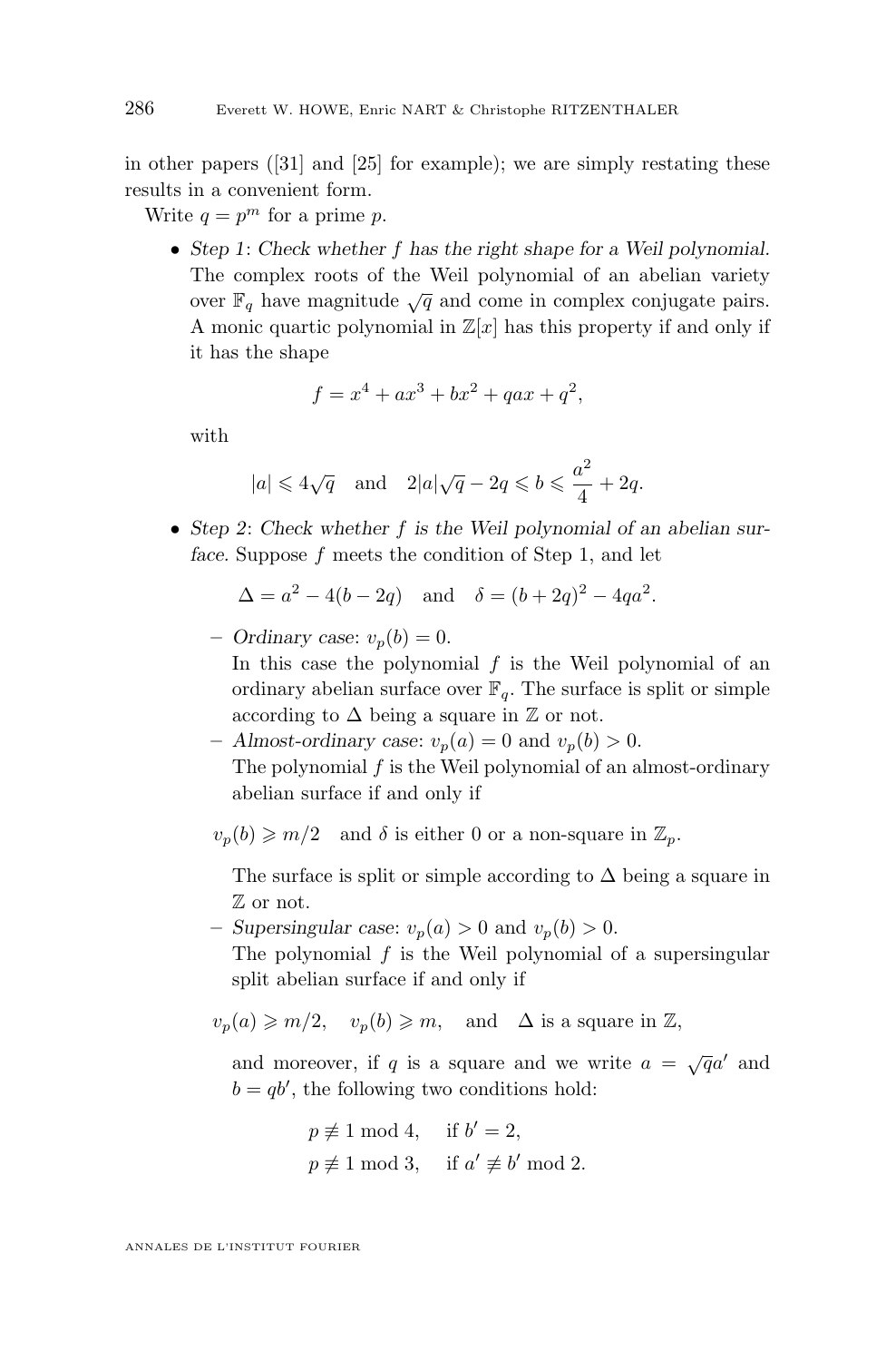in other papers ([31] and [25] for example); we are simply restating these results in a convenient form.

Write $q = p^m$ for a prime $p$.

- *Step 1*: *Check whether $f$ has the right shape for a Weil polynomial.* The complex roots of the Weil polynomial of an abelian variety over $\mathbb{F}_q$ have magnitude $\sqrt{q}$ and come in complex conjugate pairs. A monic quartic polynomial in $\mathbb{Z}[x]$ has this property if and only if it has the shape

$$f = x^4 + ax^3 + bx^2 + qax + q^2,$$

with

$$|a| \leqslant 4\sqrt{q} \quad \text{and} \quad 2|a|\sqrt{q} - 2q \leqslant b \leqslant \frac{a^2}{4} + 2q.$$

- *Step 2*: *Check whether $f$ is the Weil polynomial of an abelian surface.* Suppose $f$ meets the condition of Step 1, and let

$$\Delta = a^2 - 4(b - 2q) \quad \text{and} \quad \delta = (b + 2q)^2 - 4qa^2.$$

  - *Ordinary case*: $v_p(b) = 0$.
    In this case the polynomial $f$ is the Weil polynomial of an ordinary abelian surface over $\mathbb{F}_q$. The surface is split or simple according to $\Delta$ being a square in $\mathbb{Z}$ or not.
  - *Almost-ordinary case*: $v_p(a) = 0$ and $v_p(b) > 0$.
    The polynomial $f$ is the Weil polynomial of an almost-ordinary abelian surface if and only if

$$v_p(b) \geqslant m/2 \quad \text{and } \delta \text{ is either 0 or a non-square in } \mathbb{Z}_p.$$

    The surface is split or simple according to $\Delta$ being a square in $\mathbb{Z}$ or not.
  - *Supersingular case*: $v_p(a) > 0$ and $v_p(b) > 0$.
    The polynomial $f$ is the Weil polynomial of a supersingular split abelian surface if and only if

$$v_p(a) \geqslant m/2, \quad v_p(b) \geqslant m, \quad \text{and} \quad \Delta \text{ is a square in } \mathbb{Z},$$

    and moreover, if $q$ is a square and we write $a = \sqrt{q}a'$ and $b = qb'$, the following two conditions hold:

$$p \not\equiv 1 \bmod 4, \quad \text{if } b' = 2,$$
$$p \not\equiv 1 \bmod 3, \quad \text{if } a' \not\equiv b' \bmod 2.$$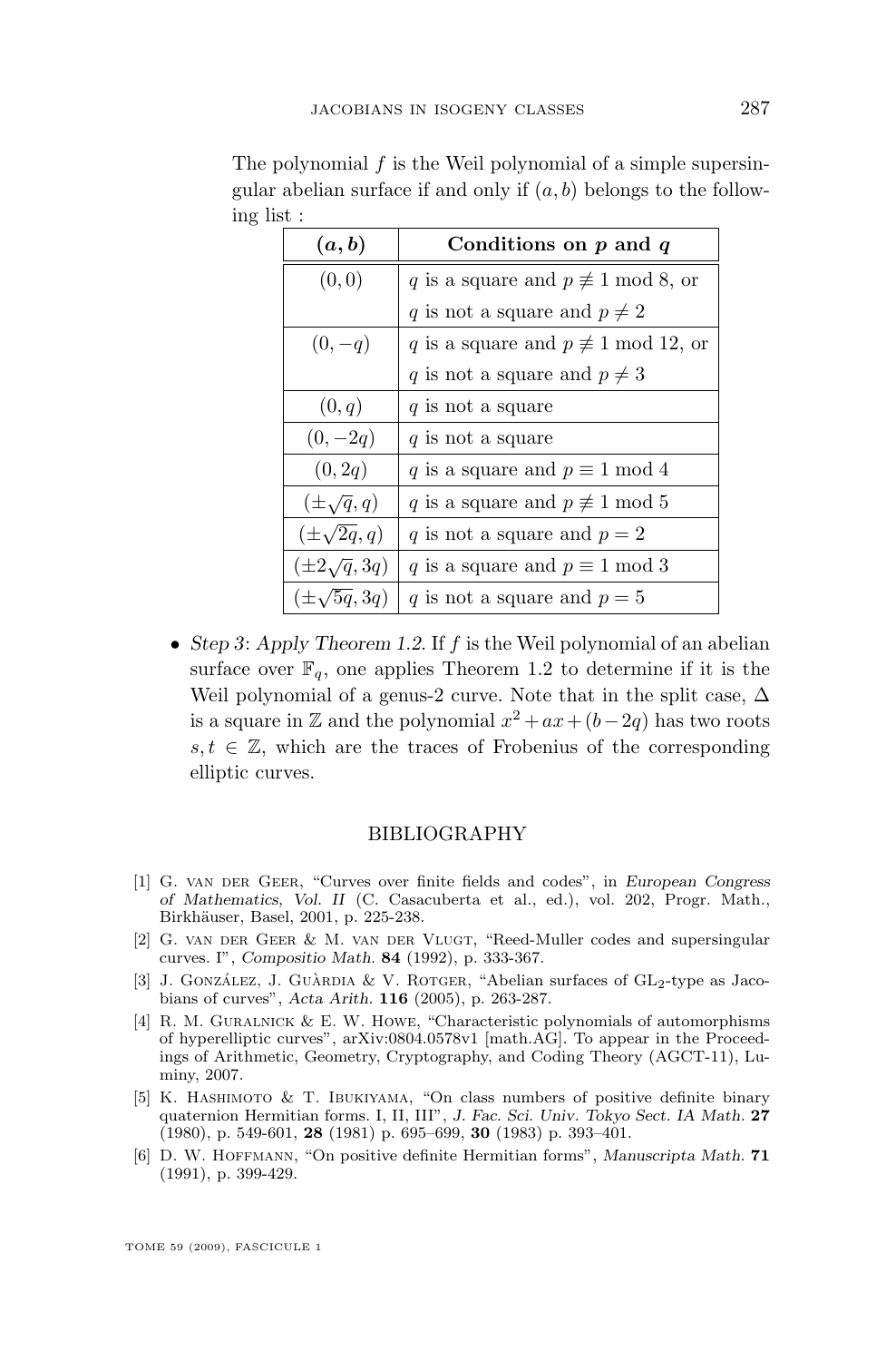The polynomial $f$ is the Weil polynomial of a simple supersingular abelian surface if and only if $(a, b)$ belongs to the following list :

| $(a, b)$ | Conditions on $p$ and $q$ |
|---|---|
| $(0, 0)$ | $q$ is a square and $p \not\equiv 1 \bmod 8$, or $q$ is not a square and $p \neq 2$ |
| $(0, -q)$ | $q$ is a square and $p \not\equiv 1 \bmod 12$, or $q$ is not a square and $p \neq 3$ |
| $(0, q)$ | $q$ is not a square |
| $(0, -2q)$ | $q$ is not a square |
| $(0, 2q)$ | $q$ is a square and $p \equiv 1 \bmod 4$ |
| $(\pm\sqrt{q}, q)$ | $q$ is a square and $p \not\equiv 1 \bmod 5$ |
| $(\pm\sqrt{2q}, q)$ | $q$ is not a square and $p = 2$ |
| $(\pm 2\sqrt{q}, 3q)$ | $q$ is a square and $p \equiv 1 \bmod 3$ |
| $(\pm\sqrt{5q}, 3q)$ | $q$ is not a square and $p = 5$ |

- *Step 3*: *Apply Theorem 1.2.* If $f$ is the Weil polynomial of an abelian surface over $\mathbb{F}_q$, one applies Theorem 1.2 to determine if it is the Weil polynomial of a genus-2 curve. Note that in the split case, $\Delta$ is a square in $\mathbb{Z}$ and the polynomial $x^2 + ax + (b - 2q)$ has two roots $s, t \in \mathbb{Z}$, which are the traces of Frobenius of the corresponding elliptic curves.

## BIBLIOGRAPHY

[1] G. van der Geer, "Curves over finite fields and codes", in *European Congress of Mathematics, Vol. II* (C. Casacuberta et al., ed.), vol. 202, Progr. Math., Birkhäuser, Basel, 2001, p. 225-238.

[2] G. van der Geer & M. van der Vlugt, "Reed-Muller codes and supersingular curves. I", *Compositio Math.* **84** (1992), p. 333-367.

[3] J. González, J. Guàrdia & V. Rotger, "Abelian surfaces of $\mathrm{GL}_2$-type as Jacobians of curves", *Acta Arith.* **116** (2005), p. 263-287.

[4] R. M. Guralnick & E. W. Howe, "Characteristic polynomials of automorphisms of hyperelliptic curves", arXiv:0804.0578v1 [math.AG]. To appear in the Proceedings of Arithmetic, Geometry, Cryptography, and Coding Theory (AGCT-11), Luminy, 2007.

[5] K. Hashimoto & T. Ibukiyama, "On class numbers of positive definite binary quaternion Hermitian forms. I, II, III", *J. Fac. Sci. Univ. Tokyo Sect. IA Math.* **27** (1980), p. 549-601, **28** (1981) p. 695–699, **30** (1983) p. 393–401.

[6] D. W. Hoffmann, "On positive definite Hermitian forms", *Manuscripta Math.* **71** (1991), p. 399-429.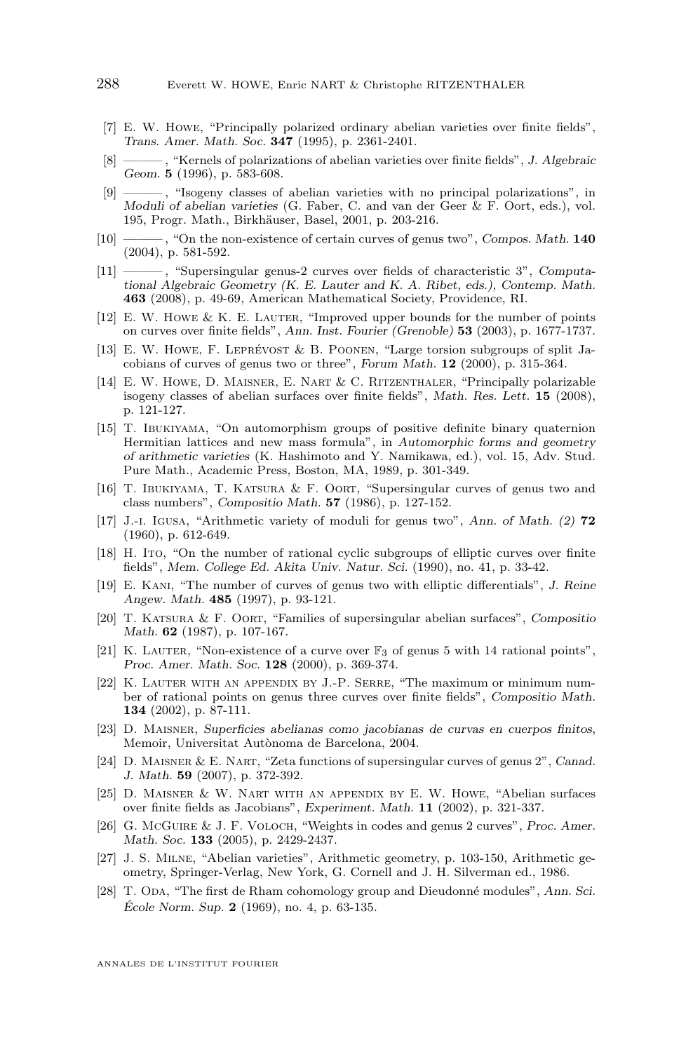[7] E. W. Howe, "Principally polarized ordinary abelian varieties over finite fields", *Trans. Amer. Math. Soc.* **347** (1995), p. 2361-2401.

[8] ———, "Kernels of polarizations of abelian varieties over finite fields", *J. Algebraic Geom.* **5** (1996), p. 583-608.

[9] ———, "Isogeny classes of abelian varieties with no principal polarizations", in *Moduli of abelian varieties* (G. Faber, C. and van der Geer & F. Oort, eds.), vol. 195, Progr. Math., Birkhäuser, Basel, 2001, p. 203-216.

[10] ———, "On the non-existence of certain curves of genus two", *Compos. Math.* **140** (2004), p. 581-592.

[11] ———, "Supersingular genus-2 curves over fields of characteristic 3", *Computational Algebraic Geometry (K. E. Lauter and K. A. Ribet, eds.), Contemp. Math.* **463** (2008), p. 49-69, American Mathematical Society, Providence, RI.

[12] E. W. Howe & K. E. Lauter, "Improved upper bounds for the number of points on curves over finite fields", *Ann. Inst. Fourier (Grenoble)* **53** (2003), p. 1677-1737.

[13] E. W. Howe, F. Leprévost & B. Poonen, "Large torsion subgroups of split Jacobians of curves of genus two or three", *Forum Math.* **12** (2000), p. 315-364.

[14] E. W. Howe, D. Maisner, E. Nart & C. Ritzenthaler, "Principally polarizable isogeny classes of abelian surfaces over finite fields", *Math. Res. Lett.* **15** (2008), p. 121-127.

[15] T. Ibukiyama, "On automorphism groups of positive definite binary quaternion Hermitian lattices and new mass formula", in *Automorphic forms and geometry of arithmetic varieties* (K. Hashimoto and Y. Namikawa, ed.), vol. 15, Adv. Stud. Pure Math., Academic Press, Boston, MA, 1989, p. 301-349.

[16] T. Ibukiyama, T. Katsura & F. Oort, "Supersingular curves of genus two and class numbers", *Compositio Math.* **57** (1986), p. 127-152.

[17] J.-i. Igusa, "Arithmetic variety of moduli for genus two", *Ann. of Math. (2)* **72** (1960), p. 612-649.

[18] H. Ito, "On the number of rational cyclic subgroups of elliptic curves over finite fields", *Mem. College Ed. Akita Univ. Natur. Sci.* (1990), no. 41, p. 33-42.

[19] E. Kani, "The number of curves of genus two with elliptic differentials", *J. Reine Angew. Math.* **485** (1997), p. 93-121.

[20] T. Katsura & F. Oort, "Families of supersingular abelian surfaces", *Compositio Math.* **62** (1987), p. 107-167.

[21] K. Lauter, "Non-existence of a curve over $\mathbb{F}_3$ of genus 5 with 14 rational points", *Proc. Amer. Math. Soc.* **128** (2000), p. 369-374.

[22] K. Lauter with an appendix by J.-P. Serre, "The maximum or minimum number of rational points on genus three curves over finite fields", *Compositio Math.* **134** (2002), p. 87-111.

[23] D. Maisner, *Superficies abelianas como jacobianas de curvas en cuerpos finitos*, Memoir, Universitat Autònoma de Barcelona, 2004.

[24] D. Maisner & E. Nart, "Zeta functions of supersingular curves of genus 2", *Canad. J. Math.* **59** (2007), p. 372-392.

[25] D. Maisner & W. Nart with an appendix by E. W. Howe, "Abelian surfaces over finite fields as Jacobians", *Experiment. Math.* **11** (2002), p. 321-337.

[26] G. McGuire & J. F. Voloch, "Weights in codes and genus 2 curves", *Proc. Amer. Math. Soc.* **133** (2005), p. 2429-2437.

[27] J. S. Milne, "Abelian varieties", Arithmetic geometry, p. 103-150, Arithmetic geometry, Springer-Verlag, New York, G. Cornell and J. H. Silverman ed., 1986.

[28] T. Oda, "The first de Rham cohomology group and Dieudonné modules", *Ann. Sci. École Norm. Sup.* **2** (1969), no. 4, p. 63-135.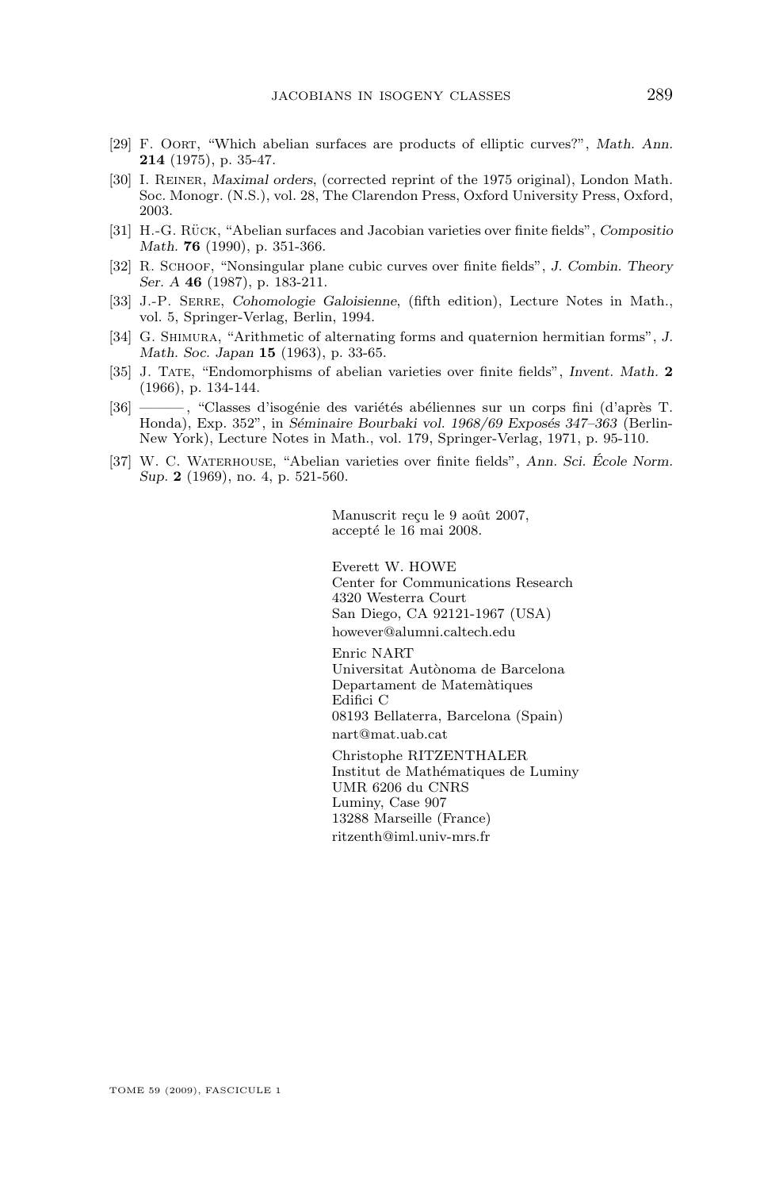[29] F. Oort, "Which abelian surfaces are products of elliptic curves?", *Math. Ann.* **214** (1975), p. 35-47.

[30] I. Reiner, *Maximal orders*, (corrected reprint of the 1975 original), London Math. Soc. Monogr. (N.S.), vol. 28, The Clarendon Press, Oxford University Press, Oxford, 2003.

[31] H.-G. Rück, "Abelian surfaces and Jacobian varieties over finite fields", *Compositio Math.* **76** (1990), p. 351-366.

[32] R. Schoof, "Nonsingular plane cubic curves over finite fields", *J. Combin. Theory Ser. A* **46** (1987), p. 183-211.

[33] J.-P. Serre, *Cohomologie Galoisienne*, (fifth edition), Lecture Notes in Math., vol. 5, Springer-Verlag, Berlin, 1994.

[34] G. Shimura, "Arithmetic of alternating forms and quaternion hermitian forms", *J. Math. Soc. Japan* **15** (1963), p. 33-65.

[35] J. Tate, "Endomorphisms of abelian varieties over finite fields", *Invent. Math.* **2** (1966), p. 134-144.

[36] ———, "Classes d'isogénie des variétés abéliennes sur un corps fini (d'après T. Honda), Exp. 352", in *Séminaire Bourbaki vol. 1968/69 Exposés 347–363* (Berlin-New York), Lecture Notes in Math., vol. 179, Springer-Verlag, 1971, p. 95-110.

[37] W. C. Waterhouse, "Abelian varieties over finite fields", *Ann. Sci. École Norm. Sup.* **2** (1969), no. 4, p. 521-560.

Manuscrit reçu le 9 août 2007,
accepté le 16 mai 2008.

Everett W. HOWE
Center for Communications Research
4320 Westerra Court
San Diego, CA 92121-1967 (USA)
however@alumni.caltech.edu

Enric NART
Universitat Autònoma de Barcelona
Departament de Matemàtiques
Edifici C
08193 Bellaterra, Barcelona (Spain)
nart@mat.uab.cat

Christophe RITZENTHALER
Institut de Mathématiques de Luminy
UMR 6206 du CNRS
Luminy, Case 907
13288 Marseille (France)
ritzenth@iml.univ-mrs.fr